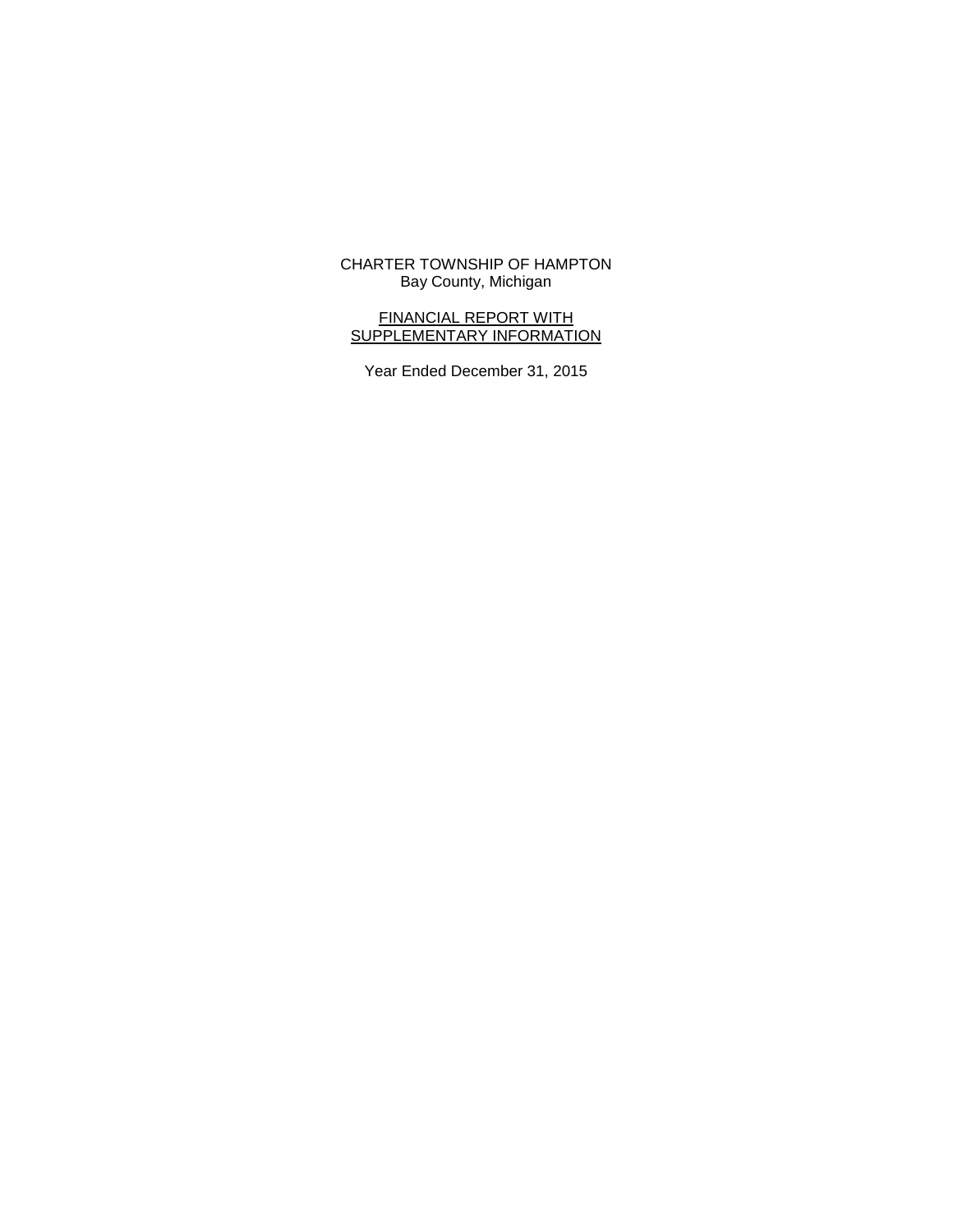# CHARTER TOWNSHIP OF HAMPTON
Bay County, Michigan

## FINANCIAL REPORT WITH SUPPLEMENTARY INFORMATION

Year Ended December 31, 2015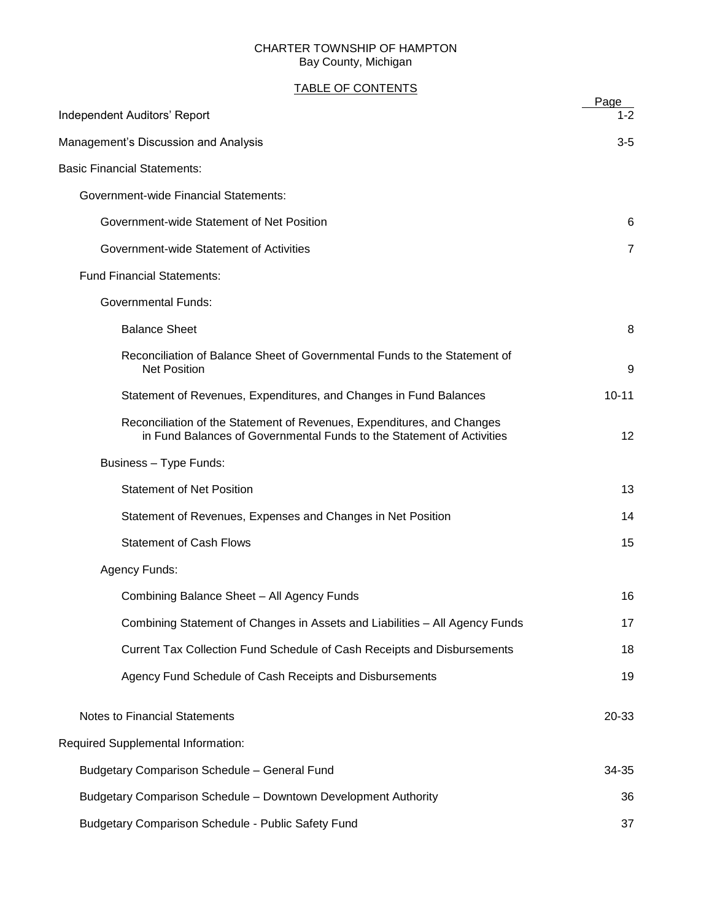CHARTER TOWNSHIP OF HAMPTON
Bay County, Michigan

TABLE OF CONTENTS

| | Page |
|---|---|
| Independent Auditors' Report | 1-2 |
| Management's Discussion and Analysis | 3-5 |
| Basic Financial Statements: | |
| Government-wide Financial Statements: | |
| Government-wide Statement of Net Position | 6 |
| Government-wide Statement of Activities | 7 |
| Fund Financial Statements: | |
| Governmental Funds: | |
| Balance Sheet | 8 |
| Reconciliation of Balance Sheet of Governmental Funds to the Statement of Net Position | 9 |
| Statement of Revenues, Expenditures, and Changes in Fund Balances | 10-11 |
| Reconciliation of the Statement of Revenues, Expenditures, and Changes in Fund Balances of Governmental Funds to the Statement of Activities | 12 |
| Business – Type Funds: | |
| Statement of Net Position | 13 |
| Statement of Revenues, Expenses and Changes in Net Position | 14 |
| Statement of Cash Flows | 15 |
| Agency Funds: | |
| Combining Balance Sheet – All Agency Funds | 16 |
| Combining Statement of Changes in Assets and Liabilities – All Agency Funds | 17 |
| Current Tax Collection Fund Schedule of Cash Receipts and Disbursements | 18 |
| Agency Fund Schedule of Cash Receipts and Disbursements | 19 |
| Notes to Financial Statements | 20-33 |
| Required Supplemental Information: | |
| Budgetary Comparison Schedule – General Fund | 34-35 |
| Budgetary Comparison Schedule – Downtown Development Authority | 36 |
| Budgetary Comparison Schedule - Public Safety Fund | 37 |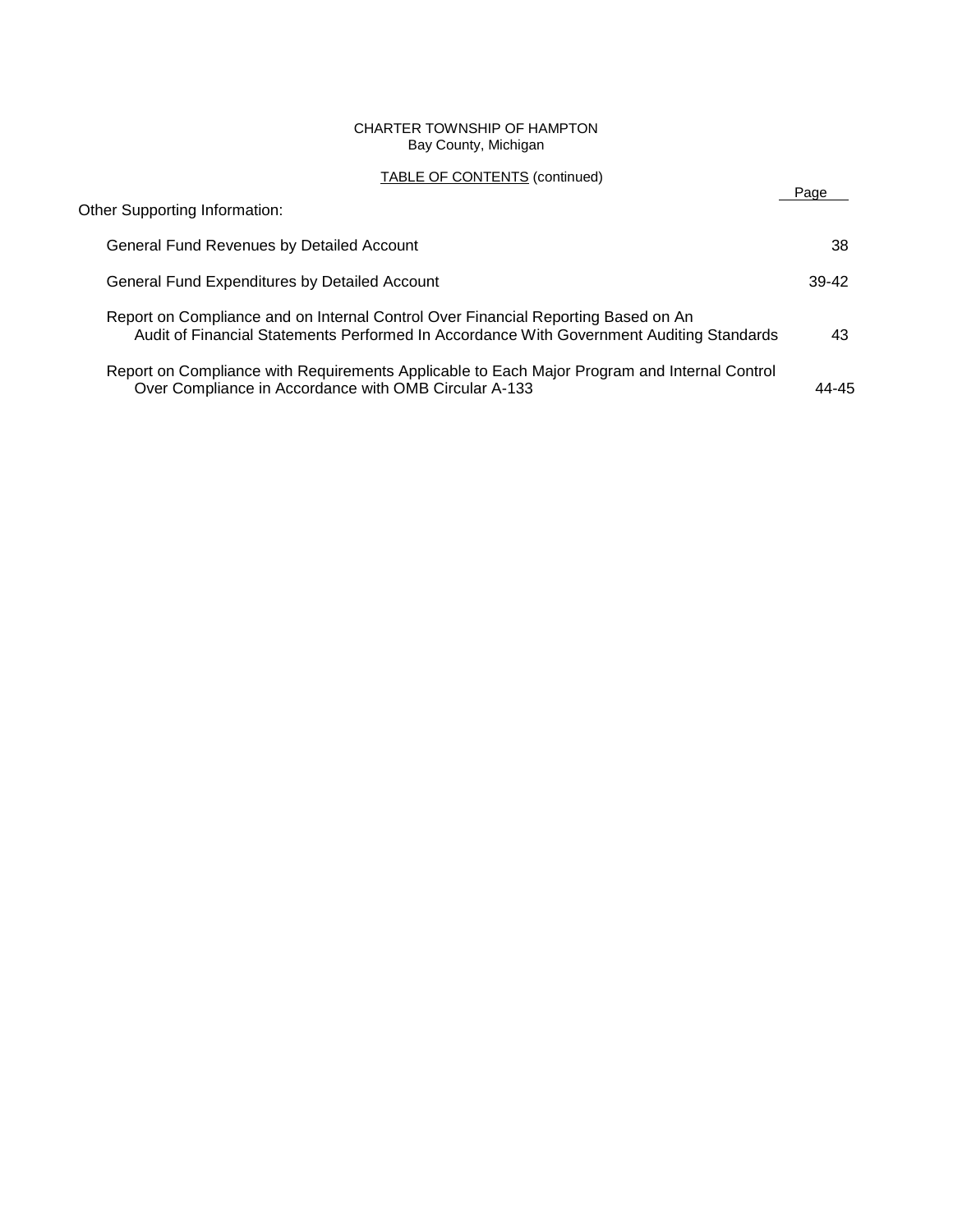CHARTER TOWNSHIP OF HAMPTON
Bay County, Michigan

TABLE OF CONTENTS (continued)

| Other Supporting Information: | Page |
|---|---|
| General Fund Revenues by Detailed Account | 38 |
| General Fund Expenditures by Detailed Account | 39-42 |
| Report on Compliance and on Internal Control Over Financial Reporting Based on An Audit of Financial Statements Performed In Accordance With Government Auditing Standards | 43 |
| Report on Compliance with Requirements Applicable to Each Major Program and Internal Control Over Compliance in Accordance with OMB Circular A-133 | 44-45 |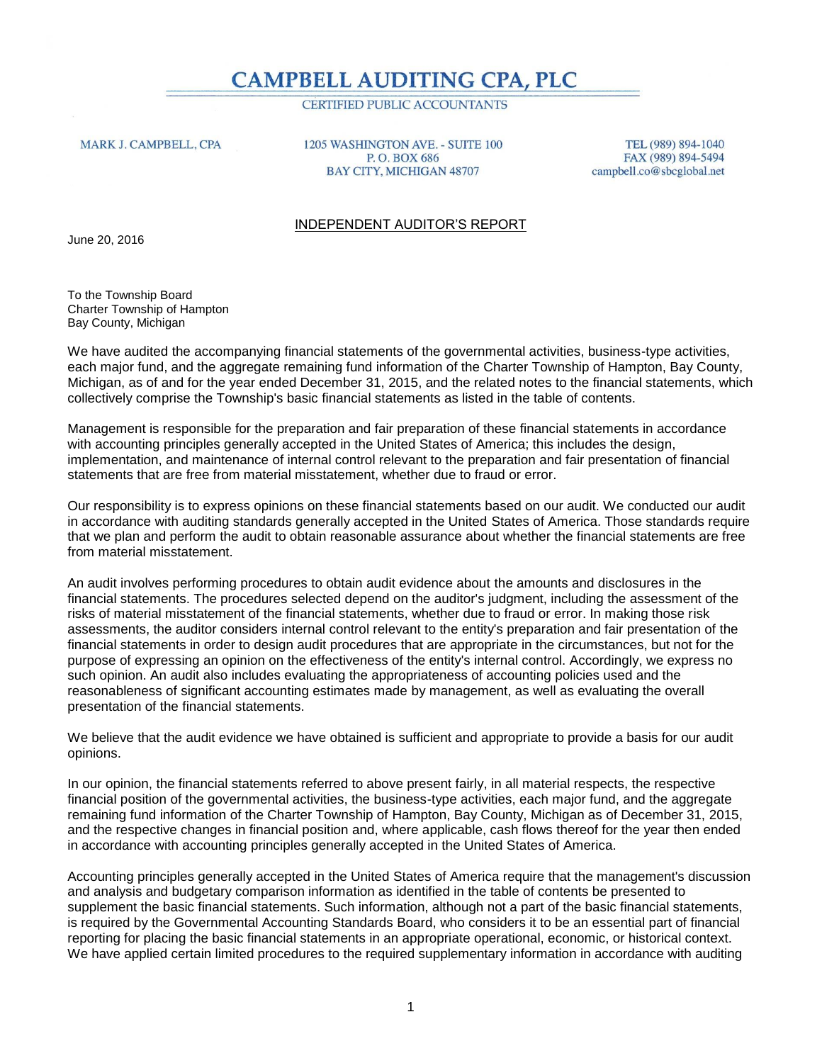# CAMPBELL AUDITING CPA, PLC

CERTIFIED PUBLIC ACCOUNTANTS

MARK J. CAMPBELL, CPA

1205 WASHINGTON AVE. - SUITE 100
P. O. BOX 686
BAY CITY, MICHIGAN 48707

TEL (989) 894-1040
FAX (989) 894-5494
campbell.co@sbcglobal.net

## INDEPENDENT AUDITOR'S REPORT

June 20, 2016

To the Township Board
Charter Township of Hampton
Bay County, Michigan

We have audited the accompanying financial statements of the governmental activities, business-type activities, each major fund, and the aggregate remaining fund information of the Charter Township of Hampton, Bay County, Michigan, as of and for the year ended December 31, 2015, and the related notes to the financial statements, which collectively comprise the Township's basic financial statements as listed in the table of contents.

Management is responsible for the preparation and fair preparation of these financial statements in accordance with accounting principles generally accepted in the United States of America; this includes the design, implementation, and maintenance of internal control relevant to the preparation and fair presentation of financial statements that are free from material misstatement, whether due to fraud or error.

Our responsibility is to express opinions on these financial statements based on our audit. We conducted our audit in accordance with auditing standards generally accepted in the United States of America. Those standards require that we plan and perform the audit to obtain reasonable assurance about whether the financial statements are free from material misstatement.

An audit involves performing procedures to obtain audit evidence about the amounts and disclosures in the financial statements. The procedures selected depend on the auditor's judgment, including the assessment of the risks of material misstatement of the financial statements, whether due to fraud or error. In making those risk assessments, the auditor considers internal control relevant to the entity's preparation and fair presentation of the financial statements in order to design audit procedures that are appropriate in the circumstances, but not for the purpose of expressing an opinion on the effectiveness of the entity's internal control. Accordingly, we express no such opinion. An audit also includes evaluating the appropriateness of accounting policies used and the reasonableness of significant accounting estimates made by management, as well as evaluating the overall presentation of the financial statements.

We believe that the audit evidence we have obtained is sufficient and appropriate to provide a basis for our audit opinions.

In our opinion, the financial statements referred to above present fairly, in all material respects, the respective financial position of the governmental activities, the business-type activities, each major fund, and the aggregate remaining fund information of the Charter Township of Hampton, Bay County, Michigan as of December 31, 2015, and the respective changes in financial position and, where applicable, cash flows thereof for the year then ended in accordance with accounting principles generally accepted in the United States of America.

Accounting principles generally accepted in the United States of America require that the management's discussion and analysis and budgetary comparison information as identified in the table of contents be presented to supplement the basic financial statements. Such information, although not a part of the basic financial statements, is required by the Governmental Accounting Standards Board, who considers it to be an essential part of financial reporting for placing the basic financial statements in an appropriate operational, economic, or historical context. We have applied certain limited procedures to the required supplementary information in accordance with auditing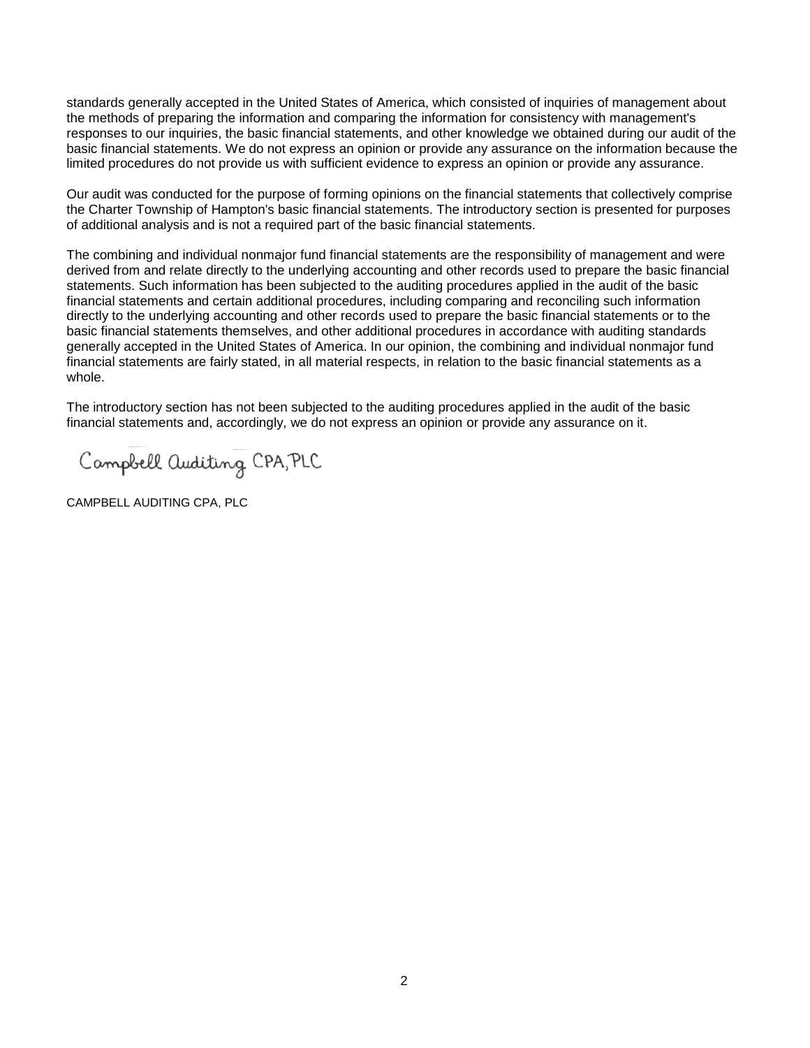standards generally accepted in the United States of America, which consisted of inquiries of management about the methods of preparing the information and comparing the information for consistency with management's responses to our inquiries, the basic financial statements, and other knowledge we obtained during our audit of the basic financial statements. We do not express an opinion or provide any assurance on the information because the limited procedures do not provide us with sufficient evidence to express an opinion or provide any assurance.

Our audit was conducted for the purpose of forming opinions on the financial statements that collectively comprise the Charter Township of Hampton's basic financial statements. The introductory section is presented for purposes of additional analysis and is not a required part of the basic financial statements.

The combining and individual nonmajor fund financial statements are the responsibility of management and were derived from and relate directly to the underlying accounting and other records used to prepare the basic financial statements. Such information has been subjected to the auditing procedures applied in the audit of the basic financial statements and certain additional procedures, including comparing and reconciling such information directly to the underlying accounting and other records used to prepare the basic financial statements or to the basic financial statements themselves, and other additional procedures in accordance with auditing standards generally accepted in the United States of America. In our opinion, the combining and individual nonmajor fund financial statements are fairly stated, in all material respects, in relation to the basic financial statements as a whole.

The introductory section has not been subjected to the auditing procedures applied in the audit of the basic financial statements and, accordingly, we do not express an opinion or provide any assurance on it.

Campbell Auditing CPA, PLC

CAMPBELL AUDITING CPA, PLC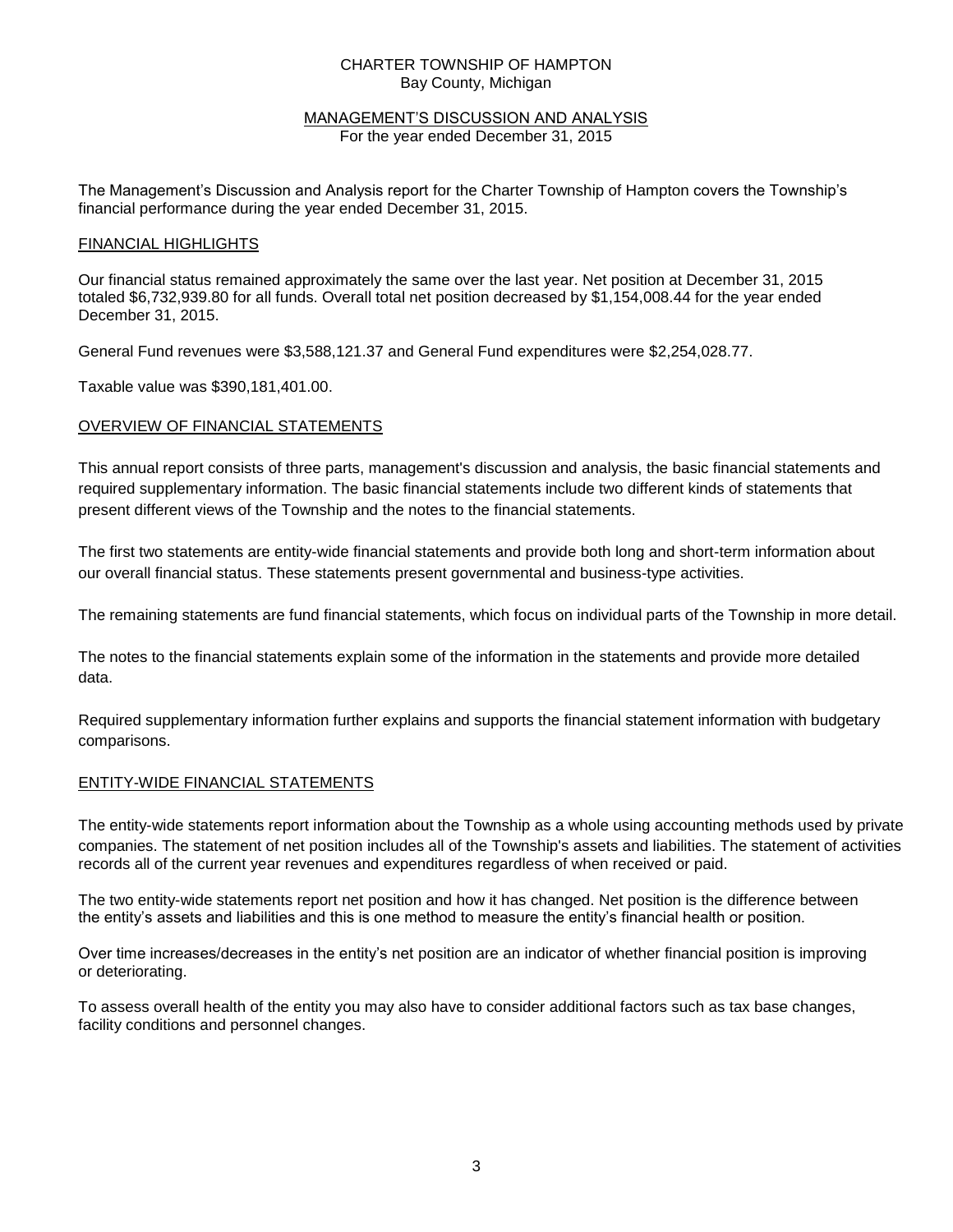CHARTER TOWNSHIP OF HAMPTON
Bay County, Michigan

# MANAGEMENT'S DISCUSSION AND ANALYSIS

For the year ended December 31, 2015

The Management's Discussion and Analysis report for the Charter Township of Hampton covers the Township's financial performance during the year ended December 31, 2015.

## FINANCIAL HIGHLIGHTS

Our financial status remained approximately the same over the last year. Net position at December 31, 2015 totaled $6,732,939.80 for all funds. Overall total net position decreased by $1,154,008.44 for the year ended December 31, 2015.

General Fund revenues were $3,588,121.37 and General Fund expenditures were $2,254,028.77.

Taxable value was $390,181,401.00.

## OVERVIEW OF FINANCIAL STATEMENTS

This annual report consists of three parts, management's discussion and analysis, the basic financial statements and required supplementary information. The basic financial statements include two different kinds of statements that present different views of the Township and the notes to the financial statements.

The first two statements are entity-wide financial statements and provide both long and short-term information about our overall financial status. These statements present governmental and business-type activities.

The remaining statements are fund financial statements, which focus on individual parts of the Township in more detail.

The notes to the financial statements explain some of the information in the statements and provide more detailed data.

Required supplementary information further explains and supports the financial statement information with budgetary comparisons.

## ENTITY-WIDE FINANCIAL STATEMENTS

The entity-wide statements report information about the Township as a whole using accounting methods used by private companies. The statement of net position includes all of the Township's assets and liabilities. The statement of activities records all of the current year revenues and expenditures regardless of when received or paid.

The two entity-wide statements report net position and how it has changed. Net position is the difference between the entity's assets and liabilities and this is one method to measure the entity's financial health or position.

Over time increases/decreases in the entity's net position are an indicator of whether financial position is improving or deteriorating.

To assess overall health of the entity you may also have to consider additional factors such as tax base changes, facility conditions and personnel changes.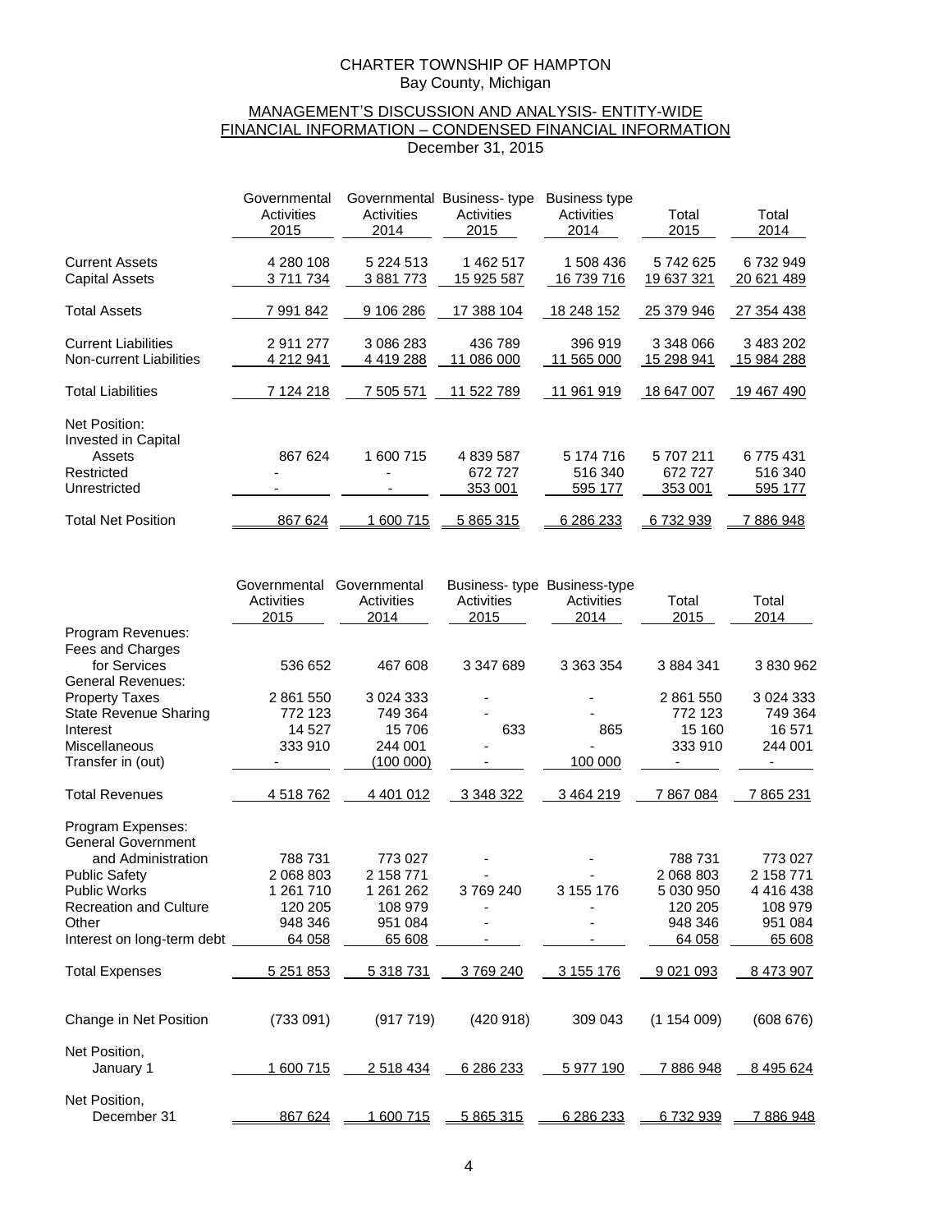CHARTER TOWNSHIP OF HAMPTON
Bay County, Michigan

MANAGEMENT'S DISCUSSION AND ANALYSIS- ENTITY-WIDE FINANCIAL INFORMATION – CONDENSED FINANCIAL INFORMATION
December 31, 2015

| | Governmental Activities 2015 | Governmental Activities 2014 | Business- type Activities 2015 | Business type Activities 2014 | Total 2015 | Total 2014 |
|---|---|---|---|---|---|---|
| Current Assets | 4 280 108 | 5 224 513 | 1 462 517 | 1 508 436 | 5 742 625 | 6 732 949 |
| Capital Assets | 3 711 734 | 3 881 773 | 15 925 587 | 16 739 716 | 19 637 321 | 20 621 489 |
| Total Assets | 7 991 842 | 9 106 286 | 17 388 104 | 18 248 152 | 25 379 946 | 27 354 438 |
| Current Liabilities | 2 911 277 | 3 086 283 | 436 789 | 396 919 | 3 348 066 | 3 483 202 |
| Non-current Liabilities | 4 212 941 | 4 419 288 | 11 086 000 | 11 565 000 | 15 298 941 | 15 984 288 |
| Total Liabilities | 7 124 218 | 7 505 571 | 11 522 789 | 11 961 919 | 18 647 007 | 19 467 490 |
| Net Position: | | | | | | |
| Invested in Capital Assets | 867 624 | 1 600 715 | 4 839 587 | 5 174 716 | 5 707 211 | 6 775 431 |
| Restricted | - | - | 672 727 | 516 340 | 672 727 | 516 340 |
| Unrestricted | - | - | 353 001 | 595 177 | 353 001 | 595 177 |
| Total Net Position | 867 624 | 1 600 715 | 5 865 315 | 6 286 233 | 6 732 939 | 7 886 948 |

| | Governmental Activities 2015 | Governmental Activities 2014 | Business- type Activities 2015 | Business-type Activities 2014 | Total 2015 | Total 2014 |
|---|---|---|---|---|---|---|
| Program Revenues: | | | | | | |
| Fees and Charges for Services | 536 652 | 467 608 | 3 347 689 | 3 363 354 | 3 884 341 | 3 830 962 |
| General Revenues: | | | | | | |
| Property Taxes | 2 861 550 | 3 024 333 | - | - | 2 861 550 | 3 024 333 |
| State Revenue Sharing | 772 123 | 749 364 | - | - | 772 123 | 749 364 |
| Interest | 14 527 | 15 706 | 633 | 865 | 15 160 | 16 571 |
| Miscellaneous | 333 910 | 244 001 | - | - | 333 910 | 244 001 |
| Transfer in (out) | - | (100 000) | - | 100 000 | - | - |
| Total Revenues | 4 518 762 | 4 401 012 | 3 348 322 | 3 464 219 | 7 867 084 | 7 865 231 |
| Program Expenses: | | | | | | |
| General Government and Administration | 788 731 | 773 027 | - | - | 788 731 | 773 027 |
| Public Safety | 2 068 803 | 2 158 771 | - | - | 2 068 803 | 2 158 771 |
| Public Works | 1 261 710 | 1 261 262 | 3 769 240 | 3 155 176 | 5 030 950 | 4 416 438 |
| Recreation and Culture | 120 205 | 108 979 | - | - | 120 205 | 108 979 |
| Other | 948 346 | 951 084 | - | - | 948 346 | 951 084 |
| Interest on long-term debt | 64 058 | 65 608 | - | - | 64 058 | 65 608 |
| Total Expenses | 5 251 853 | 5 318 731 | 3 769 240 | 3 155 176 | 9 021 093 | 8 473 907 |
| Change in Net Position | (733 091) | (917 719) | (420 918) | 309 043 | (1 154 009) | (608 676) |
| Net Position, January 1 | 1 600 715 | 2 518 434 | 6 286 233 | 5 977 190 | 7 886 948 | 8 495 624 |
| Net Position, December 31 | 867 624 | 1 600 715 | 5 865 315 | 6 286 233 | 6 732 939 | 7 886 948 |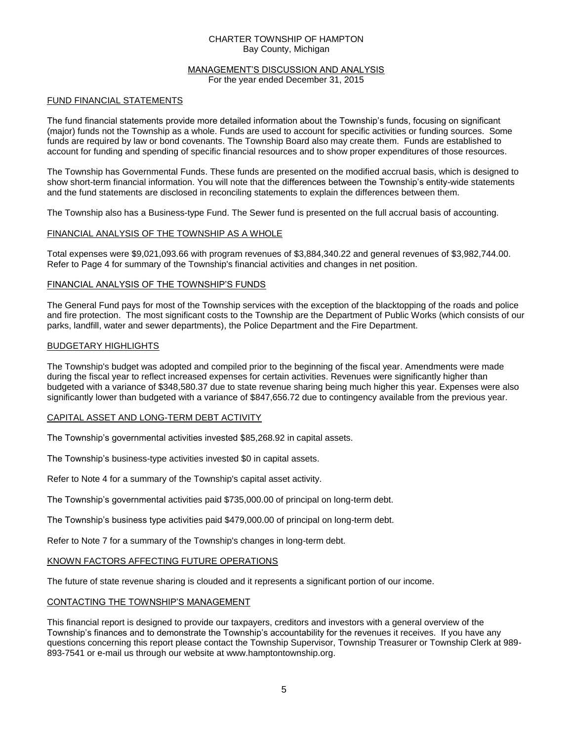CHARTER TOWNSHIP OF HAMPTON
Bay County, Michigan

MANAGEMENT'S DISCUSSION AND ANALYSIS
For the year ended December 31, 2015

## FUND FINANCIAL STATEMENTS

The fund financial statements provide more detailed information about the Township's funds, focusing on significant (major) funds not the Township as a whole. Funds are used to account for specific activities or funding sources. Some funds are required by law or bond covenants. The Township Board also may create them. Funds are established to account for funding and spending of specific financial resources and to show proper expenditures of those resources.

The Township has Governmental Funds. These funds are presented on the modified accrual basis, which is designed to show short-term financial information. You will note that the differences between the Township's entity-wide statements and the fund statements are disclosed in reconciling statements to explain the differences between them.

The Township also has a Business-type Fund. The Sewer fund is presented on the full accrual basis of accounting.

## FINANCIAL ANALYSIS OF THE TOWNSHIP AS A WHOLE

Total expenses were $9,021,093.66 with program revenues of $3,884,340.22 and general revenues of $3,982,744.00. Refer to Page 4 for summary of the Township's financial activities and changes in net position.

## FINANCIAL ANALYSIS OF THE TOWNSHIP'S FUNDS

The General Fund pays for most of the Township services with the exception of the blacktopping of the roads and police and fire protection. The most significant costs to the Township are the Department of Public Works (which consists of our parks, landfill, water and sewer departments), the Police Department and the Fire Department.

## BUDGETARY HIGHLIGHTS

The Township's budget was adopted and compiled prior to the beginning of the fiscal year. Amendments were made during the fiscal year to reflect increased expenses for certain activities. Revenues were significantly higher than budgeted with a variance of $348,580.37 due to state revenue sharing being much higher this year. Expenses were also significantly lower than budgeted with a variance of $847,656.72 due to contingency available from the previous year.

## CAPITAL ASSET AND LONG-TERM DEBT ACTIVITY

The Township's governmental activities invested $85,268.92 in capital assets.

The Township's business-type activities invested $0 in capital assets.

Refer to Note 4 for a summary of the Township's capital asset activity.

The Township's governmental activities paid $735,000.00 of principal on long-term debt.

The Township's business type activities paid $479,000.00 of principal on long-term debt.

Refer to Note 7 for a summary of the Township's changes in long-term debt.

## KNOWN FACTORS AFFECTING FUTURE OPERATIONS

The future of state revenue sharing is clouded and it represents a significant portion of our income.

## CONTACTING THE TOWNSHIP'S MANAGEMENT

This financial report is designed to provide our taxpayers, creditors and investors with a general overview of the Township's finances and to demonstrate the Township's accountability for the revenues it receives. If you have any questions concerning this report please contact the Township Supervisor, Township Treasurer or Township Clerk at 989-893-7541 or e-mail us through our website at www.hamptontownship.org.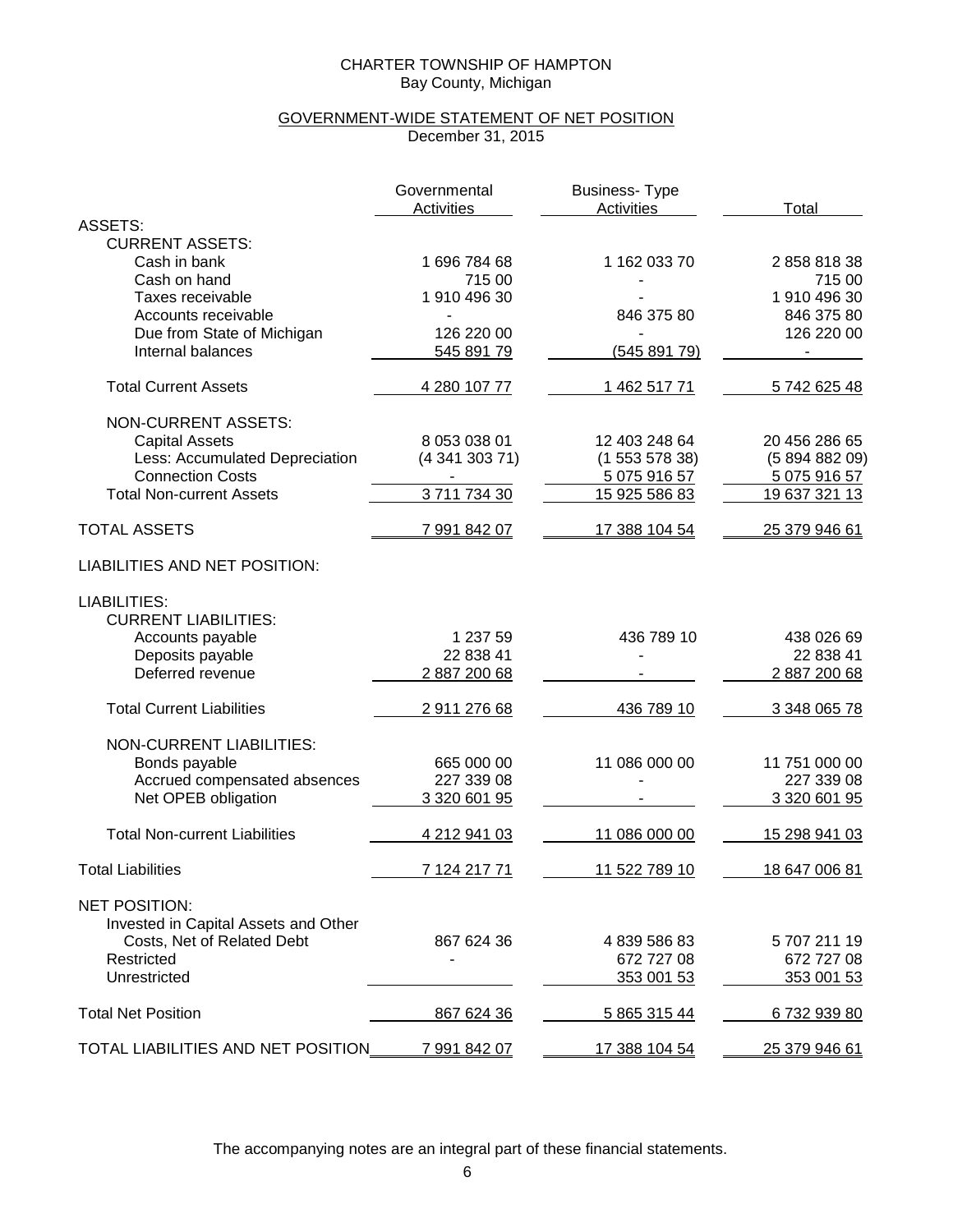CHARTER TOWNSHIP OF HAMPTON
Bay County, Michigan

## GOVERNMENT-WIDE STATEMENT OF NET POSITION
December 31, 2015

| | Governmental Activities | Business- Type Activities | Total |
|---|---|---|---|
| ASSETS: | | | |
| CURRENT ASSETS: | | | |
| Cash in bank | 1 696 784 68 | 1 162 033 70 | 2 858 818 38 |
| Cash on hand | 715 00 | - | 715 00 |
| Taxes receivable | 1 910 496 30 | - | 1 910 496 30 |
| Accounts receivable | - | 846 375 80 | 846 375 80 |
| Due from State of Michigan | 126 220 00 | - | 126 220 00 |
| Internal balances | 545 891 79 | (545 891 79) | - |
| Total Current Assets | 4 280 107 77 | 1 462 517 71 | 5 742 625 48 |
| NON-CURRENT ASSETS: | | | |
| Capital Assets | 8 053 038 01 | 12 403 248 64 | 20 456 286 65 |
| Less: Accumulated Depreciation | (4 341 303 71) | (1 553 578 38) | (5 894 882 09) |
| Connection Costs | - | 5 075 916 57 | 5 075 916 57 |
| Total Non-current Assets | 3 711 734 30 | 15 925 586 83 | 19 637 321 13 |
| TOTAL ASSETS | 7 991 842 07 | 17 388 104 54 | 25 379 946 61 |
| LIABILITIES AND NET POSITION: | | | |
| LIABILITIES: | | | |
| CURRENT LIABILITIES: | | | |
| Accounts payable | 1 237 59 | 436 789 10 | 438 026 69 |
| Deposits payable | 22 838 41 | - | 22 838 41 |
| Deferred revenue | 2 887 200 68 | - | 2 887 200 68 |
| Total Current Liabilities | 2 911 276 68 | 436 789 10 | 3 348 065 78 |
| NON-CURRENT LIABILITIES: | | | |
| Bonds payable | 665 000 00 | 11 086 000 00 | 11 751 000 00 |
| Accrued compensated absences | 227 339 08 | - | 227 339 08 |
| Net OPEB obligation | 3 320 601 95 | - | 3 320 601 95 |
| Total Non-current Liabilities | 4 212 941 03 | 11 086 000 00 | 15 298 941 03 |
| Total Liabilities | 7 124 217 71 | 11 522 789 10 | 18 647 006 81 |
| NET POSITION: | | | |
| Invested in Capital Assets and Other Costs, Net of Related Debt | 867 624 36 | 4 839 586 83 | 5 707 211 19 |
| Restricted | - | 672 727 08 | 672 727 08 |
| Unrestricted | | 353 001 53 | 353 001 53 |
| Total Net Position | 867 624 36 | 5 865 315 44 | 6 732 939 80 |
| TOTAL LIABILITIES AND NET POSITION | 7 991 842 07 | 17 388 104 54 | 25 379 946 61 |

The accompanying notes are an integral part of these financial statements.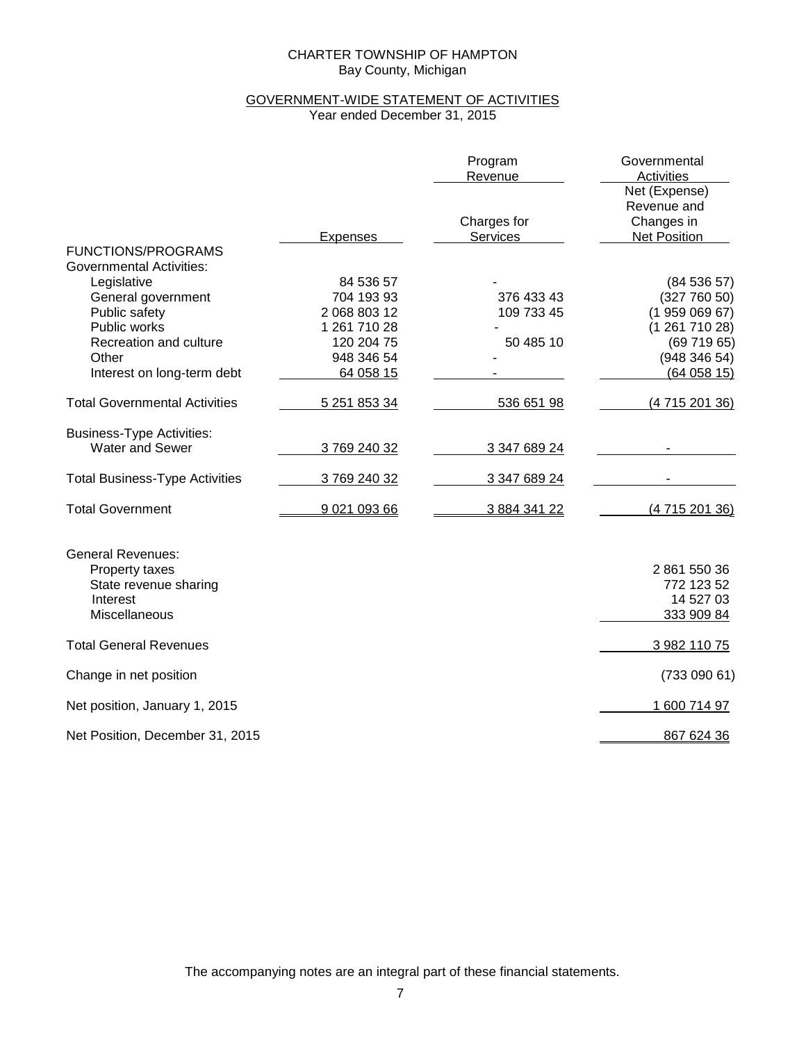CHARTER TOWNSHIP OF HAMPTON
Bay County, Michigan

## GOVERNMENT-WIDE STATEMENT OF ACTIVITIES
Year ended December 31, 2015

| | | Program Revenue | Governmental Activities |
|---|---|---|---|
| | Expenses | Charges for Services | Net (Expense) Revenue and Changes in Net Position |
| FUNCTIONS/PROGRAMS | | | |
| Governmental Activities: | | | |
| Legislative | 84 536 57 | - | (84 536 57) |
| General government | 704 193 93 | 376 433 43 | (327 760 50) |
| Public safety | 2 068 803 12 | 109 733 45 | (1 959 069 67) |
| Public works | 1 261 710 28 | - | (1 261 710 28) |
| Recreation and culture | 120 204 75 | 50 485 10 | (69 719 65) |
| Other | 948 346 54 | - | (948 346 54) |
| Interest on long-term debt | 64 058 15 | - | (64 058 15) |
| Total Governmental Activities | 5 251 853 34 | 536 651 98 | (4 715 201 36) |
| Business-Type Activities: | | | |
| Water and Sewer | 3 769 240 32 | 3 347 689 24 | - |
| Total Business-Type Activities | 3 769 240 32 | 3 347 689 24 | - |
| Total Government | 9 021 093 66 | 3 884 341 22 | (4 715 201 36) |
| General Revenues: | | | |
| Property taxes | | | 2 861 550 36 |
| State revenue sharing | | | 772 123 52 |
| Interest | | | 14 527 03 |
| Miscellaneous | | | 333 909 84 |
| Total General Revenues | | | 3 982 110 75 |
| Change in net position | | | (733 090 61) |
| Net position, January 1, 2015 | | | 1 600 714 97 |
| Net Position, December 31, 2015 | | | 867 624 36 |

The accompanying notes are an integral part of these financial statements.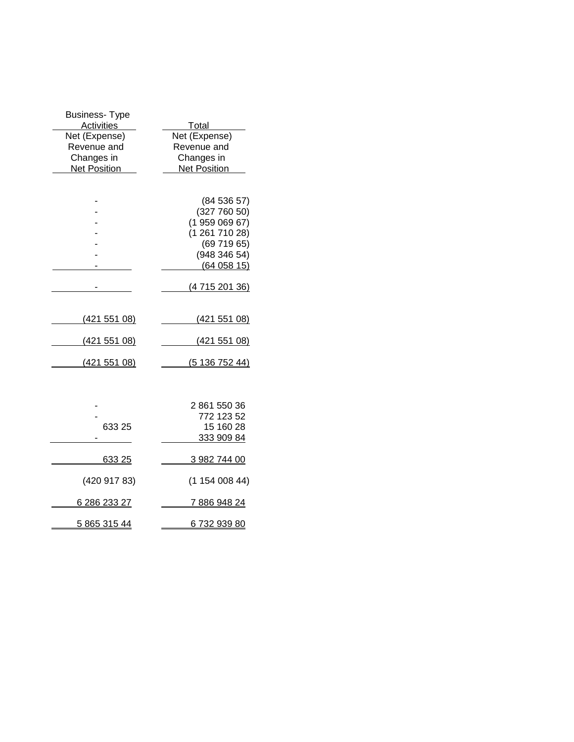| Business- Type Activities<br>Net (Expense) Revenue and Changes in Net Position | Total<br>Net (Expense) Revenue and Changes in Net Position |
|---|---|
| | |
| - | (84 536 57) |
| - | (327 760 50) |
| - | (1 959 069 67) |
| - | (1 261 710 28) |
| - | (69 719 65) |
| - | (948 346 54) |
| - | (64 058 15) |
| - | (4 715 201 36) |
| | |
| (421 551 08) | (421 551 08) |
| (421 551 08) | (421 551 08) |
| (421 551 08) | (5 136 752 44) |
| | |
| - | 2 861 550 36 |
| - | 772 123 52 |
| 633 25 | 15 160 28 |
| - | 333 909 84 |
| 633 25 | 3 982 744 00 |
| (420 917 83) | (1 154 008 44) |
| 6 286 233 27 | 7 886 948 24 |
| 5 865 315 44 | 6 732 939 80 |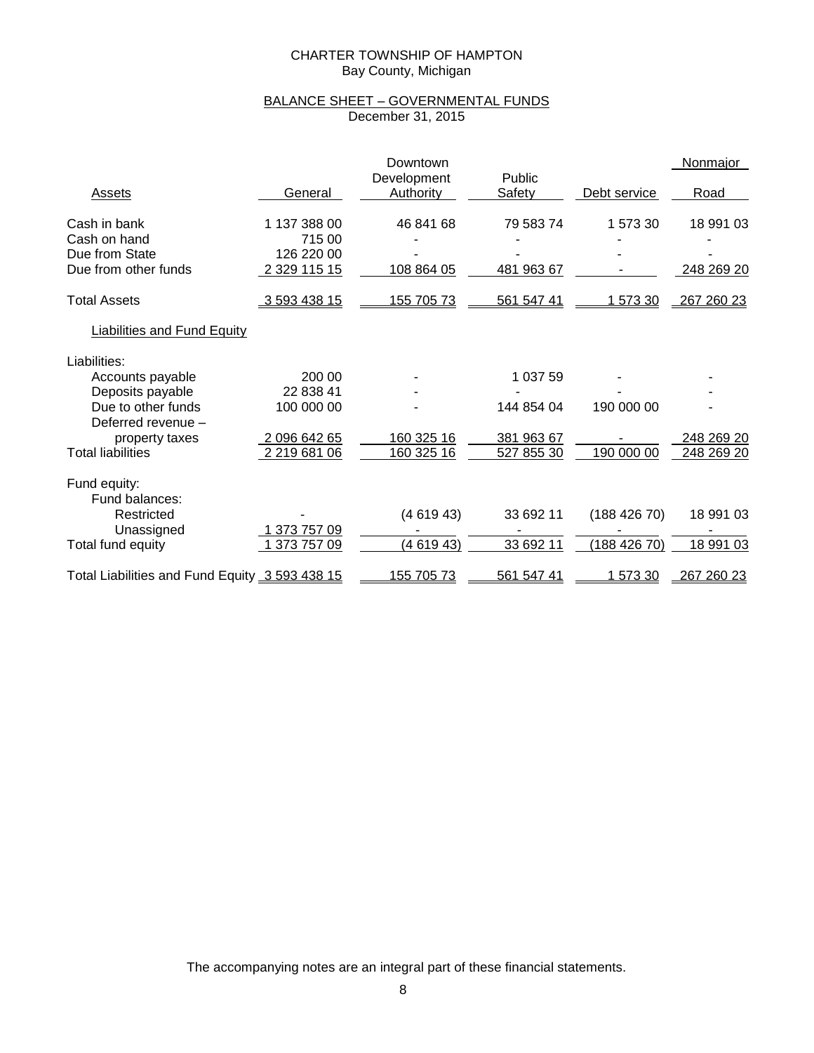CHARTER TOWNSHIP OF HAMPTON
Bay County, Michigan

BALANCE SHEET – GOVERNMENTAL FUNDS
December 31, 2015

| Assets | General | Downtown Development Authority | Public Safety | Debt service | Nonmajor Road |
|---|---|---|---|---|---|
| Cash in bank | 1 137 388 00 | 46 841 68 | 79 583 74 | 1 573 30 | 18 991 03 |
| Cash on hand | 715 00 | - | - | - | - |
| Due from State | 126 220 00 | - | - | - | - |
| Due from other funds | 2 329 115 15 | 108 864 05 | 481 963 67 | - | 248 269 20 |
| Total Assets | 3 593 438 15 | 155 705 73 | 561 547 41 | 1 573 30 | 267 260 23 |
| **Liabilities and Fund Equity** | | | | | |
| Liabilities: | | | | | |
| Accounts payable | 200 00 | - | 1 037 59 | - | - |
| Deposits payable | 22 838 41 | - | - | - | - |
| Due to other funds | 100 000 00 | - | 144 854 04 | 190 000 00 | - |
| Deferred revenue – property taxes | 2 096 642 65 | 160 325 16 | 381 963 67 | - | 248 269 20 |
| Total liabilities | 2 219 681 06 | 160 325 16 | 527 855 30 | 190 000 00 | 248 269 20 |
| Fund equity: | | | | | |
| Fund balances: | | | | | |
| Restricted | - | (4 619 43) | 33 692 11 | (188 426 70) | 18 991 03 |
| Unassigned | 1 373 757 09 | - | - | - | - |
| Total fund equity | 1 373 757 09 | (4 619 43) | 33 692 11 | (188 426 70) | 18 991 03 |
| Total Liabilities and Fund Equity | 3 593 438 15 | 155 705 73 | 561 547 41 | 1 573 30 | 267 260 23 |

The accompanying notes are an integral part of these financial statements.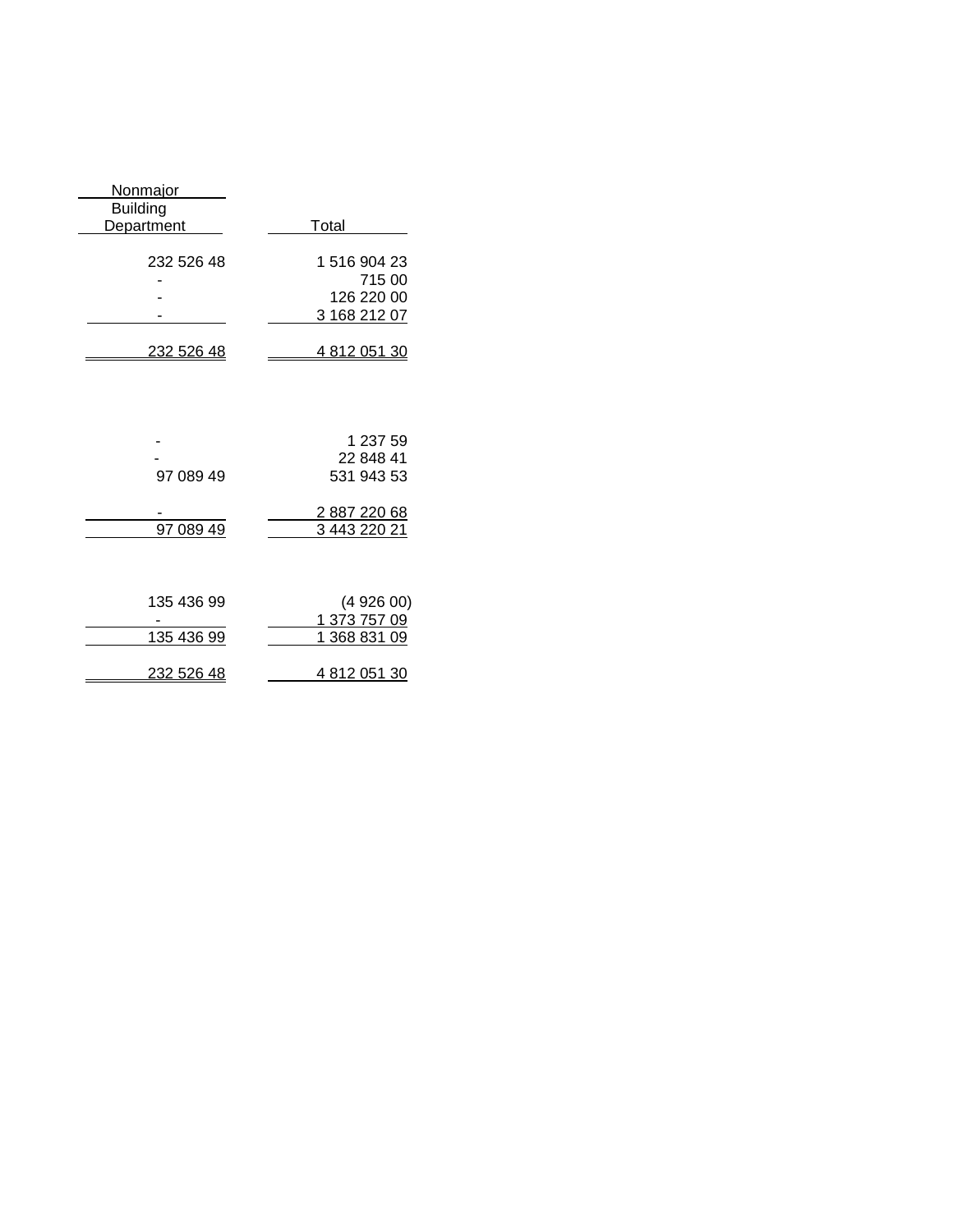| Nonmajor Building Department | Total |
|---|---|
| 232 526 48 | 1 516 904 23 |
| - | 715 00 |
| - | 126 220 00 |
| - | 3 168 212 07 |
| 232 526 48 | 4 812 051 30 |
| | |
| - | 1 237 59 |
| - | 22 848 41 |
| 97 089 49 | 531 943 53 |
| - | 2 887 220 68 |
| 97 089 49 | 3 443 220 21 |
| | |
| 135 436 99 | (4 926 00) |
| - | 1 373 757 09 |
| 135 436 99 | 1 368 831 09 |
| 232 526 48 | 4 812 051 30 |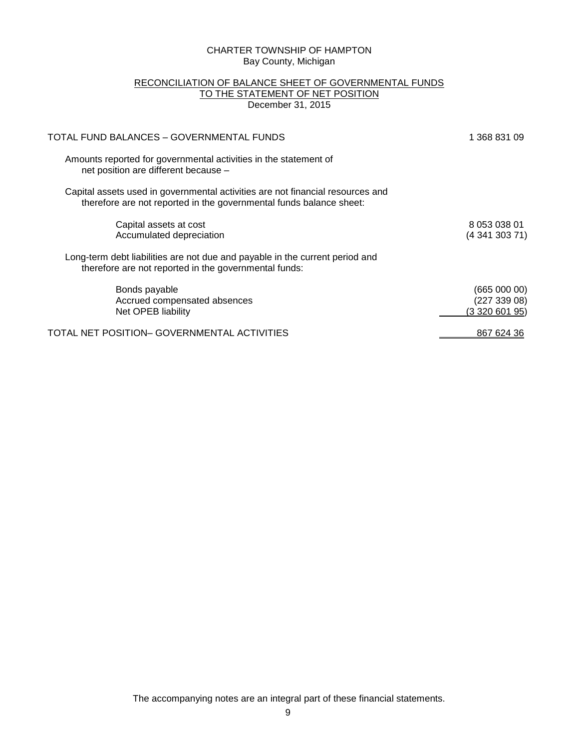CHARTER TOWNSHIP OF HAMPTON
Bay County, Michigan

RECONCILIATION OF BALANCE SHEET OF GOVERNMENTAL FUNDS
TO THE STATEMENT OF NET POSITION
December 31, 2015

| | |
|---|---|
| TOTAL FUND BALANCES – GOVERNMENTAL FUNDS | 1 368 831 09 |
| Amounts reported for governmental activities in the statement of net position are different because – | |
| Capital assets used in governmental activities are not financial resources and therefore are not reported in the governmental funds balance sheet: | |
| Capital assets at cost | 8 053 038 01 |
| Accumulated depreciation | (4 341 303 71) |
| Long-term debt liabilities are not due and payable in the current period and therefore are not reported in the governmental funds: | |
| Bonds payable | (665 000 00) |
| Accrued compensated absences | (227 339 08) |
| Net OPEB liability | (3 320 601 95) |
| TOTAL NET POSITION– GOVERNMENTAL ACTIVITIES | 867 624 36 |

The accompanying notes are an integral part of these financial statements.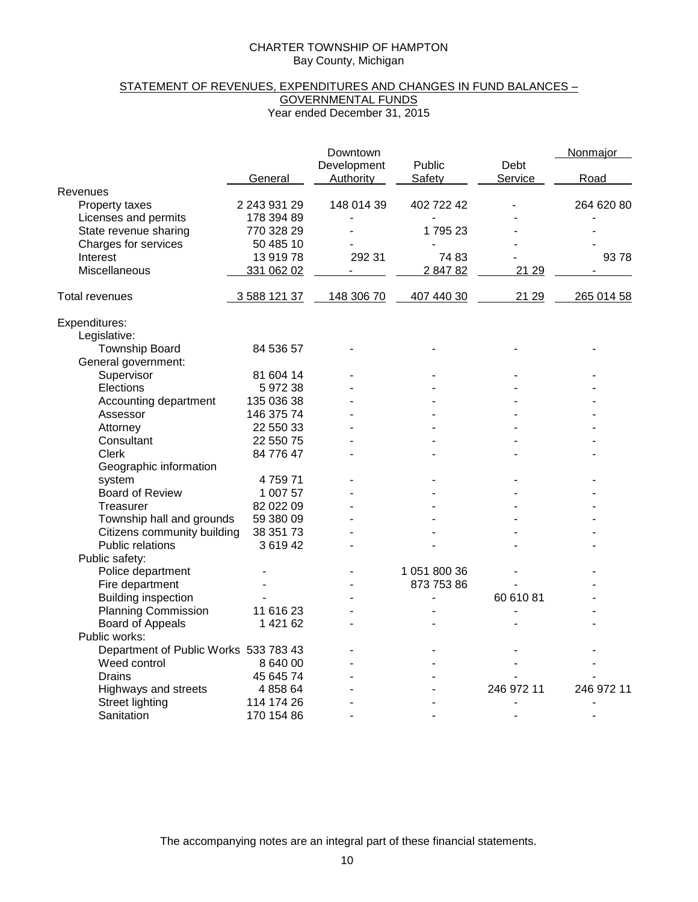CHARTER TOWNSHIP OF HAMPTON
Bay County, Michigan

STATEMENT OF REVENUES, EXPENDITURES AND CHANGES IN FUND BALANCES – GOVERNMENTAL FUNDS
Year ended December 31, 2015

| | General | Downtown Development Authority | Public Safety | Debt Service | Nonmajor Road |
|---|---|---|---|---|---|
| Revenues | | | | | |
| Property taxes | 2 243 931 29 | 148 014 39 | 402 722 42 | - | 264 620 80 |
| Licenses and permits | 178 394 89 | - | - | - | - |
| State revenue sharing | 770 328 29 | - | 1 795 23 | - | - |
| Charges for services | 50 485 10 | - | - | - | - |
| Interest | 13 919 78 | 292 31 | 74 83 | - | 93 78 |
| Miscellaneous | 331 062 02 | - | 2 847 82 | 21 29 | - |
| Total revenues | 3 588 121 37 | 148 306 70 | 407 440 30 | 21 29 | 265 014 58 |
| Expenditures: | | | | | |
| Legislative: | | | | | |
| Township Board | 84 536 57 | - | - | - | - |
| General government: | | | | | |
| Supervisor | 81 604 14 | - | - | - | - |
| Elections | 5 972 38 | - | - | - | - |
| Accounting department | 135 036 38 | - | - | - | - |
| Assessor | 146 375 74 | - | - | - | - |
| Attorney | 22 550 33 | - | - | - | - |
| Consultant | 22 550 75 | - | - | - | - |
| Clerk | 84 776 47 | - | - | - | - |
| Geographic information system | 4 759 71 | - | - | - | - |
| Board of Review | 1 007 57 | - | - | - | - |
| Treasurer | 82 022 09 | - | - | - | - |
| Township hall and grounds | 59 380 09 | - | - | - | - |
| Citizens community building | 38 351 73 | - | - | - | - |
| Public relations | 3 619 42 | - | - | - | - |
| Public safety: | | | | | |
| Police department | - | - | 1 051 800 36 | - | - |
| Fire department | - | - | 873 753 86 | - | - |
| Building inspection | - | - | - | 60 610 81 | - |
| Planning Commission | 11 616 23 | - | - | - | - |
| Board of Appeals | 1 421 62 | - | - | - | - |
| Public works: | | | | | |
| Department of Public Works | 533 783 43 | - | - | - | - |
| Weed control | 8 640 00 | - | - | - | - |
| Drains | 45 645 74 | - | - | - | - |
| Highways and streets | 4 858 64 | - | - | 246 972 11 | 246 972 11 |
| Street lighting | 114 174 26 | - | - | - | - |
| Sanitation | 170 154 86 | - | - | - | - |

The accompanying notes are an integral part of these financial statements.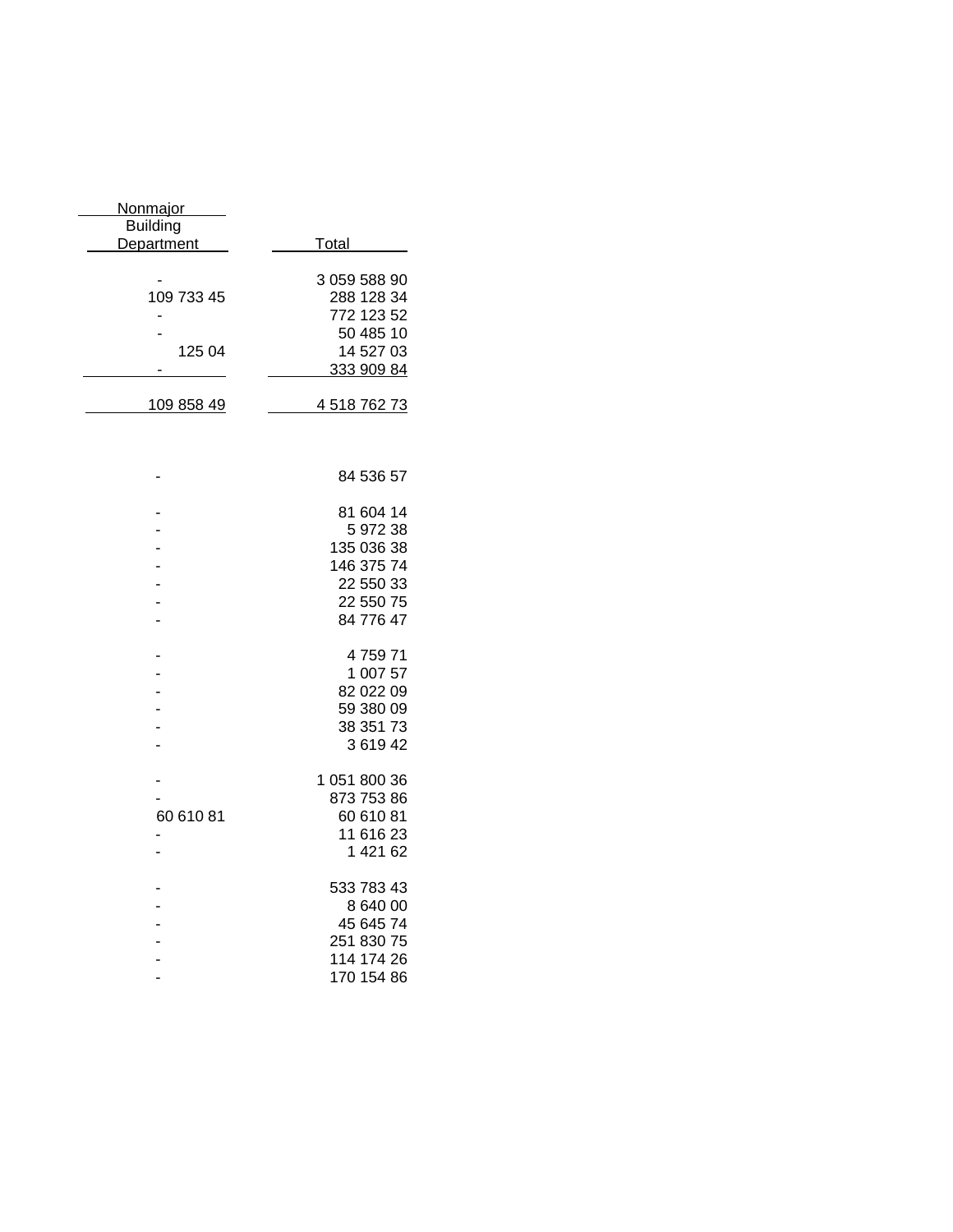| Nonmajor Building Department | Total |
|---|---|
| - | 3 059 588 90 |
| 109 733 45 | 288 128 34 |
| - | 772 123 52 |
| - | 50 485 10 |
| 125 04 | 14 527 03 |
| - | 333 909 84 |
| 109 858 49 | 4 518 762 73 |
| | |
| - | 84 536 57 |
| | |
| - | 81 604 14 |
| - | 5 972 38 |
| - | 135 036 38 |
| - | 146 375 74 |
| - | 22 550 33 |
| - | 22 550 75 |
| - | 84 776 47 |
| | |
| - | 4 759 71 |
| - | 1 007 57 |
| - | 82 022 09 |
| - | 59 380 09 |
| - | 38 351 73 |
| - | 3 619 42 |
| | |
| - | 1 051 800 36 |
| - | 873 753 86 |
| 60 610 81 | 60 610 81 |
| - | 11 616 23 |
| - | 1 421 62 |
| | |
| - | 533 783 43 |
| - | 8 640 00 |
| - | 45 645 74 |
| - | 251 830 75 |
| - | 114 174 26 |
| - | 170 154 86 |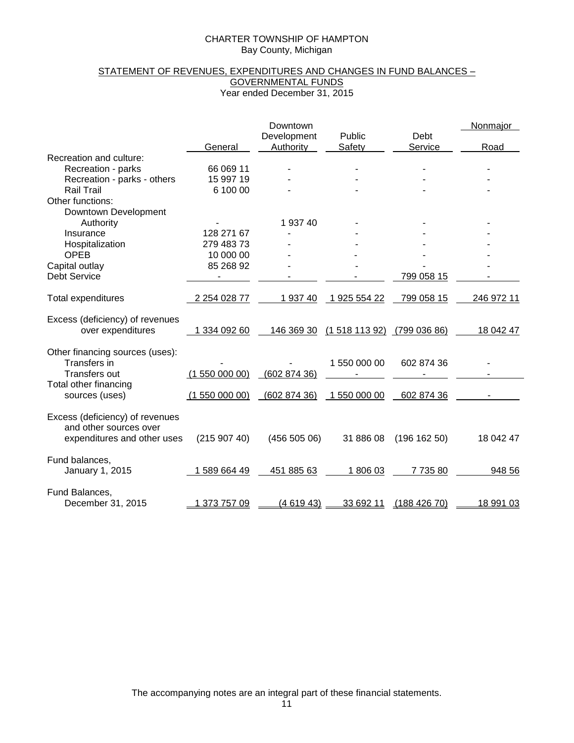CHARTER TOWNSHIP OF HAMPTON
Bay County, Michigan

## STATEMENT OF REVENUES, EXPENDITURES AND CHANGES IN FUND BALANCES – GOVERNMENTAL FUNDS

Year ended December 31, 2015

| | General | Downtown Development Authority | Public Safety | Debt Service | Nonmajor Road |
|---|---|---|---|---|---|
| Recreation and culture: | | | | | |
| Recreation - parks | 66 069 11 | - | - | - | - |
| Recreation - parks - others | 15 997 19 | - | - | - | - |
| Rail Trail | 6 100 00 | - | - | - | - |
| Other functions: | | | | | |
| Downtown Development Authority | - | 1 937 40 | - | - | - |
| Insurance | 128 271 67 | - | - | - | - |
| Hospitalization | 279 483 73 | - | - | - | - |
| OPEB | 10 000 00 | - | - | - | - |
| Capital outlay | 85 268 92 | - | - | - | - |
| Debt Service | - | - | - | 799 058 15 | - |
| Total expenditures | 2 254 028 77 | 1 937 40 | 1 925 554 22 | 799 058 15 | 246 972 11 |
| Excess (deficiency) of revenues over expenditures | 1 334 092 60 | 146 369 30 | (1 518 113 92) | (799 036 86) | 18 042 47 |
| Other financing sources (uses): | | | | | |
| Transfers in | - | - | 1 550 000 00 | 602 874 36 | - |
| Transfers out | (1 550 000 00) | (602 874 36) | - | - | - |
| Total other financing sources (uses) | (1 550 000 00) | (602 874 36) | 1 550 000 00 | 602 874 36 | - |
| Excess (deficiency) of revenues and other sources over expenditures and other uses | (215 907 40) | (456 505 06) | 31 886 08 | (196 162 50) | 18 042 47 |
| Fund balances, January 1, 2015 | 1 589 664 49 | 451 885 63 | 1 806 03 | 7 735 80 | 948 56 |
| Fund Balances, December 31, 2015 | 1 373 757 09 | (4 619 43) | 33 692 11 | (188 426 70) | 18 991 03 |

The accompanying notes are an integral part of these financial statements.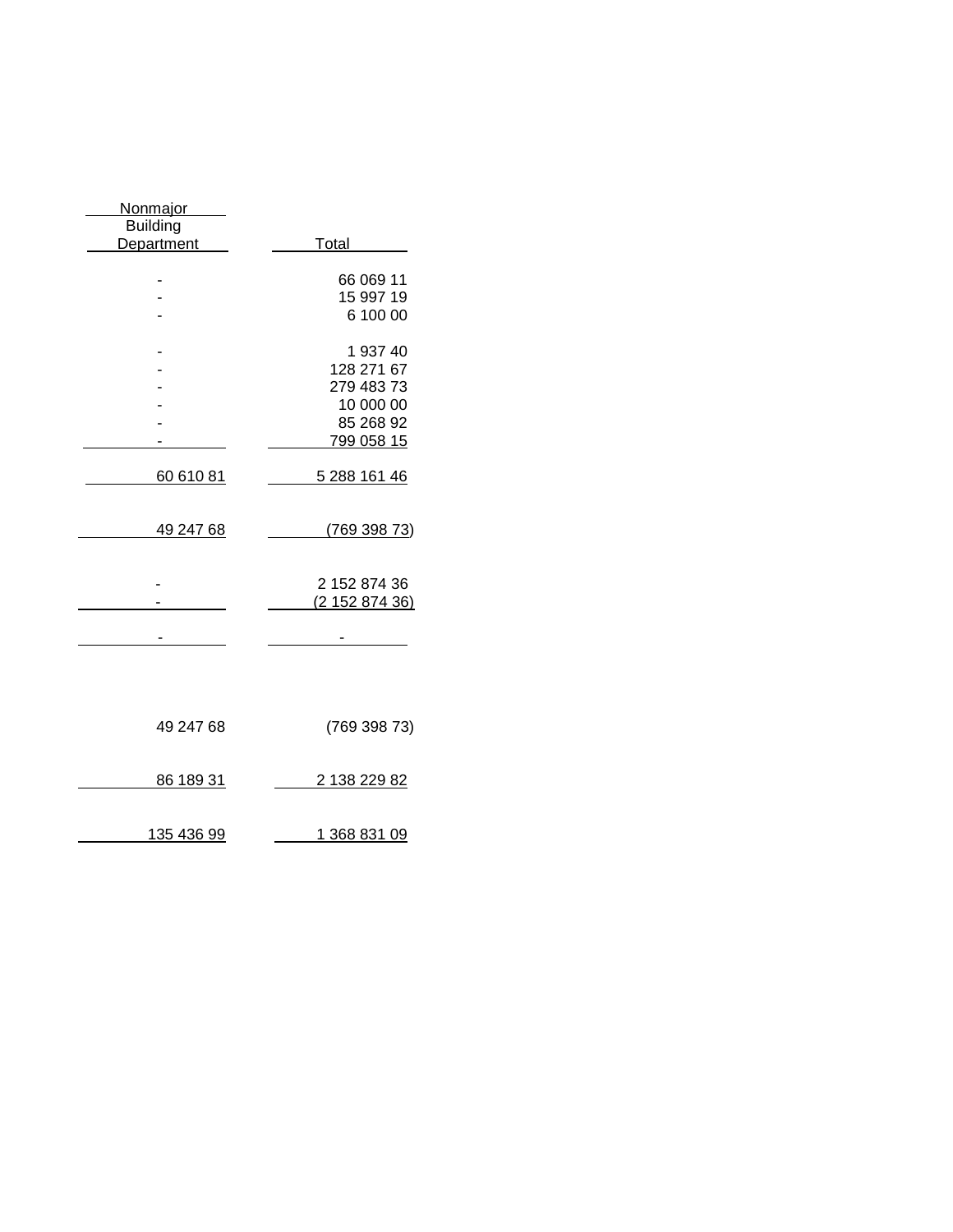| Nonmajor Building Department | Total |
|---|---|
| - | 66 069 11 |
| - | 15 997 19 |
| - | 6 100 00 |
| | |
| - | 1 937 40 |
| - | 128 271 67 |
| - | 279 483 73 |
| - | 10 000 00 |
| - | 85 268 92 |
| - | 799 058 15 |
| | |
| 60 610 81 | 5 288 161 46 |
| | |
| 49 247 68 | (769 398 73) |
| | |
| - | 2 152 874 36 |
| - | (2 152 874 36) |
| | |
| - | - |
| | |
| 49 247 68 | (769 398 73) |
| | |
| 86 189 31 | 2 138 229 82 |
| | |
| 135 436 99 | 1 368 831 09 |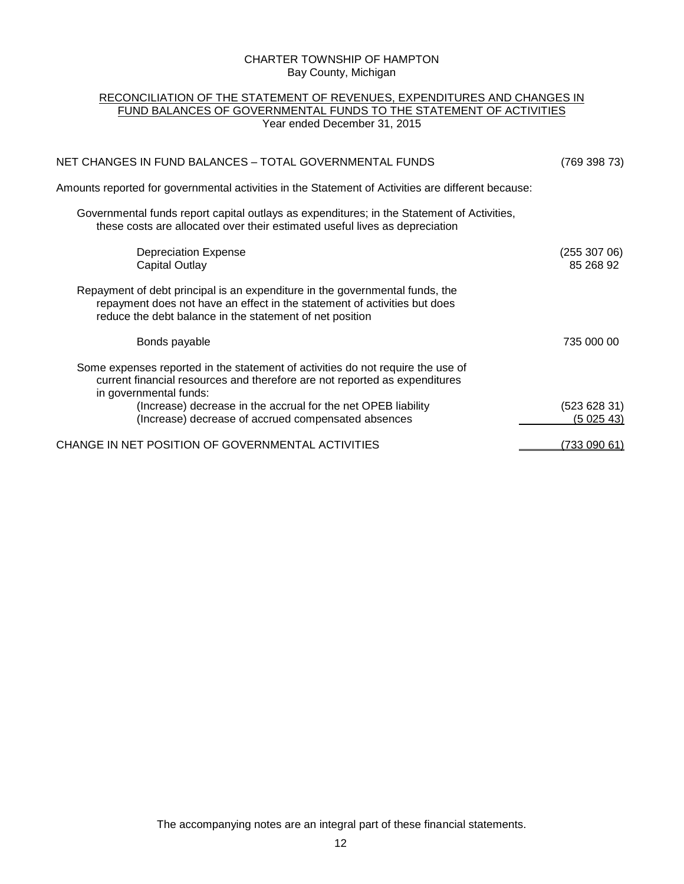CHARTER TOWNSHIP OF HAMPTON
Bay County, Michigan

RECONCILIATION OF THE STATEMENT OF REVENUES, EXPENDITURES AND CHANGES IN FUND BALANCES OF GOVERNMENTAL FUNDS TO THE STATEMENT OF ACTIVITIES
Year ended December 31, 2015

| | |
|---|---|
| NET CHANGES IN FUND BALANCES – TOTAL GOVERNMENTAL FUNDS | (769 398 73) |
| Amounts reported for governmental activities in the Statement of Activities are different because: | |
| Governmental funds report capital outlays as expenditures; in the Statement of Activities, these costs are allocated over their estimated useful lives as depreciation | |
| Depreciation Expense | (255 307 06) |
| Capital Outlay | 85 268 92 |
| Repayment of debt principal is an expenditure in the governmental funds, the repayment does not have an effect in the statement of activities but does reduce the debt balance in the statement of net position | |
| Bonds payable | 735 000 00 |
| Some expenses reported in the statement of activities do not require the use of current financial resources and therefore are not reported as expenditures in governmental funds: | |
| (Increase) decrease in the accrual for the net OPEB liability | (523 628 31) |
| (Increase) decrease of accrued compensated absences | (5 025 43) |
| CHANGE IN NET POSITION OF GOVERNMENTAL ACTIVITIES | (733 090 61) |

The accompanying notes are an integral part of these financial statements.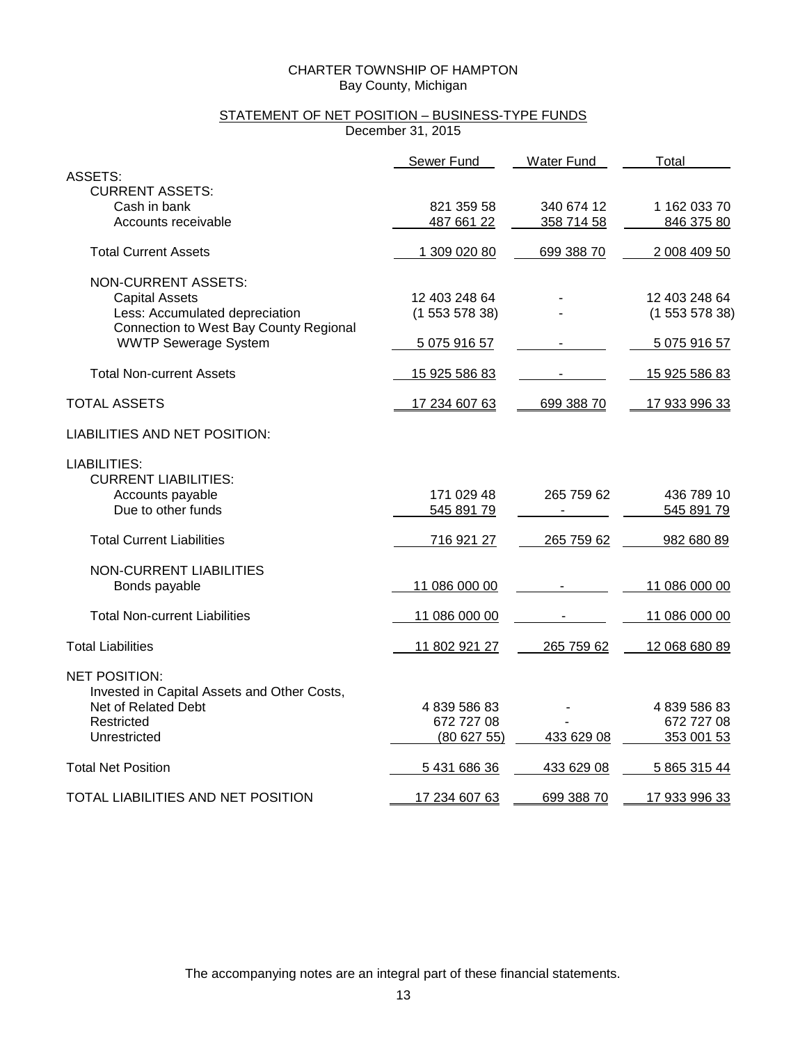CHARTER TOWNSHIP OF HAMPTON
Bay County, Michigan

## STATEMENT OF NET POSITION – BUSINESS-TYPE FUNDS
December 31, 2015

| | Sewer Fund | Water Fund | Total |
|---|---|---|---|
| ASSETS: | | | |
| CURRENT ASSETS: | | | |
| Cash in bank | 821 359 58 | 340 674 12 | 1 162 033 70 |
| Accounts receivable | 487 661 22 | 358 714 58 | 846 375 80 |
| Total Current Assets | 1 309 020 80 | 699 388 70 | 2 008 409 50 |
| NON-CURRENT ASSETS: | | | |
| Capital Assets | 12 403 248 64 | - | 12 403 248 64 |
| Less: Accumulated depreciation | (1 553 578 38) | - | (1 553 578 38) |
| Connection to West Bay County Regional WWTP Sewerage System | 5 075 916 57 | - | 5 075 916 57 |
| Total Non-current Assets | 15 925 586 83 | - | 15 925 586 83 |
| TOTAL ASSETS | 17 234 607 63 | 699 388 70 | 17 933 996 33 |
| LIABILITIES AND NET POSITION: | | | |
| LIABILITIES: | | | |
| CURRENT LIABILITIES: | | | |
| Accounts payable | 171 029 48 | 265 759 62 | 436 789 10 |
| Due to other funds | 545 891 79 | - | 545 891 79 |
| Total Current Liabilities | 716 921 27 | 265 759 62 | 982 680 89 |
| NON-CURRENT LIABILITIES | | | |
| Bonds payable | 11 086 000 00 | - | 11 086 000 00 |
| Total Non-current Liabilities | 11 086 000 00 | - | 11 086 000 00 |
| Total Liabilities | 11 802 921 27 | 265 759 62 | 12 068 680 89 |
| NET POSITION: | | | |
| Invested in Capital Assets and Other Costs, Net of Related Debt | 4 839 586 83 | - | 4 839 586 83 |
| Restricted | 672 727 08 | - | 672 727 08 |
| Unrestricted | (80 627 55) | 433 629 08 | 353 001 53 |
| Total Net Position | 5 431 686 36 | 433 629 08 | 5 865 315 44 |
| TOTAL LIABILITIES AND NET POSITION | 17 234 607 63 | 699 388 70 | 17 933 996 33 |

The accompanying notes are an integral part of these financial statements.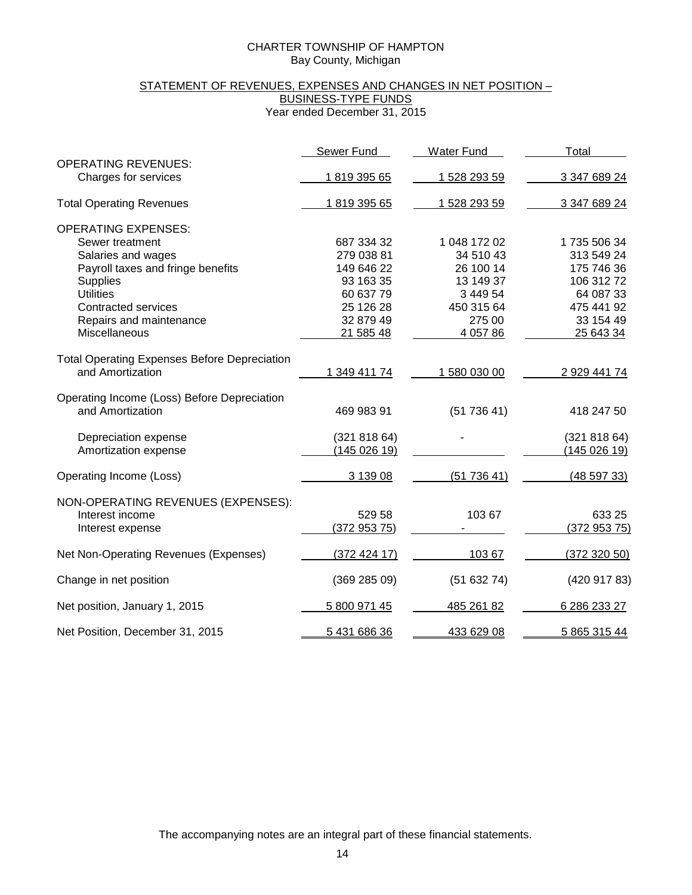CHARTER TOWNSHIP OF HAMPTON
Bay County, Michigan

STATEMENT OF REVENUES, EXPENSES AND CHANGES IN NET POSITION – BUSINESS-TYPE FUNDS
Year ended December 31, 2015

| | Sewer Fund | Water Fund | Total |
|---|---|---|---|
| OPERATING REVENUES: | | | |
| Charges for services | 1 819 395 65 | 1 528 293 59 | 3 347 689 24 |
| Total Operating Revenues | 1 819 395 65 | 1 528 293 59 | 3 347 689 24 |
| OPERATING EXPENSES: | | | |
| Sewer treatment | 687 334 32 | 1 048 172 02 | 1 735 506 34 |
| Salaries and wages | 279 038 81 | 34 510 43 | 313 549 24 |
| Payroll taxes and fringe benefits | 149 646 22 | 26 100 14 | 175 746 36 |
| Supplies | 93 163 35 | 13 149 37 | 106 312 72 |
| Utilities | 60 637 79 | 3 449 54 | 64 087 33 |
| Contracted services | 25 126 28 | 450 315 64 | 475 441 92 |
| Repairs and maintenance | 32 879 49 | 275 00 | 33 154 49 |
| Miscellaneous | 21 585 48 | 4 057 86 | 25 643 34 |
| Total Operating Expenses Before Depreciation and Amortization | 1 349 411 74 | 1 580 030 00 | 2 929 441 74 |
| Operating Income (Loss) Before Depreciation and Amortization | 469 983 91 | (51 736 41) | 418 247 50 |
| Depreciation expense | (321 818 64) | - | (321 818 64) |
| Amortization expense | (145 026 19) | | (145 026 19) |
| Operating Income (Loss) | 3 139 08 | (51 736 41) | (48 597 33) |
| NON-OPERATING REVENUES (EXPENSES): | | | |
| Interest income | 529 58 | 103 67 | 633 25 |
| Interest expense | (372 953 75) | - | (372 953 75) |
| Net Non-Operating Revenues (Expenses) | (372 424 17) | 103 67 | (372 320 50) |
| Change in net position | (369 285 09) | (51 632 74) | (420 917 83) |
| Net position, January 1, 2015 | 5 800 971 45 | 485 261 82 | 6 286 233 27 |
| Net Position, December 31, 2015 | 5 431 686 36 | 433 629 08 | 5 865 315 44 |

The accompanying notes are an integral part of these financial statements.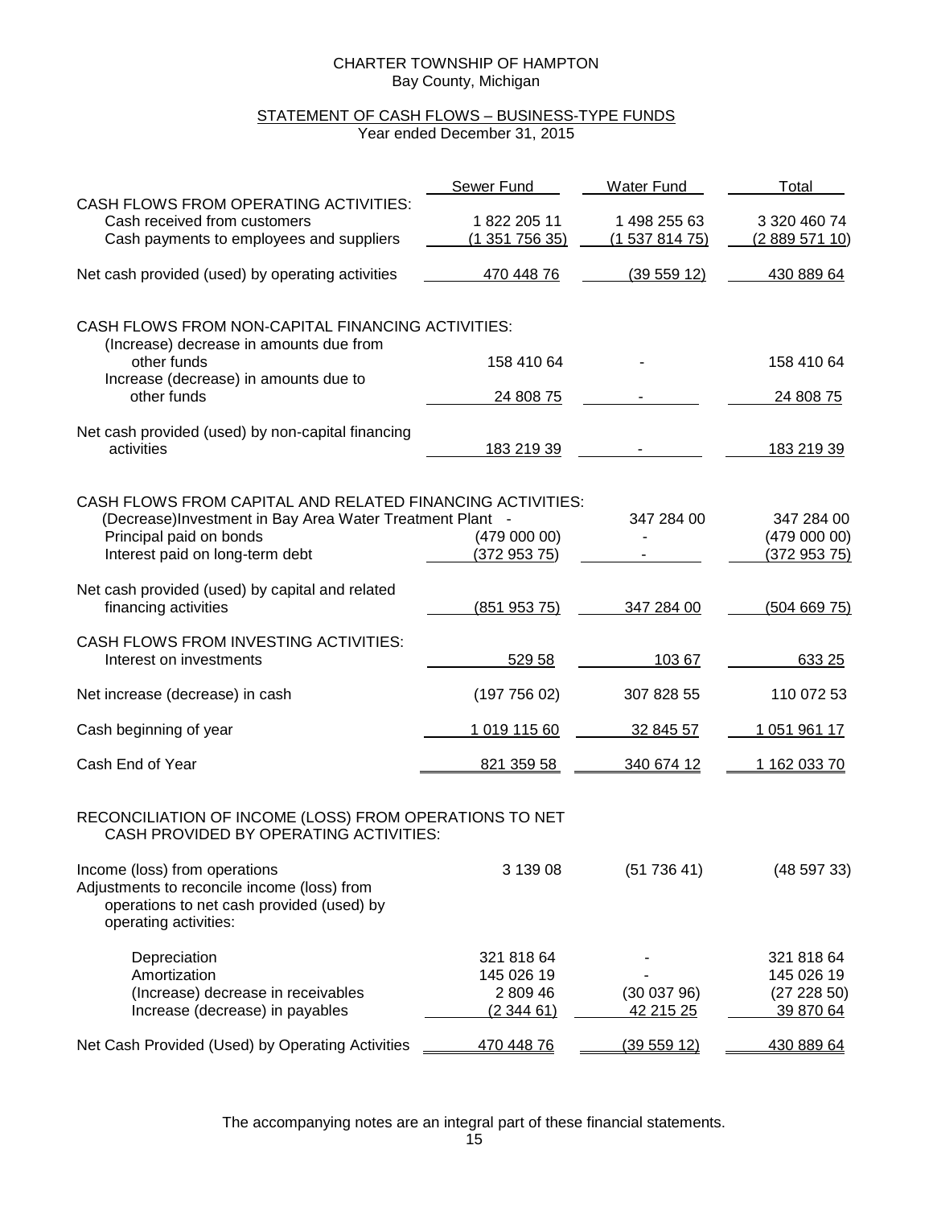CHARTER TOWNSHIP OF HAMPTON
Bay County, Michigan

STATEMENT OF CASH FLOWS – BUSINESS-TYPE FUNDS
Year ended December 31, 2015

| | Sewer Fund | Water Fund | Total |
|---|---|---|---|
| CASH FLOWS FROM OPERATING ACTIVITIES: | | | |
| Cash received from customers | 1 822 205 11 | 1 498 255 63 | 3 320 460 74 |
| Cash payments to employees and suppliers | (1 351 756 35) | (1 537 814 75) | (2 889 571 10) |
| Net cash provided (used) by operating activities | 470 448 76 | (39 559 12) | 430 889 64 |
| CASH FLOWS FROM NON-CAPITAL FINANCING ACTIVITIES: | | | |
| (Increase) decrease in amounts due from other funds | 158 410 64 | - | 158 410 64 |
| Increase (decrease) in amounts due to other funds | 24 808 75 | - | 24 808 75 |
| Net cash provided (used) by non-capital financing activities | 183 219 39 | - | 183 219 39 |
| CASH FLOWS FROM CAPITAL AND RELATED FINANCING ACTIVITIES: | | | |
| (Decrease)Investment in Bay Area Water Treatment Plant | - | 347 284 00 | 347 284 00 |
| Principal paid on bonds | (479 000 00) | - | (479 000 00) |
| Interest paid on long-term debt | (372 953 75) | - | (372 953 75) |
| Net cash provided (used) by capital and related financing activities | (851 953 75) | 347 284 00 | (504 669 75) |
| CASH FLOWS FROM INVESTING ACTIVITIES: | | | |
| Interest on investments | 529 58 | 103 67 | 633 25 |
| Net increase (decrease) in cash | (197 756 02) | 307 828 55 | 110 072 53 |
| Cash beginning of year | 1 019 115 60 | 32 845 57 | 1 051 961 17 |
| Cash End of Year | 821 359 58 | 340 674 12 | 1 162 033 70 |
| RECONCILIATION OF INCOME (LOSS) FROM OPERATIONS TO NET CASH PROVIDED BY OPERATING ACTIVITIES: | | | |
| Income (loss) from operations | 3 139 08 | (51 736 41) | (48 597 33) |
| Adjustments to reconcile income (loss) from operations to net cash provided (used) by operating activities: | | | |
| Depreciation | 321 818 64 | - | 321 818 64 |
| Amortization | 145 026 19 | - | 145 026 19 |
| (Increase) decrease in receivables | 2 809 46 | (30 037 96) | (27 228 50) |
| Increase (decrease) in payables | (2 344 61) | 42 215 25 | 39 870 64 |
| Net Cash Provided (Used) by Operating Activities | 470 448 76 | (39 559 12) | 430 889 64 |

The accompanying notes are an integral part of these financial statements.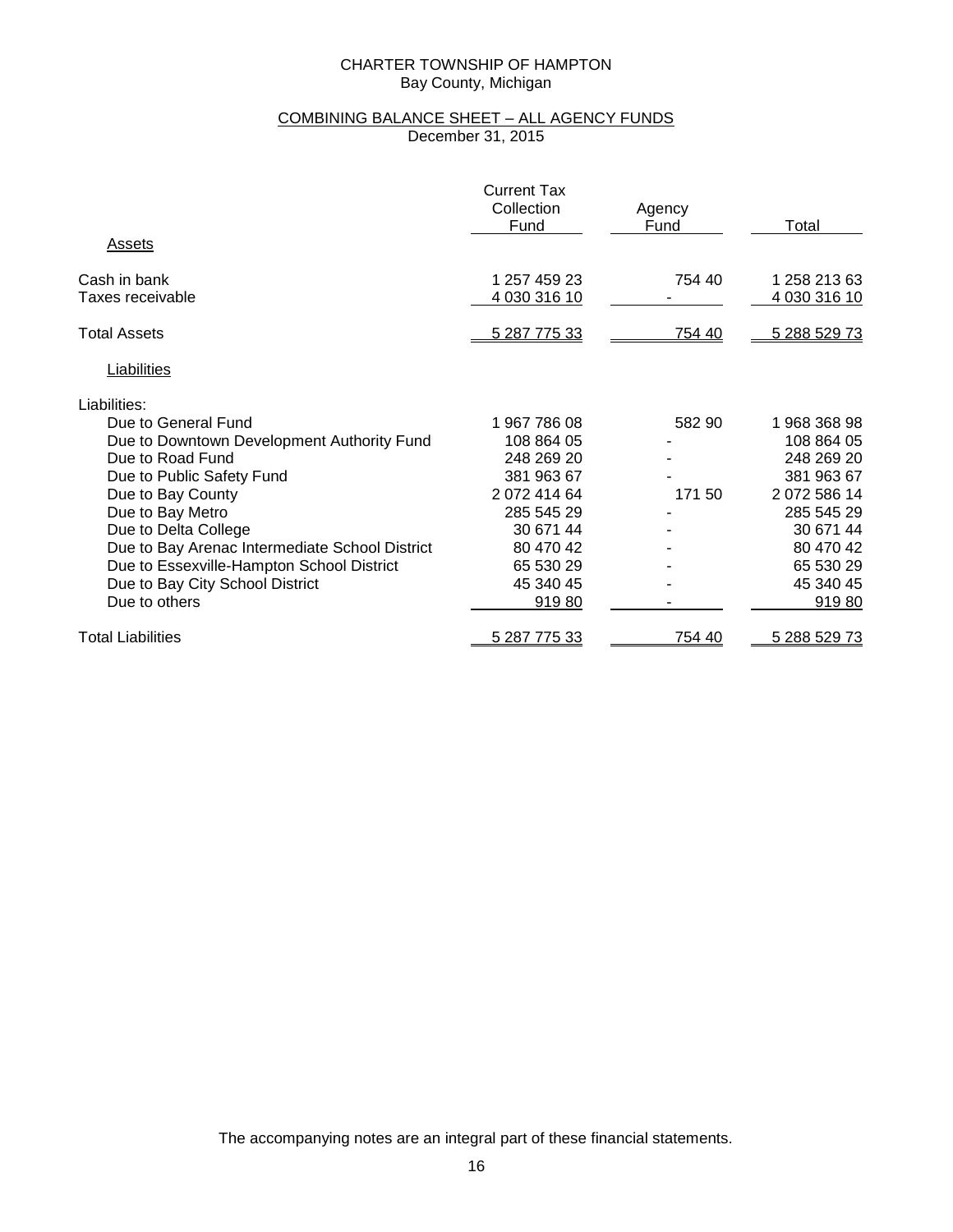CHARTER TOWNSHIP OF HAMPTON
Bay County, Michigan

COMBINING BALANCE SHEET – ALL AGENCY FUNDS
December 31, 2015

| | Current Tax Collection Fund | Agency Fund | Total |
|---|---|---|---|
| **Assets** | | | |
| Cash in bank | 1 257 459 23 | 754 40 | 1 258 213 63 |
| Taxes receivable | 4 030 316 10 | - | 4 030 316 10 |
| Total Assets | 5 287 775 33 | 754 40 | 5 288 529 73 |
| **Liabilities** | | | |
| Liabilities: | | | |
| Due to General Fund | 1 967 786 08 | 582 90 | 1 968 368 98 |
| Due to Downtown Development Authority Fund | 108 864 05 | - | 108 864 05 |
| Due to Road Fund | 248 269 20 | - | 248 269 20 |
| Due to Public Safety Fund | 381 963 67 | - | 381 963 67 |
| Due to Bay County | 2 072 414 64 | 171 50 | 2 072 586 14 |
| Due to Bay Metro | 285 545 29 | - | 285 545 29 |
| Due to Delta College | 30 671 44 | - | 30 671 44 |
| Due to Bay Arenac Intermediate School District | 80 470 42 | - | 80 470 42 |
| Due to Essexville-Hampton School District | 65 530 29 | - | 65 530 29 |
| Due to Bay City School District | 45 340 45 | - | 45 340 45 |
| Due to others | 919 80 | - | 919 80 |
| Total Liabilities | 5 287 775 33 | 754 40 | 5 288 529 73 |

The accompanying notes are an integral part of these financial statements.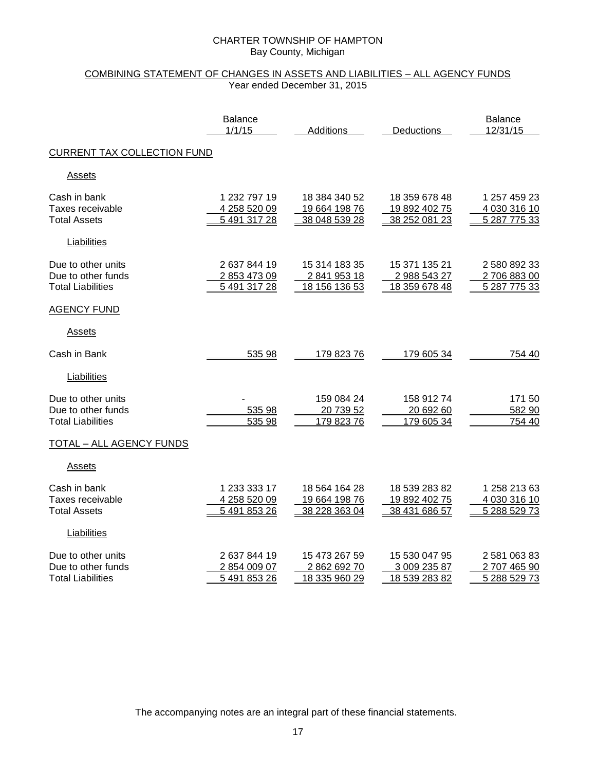CHARTER TOWNSHIP OF HAMPTON
Bay County, Michigan

COMBINING STATEMENT OF CHANGES IN ASSETS AND LIABILITIES – ALL AGENCY FUNDS
Year ended December 31, 2015

| | Balance 1/1/15 | Additions | Deductions | Balance 12/31/15 |
|---|---|---|---|---|
| **CURRENT TAX COLLECTION FUND** | | | | |
| Assets | | | | |
| Cash in bank | 1 232 797 19 | 18 384 340 52 | 18 359 678 48 | 1 257 459 23 |
| Taxes receivable | 4 258 520 09 | 19 664 198 76 | 19 892 402 75 | 4 030 316 10 |
| Total Assets | 5 491 317 28 | 38 048 539 28 | 38 252 081 23 | 5 287 775 33 |
| Liabilities | | | | |
| Due to other units | 2 637 844 19 | 15 314 183 35 | 15 371 135 21 | 2 580 892 33 |
| Due to other funds | 2 853 473 09 | 2 841 953 18 | 2 988 543 27 | 2 706 883 00 |
| Total Liabilities | 5 491 317 28 | 18 156 136 53 | 18 359 678 48 | 5 287 775 33 |
| **AGENCY FUND** | | | | |
| Assets | | | | |
| Cash in Bank | 535 98 | 179 823 76 | 179 605 34 | 754 40 |
| Liabilities | | | | |
| Due to other units | - | 159 084 24 | 158 912 74 | 171 50 |
| Due to other funds | 535 98 | 20 739 52 | 20 692 60 | 582 90 |
| Total Liabilities | 535 98 | 179 823 76 | 179 605 34 | 754 40 |
| **TOTAL – ALL AGENCY FUNDS** | | | | |
| Assets | | | | |
| Cash in bank | 1 233 333 17 | 18 564 164 28 | 18 539 283 82 | 1 258 213 63 |
| Taxes receivable | 4 258 520 09 | 19 664 198 76 | 19 892 402 75 | 4 030 316 10 |
| Total Assets | 5 491 853 26 | 38 228 363 04 | 38 431 686 57 | 5 288 529 73 |
| Liabilities | | | | |
| Due to other units | 2 637 844 19 | 15 473 267 59 | 15 530 047 95 | 2 581 063 83 |
| Due to other funds | 2 854 009 07 | 2 862 692 70 | 3 009 235 87 | 2 707 465 90 |
| Total Liabilities | 5 491 853 26 | 18 335 960 29 | 18 539 283 82 | 5 288 529 73 |

The accompanying notes are an integral part of these financial statements.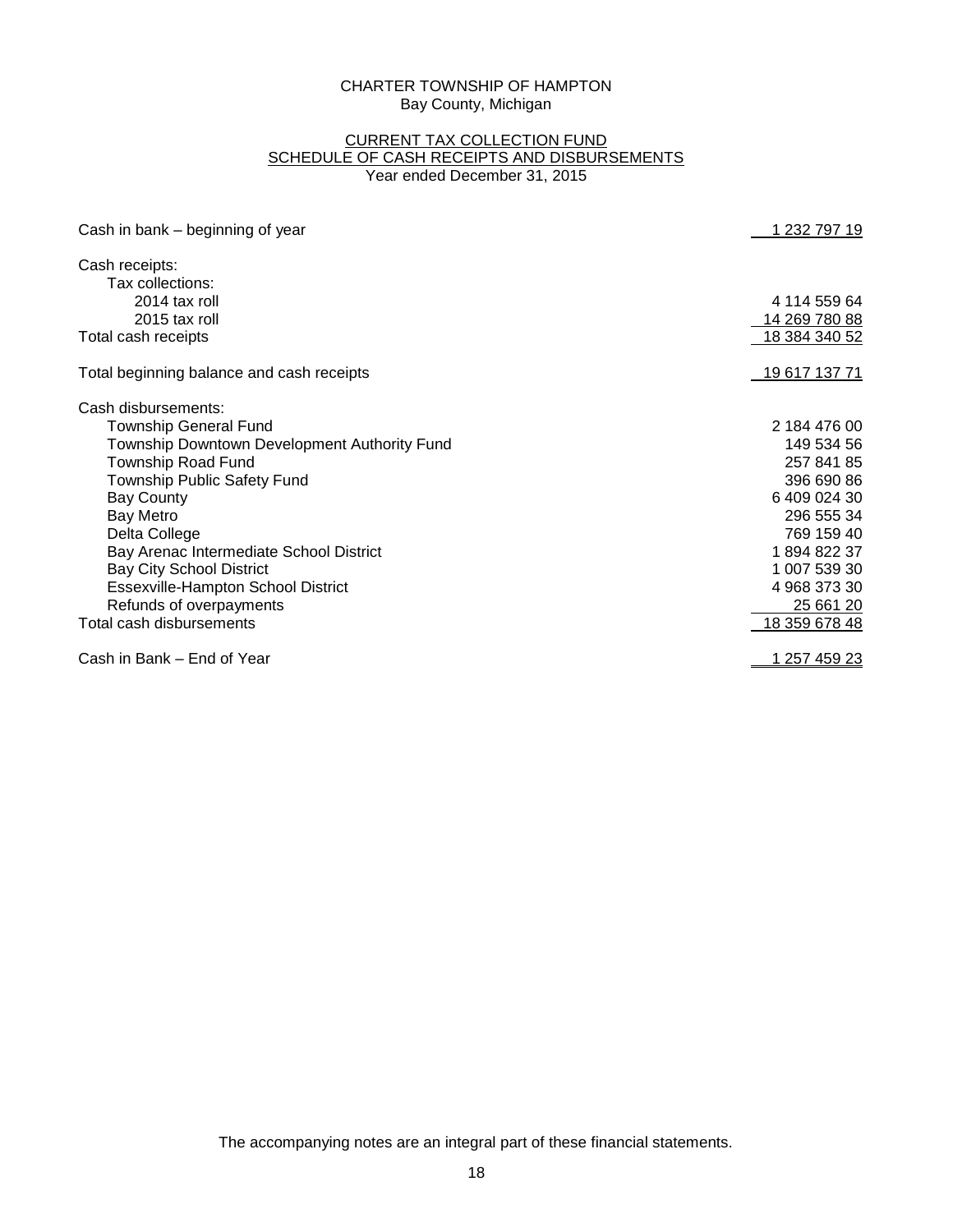CHARTER TOWNSHIP OF HAMPTON
Bay County, Michigan

CURRENT TAX COLLECTION FUND
SCHEDULE OF CASH RECEIPTS AND DISBURSEMENTS
Year ended December 31, 2015

| | |
|---|---:|
| Cash in bank – beginning of year | 1 232 797 19 |
| Cash receipts: | |
| Tax collections: | |
| 2014 tax roll | 4 114 559 64 |
| 2015 tax roll | 14 269 780 88 |
| Total cash receipts | 18 384 340 52 |
| Total beginning balance and cash receipts | 19 617 137 71 |
| Cash disbursements: | |
| Township General Fund | 2 184 476 00 |
| Township Downtown Development Authority Fund | 149 534 56 |
| Township Road Fund | 257 841 85 |
| Township Public Safety Fund | 396 690 86 |
| Bay County | 6 409 024 30 |
| Bay Metro | 296 555 34 |
| Delta College | 769 159 40 |
| Bay Arenac Intermediate School District | 1 894 822 37 |
| Bay City School District | 1 007 539 30 |
| Essexville-Hampton School District | 4 968 373 30 |
| Refunds of overpayments | 25 661 20 |
| Total cash disbursements | 18 359 678 48 |
| Cash in Bank – End of Year | 1 257 459 23 |

The accompanying notes are an integral part of these financial statements.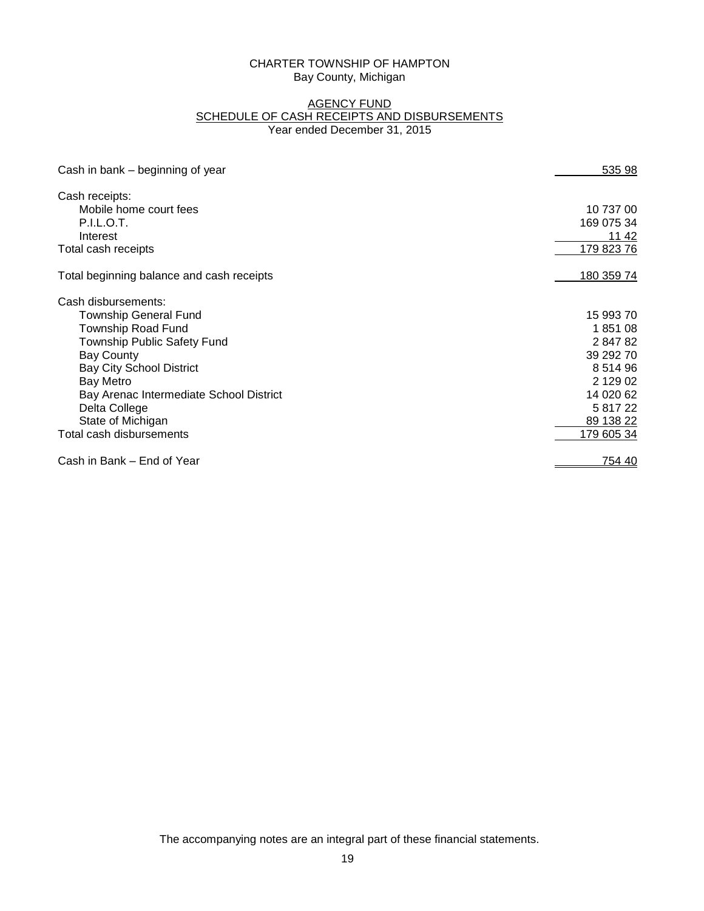CHARTER TOWNSHIP OF HAMPTON
Bay County, Michigan

AGENCY FUND
SCHEDULE OF CASH RECEIPTS AND DISBURSEMENTS
Year ended December 31, 2015

| | |
|---|---:|
| Cash in bank – beginning of year | 535 98 |
| Cash receipts: | |
| Mobile home court fees | 10 737 00 |
| P.I.L.O.T. | 169 075 34 |
| Interest | 11 42 |
| Total cash receipts | 179 823 76 |
| Total beginning balance and cash receipts | 180 359 74 |
| Cash disbursements: | |
| Township General Fund | 15 993 70 |
| Township Road Fund | 1 851 08 |
| Township Public Safety Fund | 2 847 82 |
| Bay County | 39 292 70 |
| Bay City School District | 8 514 96 |
| Bay Metro | 2 129 02 |
| Bay Arenac Intermediate School District | 14 020 62 |
| Delta College | 5 817 22 |
| State of Michigan | 89 138 22 |
| Total cash disbursements | 179 605 34 |
| Cash in Bank – End of Year | 754 40 |

The accompanying notes are an integral part of these financial statements.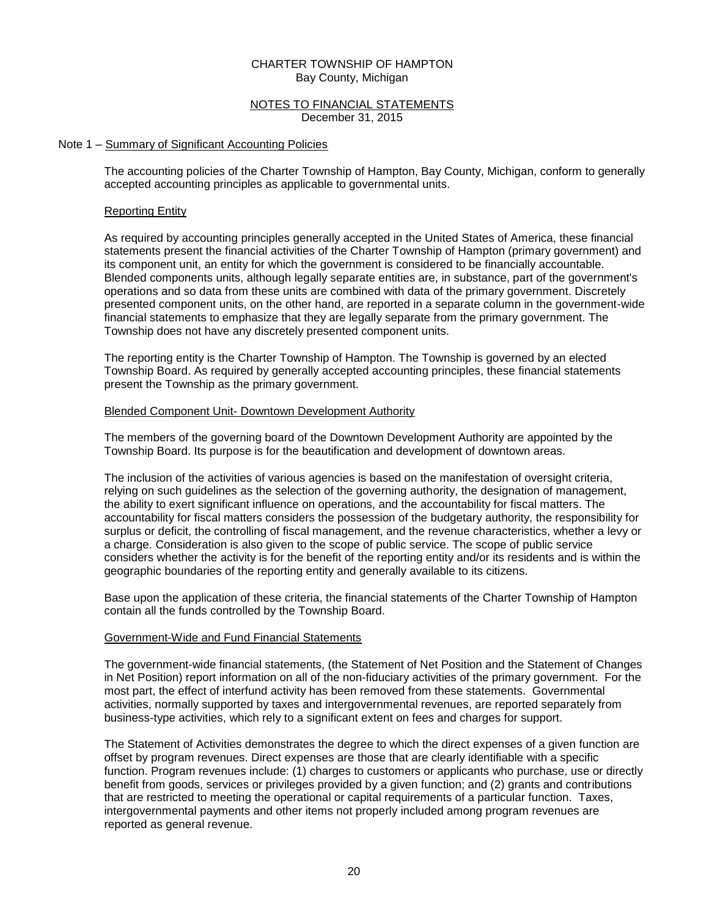CHARTER TOWNSHIP OF HAMPTON
Bay County, Michigan

NOTES TO FINANCIAL STATEMENTS
December 31, 2015

Note 1 – Summary of Significant Accounting Policies

The accounting policies of the Charter Township of Hampton, Bay County, Michigan, conform to generally accepted accounting principles as applicable to governmental units.

Reporting Entity

As required by accounting principles generally accepted in the United States of America, these financial statements present the financial activities of the Charter Township of Hampton (primary government) and its component unit, an entity for which the government is considered to be financially accountable. Blended components units, although legally separate entities are, in substance, part of the government's operations and so data from these units are combined with data of the primary government. Discretely presented component units, on the other hand, are reported in a separate column in the government-wide financial statements to emphasize that they are legally separate from the primary government. The Township does not have any discretely presented component units.

The reporting entity is the Charter Township of Hampton. The Township is governed by an elected Township Board. As required by generally accepted accounting principles, these financial statements present the Township as the primary government.

Blended Component Unit- Downtown Development Authority

The members of the governing board of the Downtown Development Authority are appointed by the Township Board. Its purpose is for the beautification and development of downtown areas.

The inclusion of the activities of various agencies is based on the manifestation of oversight criteria, relying on such guidelines as the selection of the governing authority, the designation of management, the ability to exert significant influence on operations, and the accountability for fiscal matters. The accountability for fiscal matters considers the possession of the budgetary authority, the responsibility for surplus or deficit, the controlling of fiscal management, and the revenue characteristics, whether a levy or a charge. Consideration is also given to the scope of public service. The scope of public service considers whether the activity is for the benefit of the reporting entity and/or its residents and is within the geographic boundaries of the reporting entity and generally available to its citizens.

Base upon the application of these criteria, the financial statements of the Charter Township of Hampton contain all the funds controlled by the Township Board.

Government-Wide and Fund Financial Statements

The government-wide financial statements, (the Statement of Net Position and the Statement of Changes in Net Position) report information on all of the non-fiduciary activities of the primary government. For the most part, the effect of interfund activity has been removed from these statements. Governmental activities, normally supported by taxes and intergovernmental revenues, are reported separately from business-type activities, which rely to a significant extent on fees and charges for support.

The Statement of Activities demonstrates the degree to which the direct expenses of a given function are offset by program revenues. Direct expenses are those that are clearly identifiable with a specific function. Program revenues include: (1) charges to customers or applicants who purchase, use or directly benefit from goods, services or privileges provided by a given function; and (2) grants and contributions that are restricted to meeting the operational or capital requirements of a particular function. Taxes, intergovernmental payments and other items not properly included among program revenues are reported as general revenue.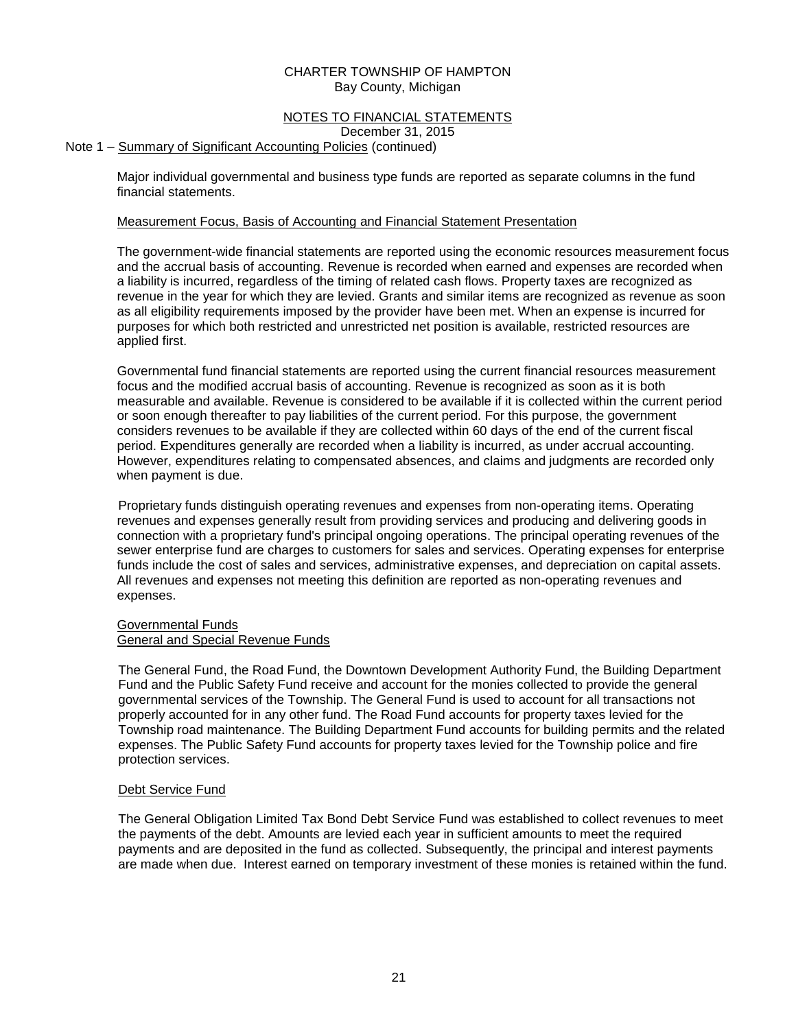CHARTER TOWNSHIP OF HAMPTON
Bay County, Michigan

NOTES TO FINANCIAL STATEMENTS
December 31, 2015

Note 1 – Summary of Significant Accounting Policies (continued)

Major individual governmental and business type funds are reported as separate columns in the fund financial statements.

### Measurement Focus, Basis of Accounting and Financial Statement Presentation

The government-wide financial statements are reported using the economic resources measurement focus and the accrual basis of accounting. Revenue is recorded when earned and expenses are recorded when a liability is incurred, regardless of the timing of related cash flows. Property taxes are recognized as revenue in the year for which they are levied. Grants and similar items are recognized as revenue as soon as all eligibility requirements imposed by the provider have been met. When an expense is incurred for purposes for which both restricted and unrestricted net position is available, restricted resources are applied first.

Governmental fund financial statements are reported using the current financial resources measurement focus and the modified accrual basis of accounting. Revenue is recognized as soon as it is both measurable and available. Revenue is considered to be available if it is collected within the current period or soon enough thereafter to pay liabilities of the current period. For this purpose, the government considers revenues to be available if they are collected within 60 days of the end of the current fiscal period. Expenditures generally are recorded when a liability is incurred, as under accrual accounting. However, expenditures relating to compensated absences, and claims and judgments are recorded only when payment is due.

Proprietary funds distinguish operating revenues and expenses from non-operating items. Operating revenues and expenses generally result from providing services and producing and delivering goods in connection with a proprietary fund's principal ongoing operations. The principal operating revenues of the sewer enterprise fund are charges to customers for sales and services. Operating expenses for enterprise funds include the cost of sales and services, administrative expenses, and depreciation on capital assets. All revenues and expenses not meeting this definition are reported as non-operating revenues and expenses.

### Governmental Funds

#### General and Special Revenue Funds

The General Fund, the Road Fund, the Downtown Development Authority Fund, the Building Department Fund and the Public Safety Fund receive and account for the monies collected to provide the general governmental services of the Township. The General Fund is used to account for all transactions not properly accounted for in any other fund. The Road Fund accounts for property taxes levied for the Township road maintenance. The Building Department Fund accounts for building permits and the related expenses. The Public Safety Fund accounts for property taxes levied for the Township police and fire protection services.

#### Debt Service Fund

The General Obligation Limited Tax Bond Debt Service Fund was established to collect revenues to meet the payments of the debt. Amounts are levied each year in sufficient amounts to meet the required payments and are deposited in the fund as collected. Subsequently, the principal and interest payments are made when due. Interest earned on temporary investment of these monies is retained within the fund.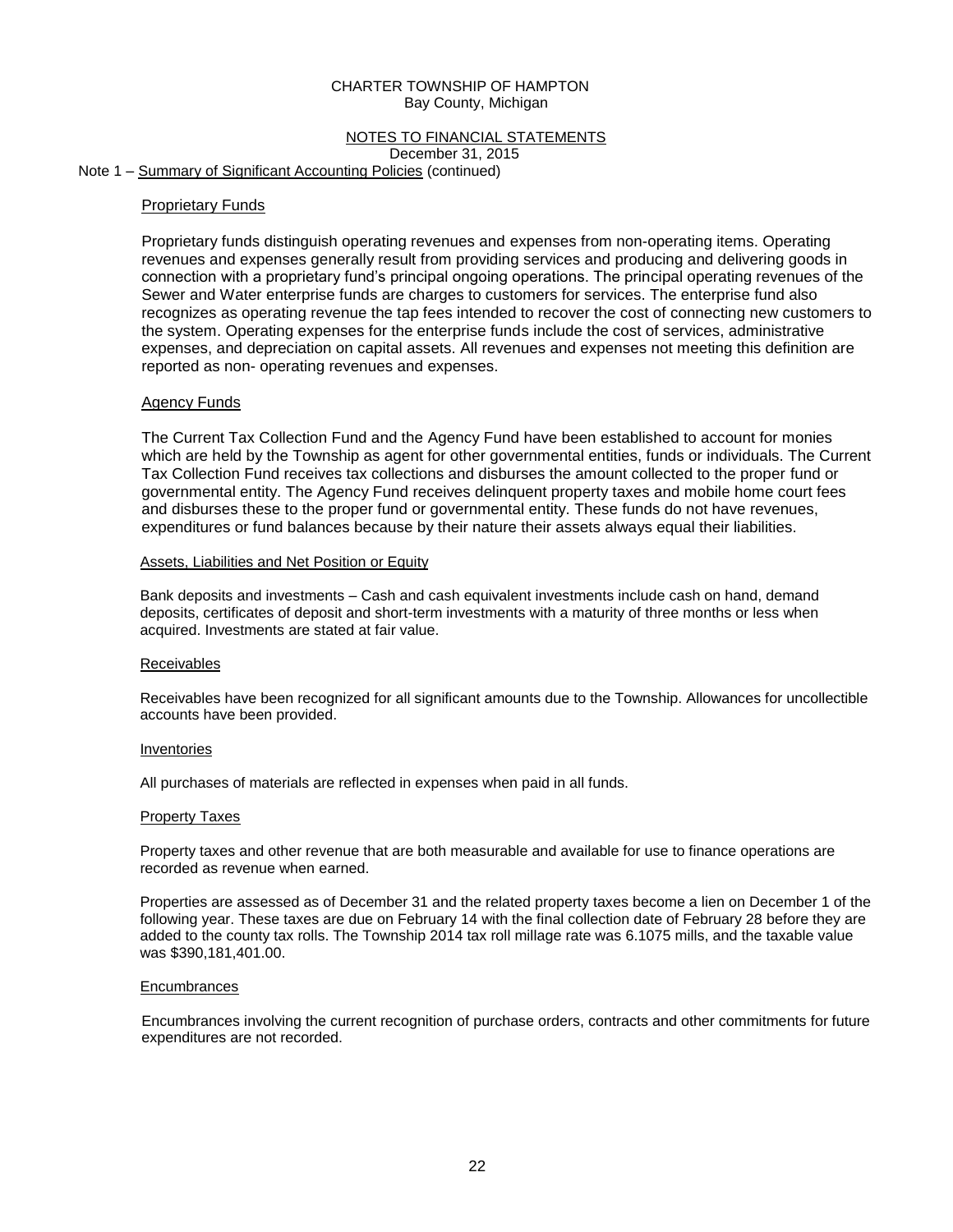CHARTER TOWNSHIP OF HAMPTON
Bay County, Michigan

NOTES TO FINANCIAL STATEMENTS
December 31, 2015

Note 1 – Summary of Significant Accounting Policies (continued)

### Proprietary Funds

Proprietary funds distinguish operating revenues and expenses from non-operating items. Operating revenues and expenses generally result from providing services and producing and delivering goods in connection with a proprietary fund's principal ongoing operations. The principal operating revenues of the Sewer and Water enterprise funds are charges to customers for services. The enterprise fund also recognizes as operating revenue the tap fees intended to recover the cost of connecting new customers to the system. Operating expenses for the enterprise funds include the cost of services, administrative expenses, and depreciation on capital assets. All revenues and expenses not meeting this definition are reported as non- operating revenues and expenses.

### Agency Funds

The Current Tax Collection Fund and the Agency Fund have been established to account for monies which are held by the Township as agent for other governmental entities, funds or individuals. The Current Tax Collection Fund receives tax collections and disburses the amount collected to the proper fund or governmental entity. The Agency Fund receives delinquent property taxes and mobile home court fees and disburses these to the proper fund or governmental entity. These funds do not have revenues, expenditures or fund balances because by their nature their assets always equal their liabilities.

### Assets, Liabilities and Net Position or Equity

Bank deposits and investments – Cash and cash equivalent investments include cash on hand, demand deposits, certificates of deposit and short-term investments with a maturity of three months or less when acquired. Investments are stated at fair value.

### Receivables

Receivables have been recognized for all significant amounts due to the Township. Allowances for uncollectible accounts have been provided.

### Inventories

All purchases of materials are reflected in expenses when paid in all funds.

### Property Taxes

Property taxes and other revenue that are both measurable and available for use to finance operations are recorded as revenue when earned.

Properties are assessed as of December 31 and the related property taxes become a lien on December 1 of the following year. These taxes are due on February 14 with the final collection date of February 28 before they are added to the county tax rolls. The Township 2014 tax roll millage rate was 6.1075 mills, and the taxable value was $390,181,401.00.

### Encumbrances

Encumbrances involving the current recognition of purchase orders, contracts and other commitments for future expenditures are not recorded.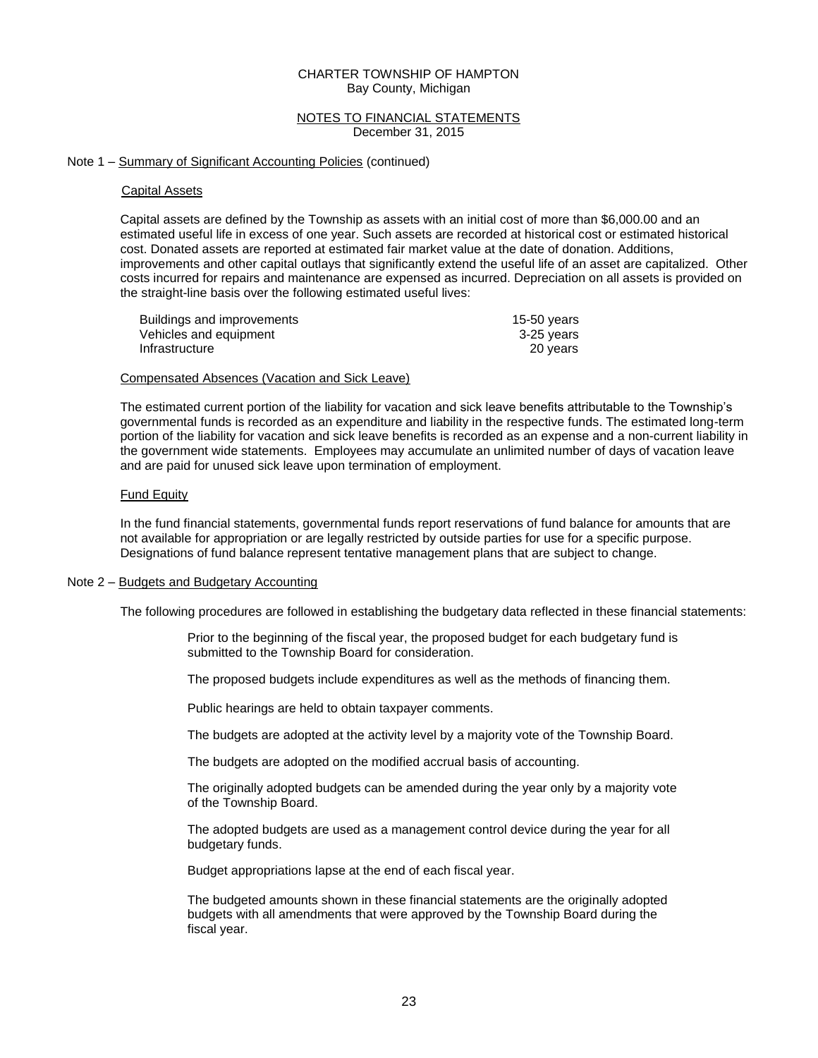CHARTER TOWNSHIP OF HAMPTON
Bay County, Michigan

NOTES TO FINANCIAL STATEMENTS
December 31, 2015

Note 1 – Summary of Significant Accounting Policies (continued)

### Capital Assets

Capital assets are defined by the Township as assets with an initial cost of more than $6,000.00 and an estimated useful life in excess of one year. Such assets are recorded at historical cost or estimated historical cost. Donated assets are reported at estimated fair market value at the date of donation. Additions, improvements and other capital outlays that significantly extend the useful life of an asset are capitalized. Other costs incurred for repairs and maintenance are expensed as incurred. Depreciation on all assets is provided on the straight-line basis over the following estimated useful lives:

| | |
|---|---|
| Buildings and improvements | 15-50 years |
| Vehicles and equipment | 3-25 years |
| Infrastructure | 20 years |

### Compensated Absences (Vacation and Sick Leave)

The estimated current portion of the liability for vacation and sick leave benefits attributable to the Township's governmental funds is recorded as an expenditure and liability in the respective funds. The estimated long-term portion of the liability for vacation and sick leave benefits is recorded as an expense and a non-current liability in the government wide statements. Employees may accumulate an unlimited number of days of vacation leave and are paid for unused sick leave upon termination of employment.

### Fund Equity

In the fund financial statements, governmental funds report reservations of fund balance for amounts that are not available for appropriation or are legally restricted by outside parties for use for a specific purpose. Designations of fund balance represent tentative management plans that are subject to change.

Note 2 – Budgets and Budgetary Accounting

The following procedures are followed in establishing the budgetary data reflected in these financial statements:

Prior to the beginning of the fiscal year, the proposed budget for each budgetary fund is submitted to the Township Board for consideration.

The proposed budgets include expenditures as well as the methods of financing them.

Public hearings are held to obtain taxpayer comments.

The budgets are adopted at the activity level by a majority vote of the Township Board.

The budgets are adopted on the modified accrual basis of accounting.

The originally adopted budgets can be amended during the year only by a majority vote of the Township Board.

The adopted budgets are used as a management control device during the year for all budgetary funds.

Budget appropriations lapse at the end of each fiscal year.

The budgeted amounts shown in these financial statements are the originally adopted budgets with all amendments that were approved by the Township Board during the fiscal year.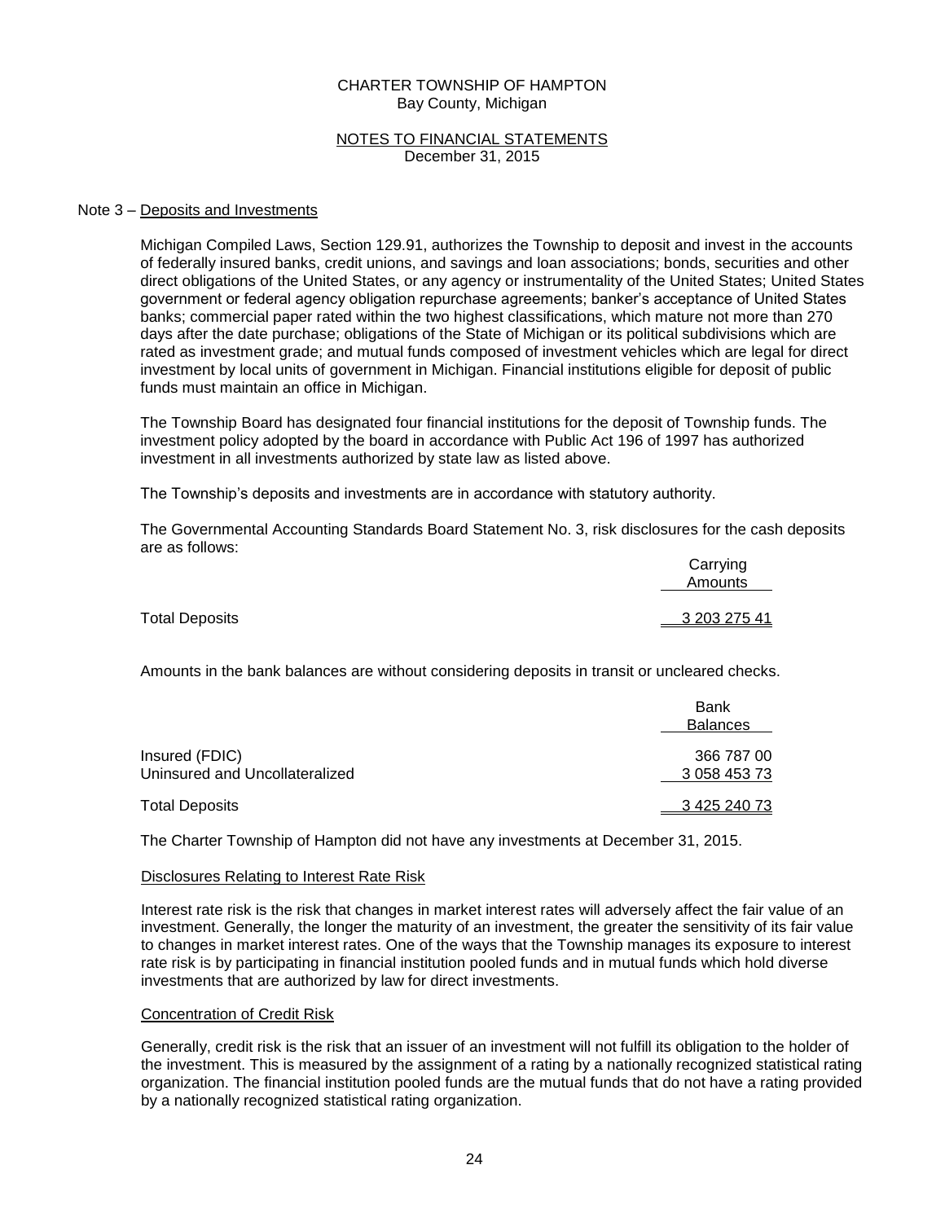CHARTER TOWNSHIP OF HAMPTON
Bay County, Michigan

NOTES TO FINANCIAL STATEMENTS
December 31, 2015

Note 3 – Deposits and Investments

Michigan Compiled Laws, Section 129.91, authorizes the Township to deposit and invest in the accounts of federally insured banks, credit unions, and savings and loan associations; bonds, securities and other direct obligations of the United States, or any agency or instrumentality of the United States; United States government or federal agency obligation repurchase agreements; banker's acceptance of United States banks; commercial paper rated within the two highest classifications, which mature not more than 270 days after the date purchase; obligations of the State of Michigan or its political subdivisions which are rated as investment grade; and mutual funds composed of investment vehicles which are legal for direct investment by local units of government in Michigan. Financial institutions eligible for deposit of public funds must maintain an office in Michigan.

The Township Board has designated four financial institutions for the deposit of Township funds. The investment policy adopted by the board in accordance with Public Act 196 of 1997 has authorized investment in all investments authorized by state law as listed above.

The Township's deposits and investments are in accordance with statutory authority.

The Governmental Accounting Standards Board Statement No. 3, risk disclosures for the cash deposits are as follows:

| | Carrying Amounts |
|---|---|
| Total Deposits | 3 203 275 41 |

Amounts in the bank balances are without considering deposits in transit or uncleared checks.

| | Bank Balances |
|---|---|
| Insured (FDIC) | 366 787 00 |
| Uninsured and Uncollateralized | 3 058 453 73 |
| Total Deposits | 3 425 240 73 |

The Charter Township of Hampton did not have any investments at December 31, 2015.

Disclosures Relating to Interest Rate Risk

Interest rate risk is the risk that changes in market interest rates will adversely affect the fair value of an investment. Generally, the longer the maturity of an investment, the greater the sensitivity of its fair value to changes in market interest rates. One of the ways that the Township manages its exposure to interest rate risk is by participating in financial institution pooled funds and in mutual funds which hold diverse investments that are authorized by law for direct investments.

Concentration of Credit Risk

Generally, credit risk is the risk that an issuer of an investment will not fulfill its obligation to the holder of the investment. This is measured by the assignment of a rating by a nationally recognized statistical rating organization. The financial institution pooled funds are the mutual funds that do not have a rating provided by a nationally recognized statistical rating organization.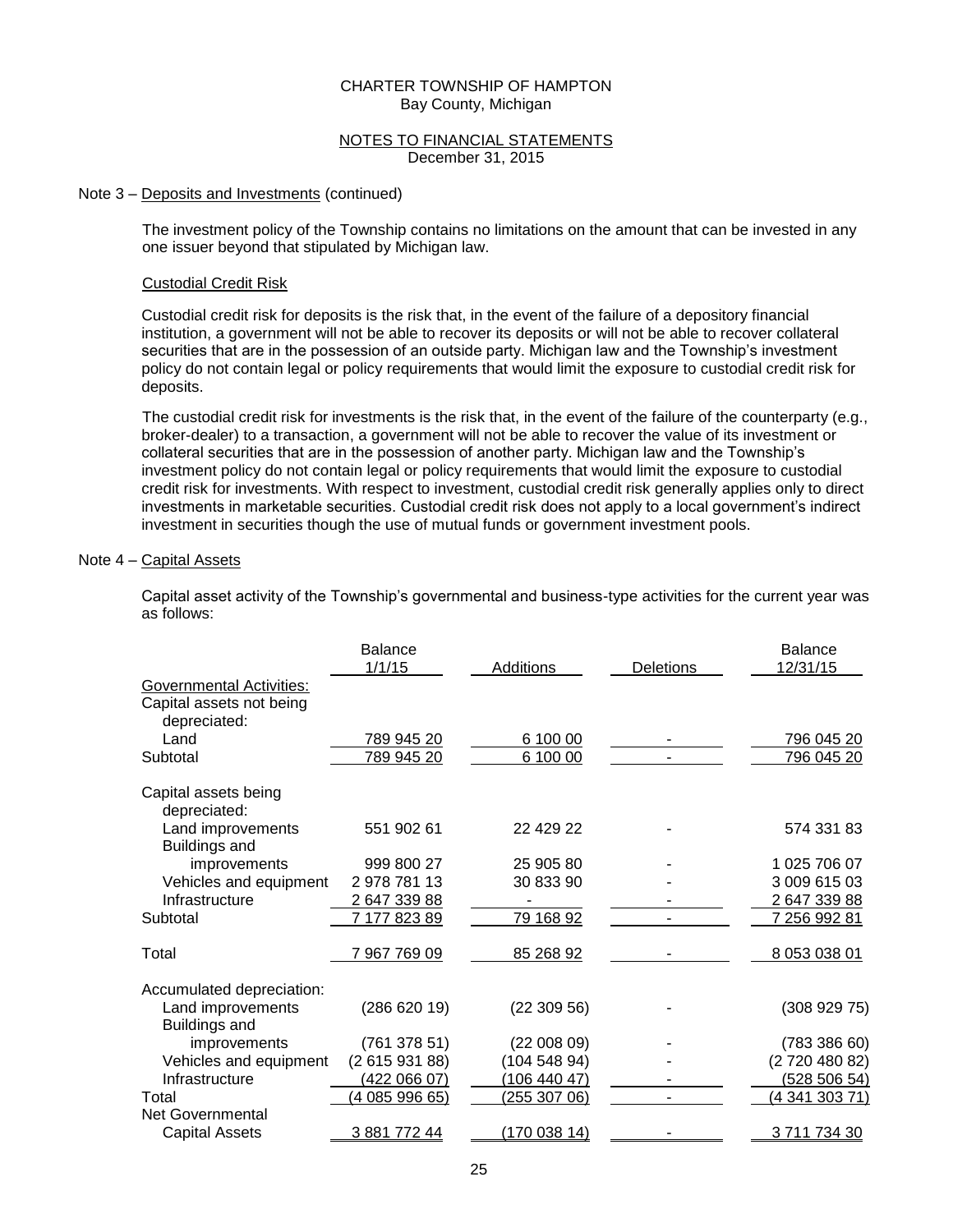CHARTER TOWNSHIP OF HAMPTON
Bay County, Michigan

NOTES TO FINANCIAL STATEMENTS
December 31, 2015

Note 3 – Deposits and Investments (continued)

The investment policy of the Township contains no limitations on the amount that can be invested in any one issuer beyond that stipulated by Michigan law.

Custodial Credit Risk

Custodial credit risk for deposits is the risk that, in the event of the failure of a depository financial institution, a government will not be able to recover its deposits or will not be able to recover collateral securities that are in the possession of an outside party. Michigan law and the Township's investment policy do not contain legal or policy requirements that would limit the exposure to custodial credit risk for deposits.

The custodial credit risk for investments is the risk that, in the event of the failure of the counterparty (e.g., broker-dealer) to a transaction, a government will not be able to recover the value of its investment or collateral securities that are in the possession of another party. Michigan law and the Township's investment policy do not contain legal or policy requirements that would limit the exposure to custodial credit risk for investments. With respect to investment, custodial credit risk generally applies only to direct investments in marketable securities. Custodial credit risk does not apply to a local government's indirect investment in securities though the use of mutual funds or government investment pools.

Note 4 – Capital Assets

Capital asset activity of the Township's governmental and business-type activities for the current year was as follows:

| | Balance 1/1/15 | Additions | Deletions | Balance 12/31/15 |
|---|---|---|---|---|
| Governmental Activities: | | | | |
| Capital assets not being depreciated: | | | | |
| Land | 789 945 20 | 6 100 00 | - | 796 045 20 |
| Subtotal | 789 945 20 | 6 100 00 | - | 796 045 20 |
| Capital assets being depreciated: | | | | |
| Land improvements | 551 902 61 | 22 429 22 | - | 574 331 83 |
| Buildings and improvements | 999 800 27 | 25 905 80 | - | 1 025 706 07 |
| Vehicles and equipment | 2 978 781 13 | 30 833 90 | - | 3 009 615 03 |
| Infrastructure | 2 647 339 88 | - | - | 2 647 339 88 |
| Subtotal | 7 177 823 89 | 79 168 92 | - | 7 256 992 81 |
| Total | 7 967 769 09 | 85 268 92 | - | 8 053 038 01 |
| Accumulated depreciation: | | | | |
| Land improvements | (286 620 19) | (22 309 56) | - | (308 929 75) |
| Buildings and improvements | (761 378 51) | (22 008 09) | - | (783 386 60) |
| Vehicles and equipment | (2 615 931 88) | (104 548 94) | - | (2 720 480 82) |
| Infrastructure | (422 066 07) | (106 440 47) | - | (528 506 54) |
| Total | (4 085 996 65) | (255 307 06) | - | (4 341 303 71) |
| Net Governmental Capital Assets | 3 881 772 44 | (170 038 14) | - | 3 711 734 30 |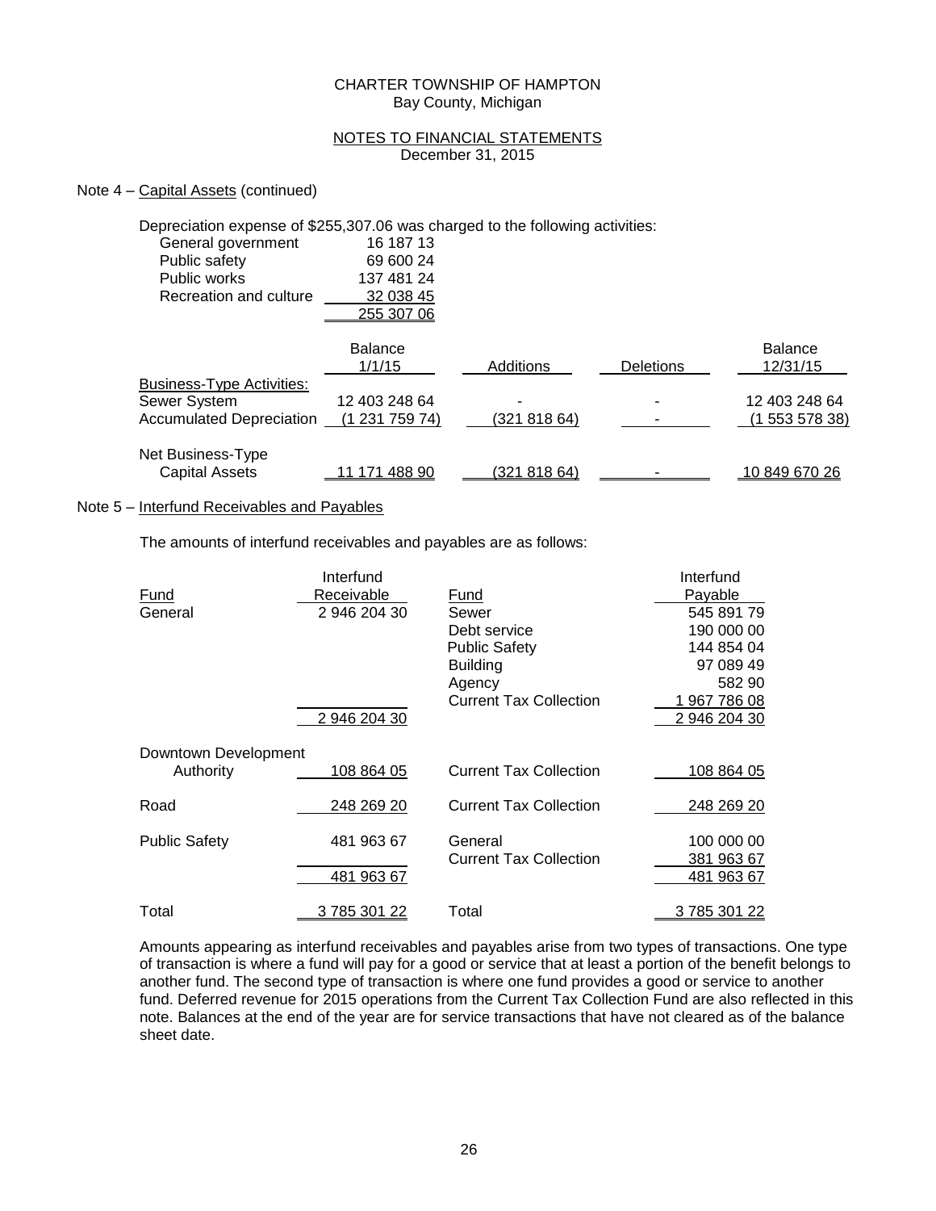CHARTER TOWNSHIP OF HAMPTON
Bay County, Michigan

NOTES TO FINANCIAL STATEMENTS
December 31, 2015

Note 4 – Capital Assets (continued)

Depreciation expense of $255,307.06 was charged to the following activities:

| | |
|---|---|
| General government | 16 187 13 |
| Public safety | 69 600 24 |
| Public works | 137 481 24 |
| Recreation and culture | 32 038 45 |
| | 255 307 06 |

| | Balance 1/1/15 | Additions | Deletions | Balance 12/31/15 |
|---|---|---|---|---|
| Business-Type Activities: | | | | |
| Sewer System | 12 403 248 64 | - | - | 12 403 248 64 |
| Accumulated Depreciation | (1 231 759 74) | (321 818 64) | - | (1 553 578 38) |
| Net Business-Type Capital Assets | 11 171 488 90 | (321 818 64) | - | 10 849 670 26 |

Note 5 – Interfund Receivables and Payables

The amounts of interfund receivables and payables are as follows:

| Fund | Interfund Receivable | Fund | Interfund Payable |
|---|---|---|---|
| General | 2 946 204 30 | Sewer | 545 891 79 |
| | | Debt service | 190 000 00 |
| | | Public Safety | 144 854 04 |
| | | Building | 97 089 49 |
| | | Agency | 582 90 |
| | | Current Tax Collection | 1 967 786 08 |
| | 2 946 204 30 | | 2 946 204 30 |
| Downtown Development Authority | 108 864 05 | Current Tax Collection | 108 864 05 |
| Road | 248 269 20 | Current Tax Collection | 248 269 20 |
| Public Safety | 481 963 67 | General | 100 000 00 |
| | | Current Tax Collection | 381 963 67 |
| | 481 963 67 | | 481 963 67 |
| Total | 3 785 301 22 | Total | 3 785 301 22 |

Amounts appearing as interfund receivables and payables arise from two types of transactions. One type of transaction is where a fund will pay for a good or service that at least a portion of the benefit belongs to another fund. The second type of transaction is where one fund provides a good or service to another fund. Deferred revenue for 2015 operations from the Current Tax Collection Fund are also reflected in this note. Balances at the end of the year are for service transactions that have not cleared as of the balance sheet date.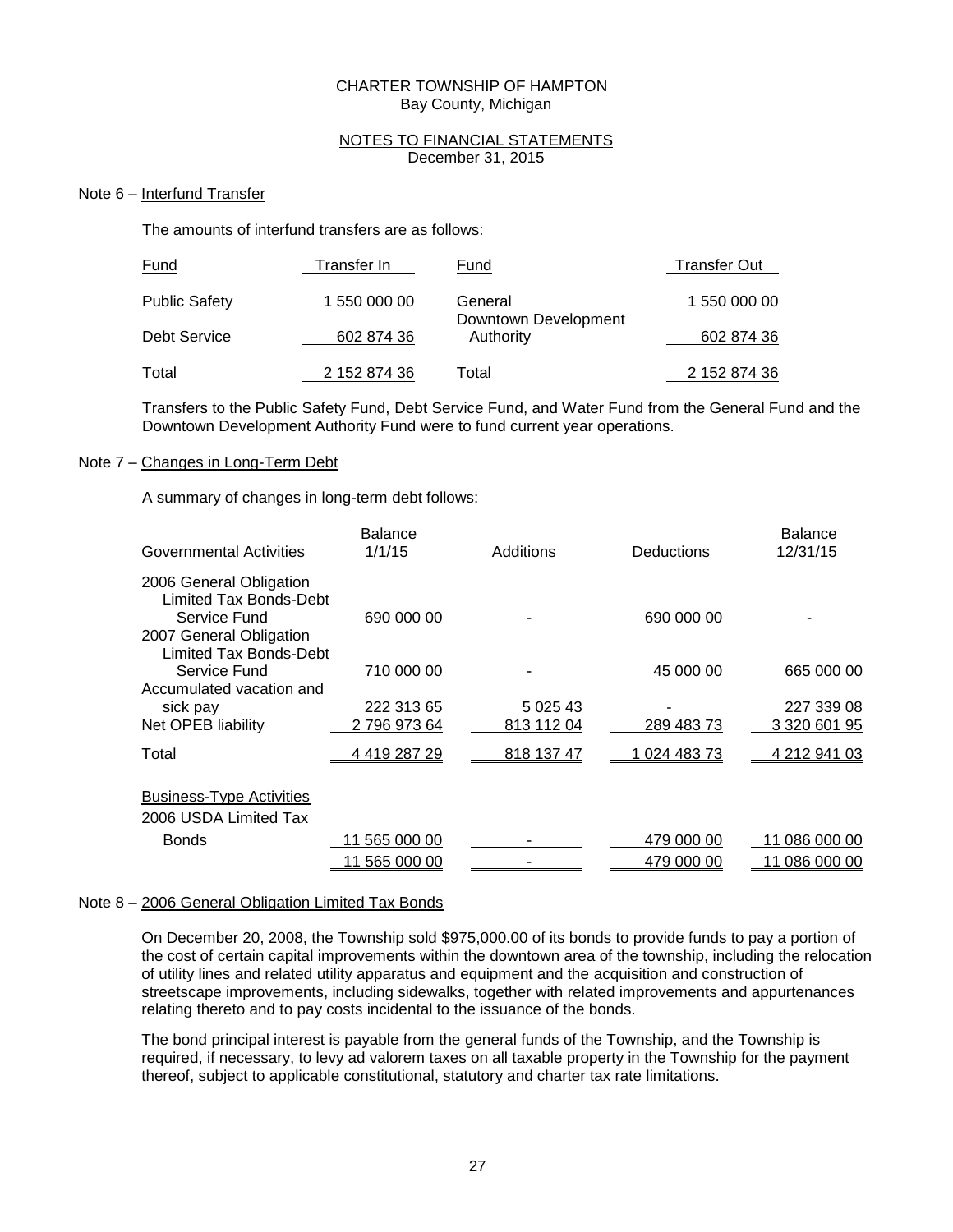CHARTER TOWNSHIP OF HAMPTON
Bay County, Michigan

NOTES TO FINANCIAL STATEMENTS
December 31, 2015

Note 6 – Interfund Transfer

The amounts of interfund transfers are as follows:

| Fund | Transfer In | Fund | Transfer Out |
|---|---|---|---|
| Public Safety | 1 550 000 00 | General | 1 550 000 00 |
| Debt Service | 602 874 36 | Downtown Development Authority | 602 874 36 |
| Total | 2 152 874 36 | Total | 2 152 874 36 |

Transfers to the Public Safety Fund, Debt Service Fund, and Water Fund from the General Fund and the Downtown Development Authority Fund were to fund current year operations.

Note 7 – Changes in Long-Term Debt

A summary of changes in long-term debt follows:

| Governmental Activities | Balance 1/1/15 | Additions | Deductions | Balance 12/31/15 |
|---|---|---|---|---|
| 2006 General Obligation Limited Tax Bonds-Debt Service Fund | 690 000 00 | - | 690 000 00 | - |
| 2007 General Obligation Limited Tax Bonds-Debt Service Fund | 710 000 00 | - | 45 000 00 | 665 000 00 |
| Accumulated vacation and sick pay | 222 313 65 | 5 025 43 | - | 227 339 08 |
| Net OPEB liability | 2 796 973 64 | 813 112 04 | 289 483 73 | 3 320 601 95 |
| Total | 4 419 287 29 | 818 137 47 | 1 024 483 73 | 4 212 941 03 |
| **Business-Type Activities** | | | | |
| 2006 USDA Limited Tax Bonds | 11 565 000 00 | - | 479 000 00 | 11 086 000 00 |
| | 11 565 000 00 | - | 479 000 00 | 11 086 000 00 |

Note 8 – 2006 General Obligation Limited Tax Bonds

On December 20, 2008, the Township sold $975,000.00 of its bonds to provide funds to pay a portion of the cost of certain capital improvements within the downtown area of the township, including the relocation of utility lines and related utility apparatus and equipment and the acquisition and construction of streetscape improvements, including sidewalks, together with related improvements and appurtenances relating thereto and to pay costs incidental to the issuance of the bonds.

The bond principal interest is payable from the general funds of the Township, and the Township is required, if necessary, to levy ad valorem taxes on all taxable property in the Township for the payment thereof, subject to applicable constitutional, statutory and charter tax rate limitations.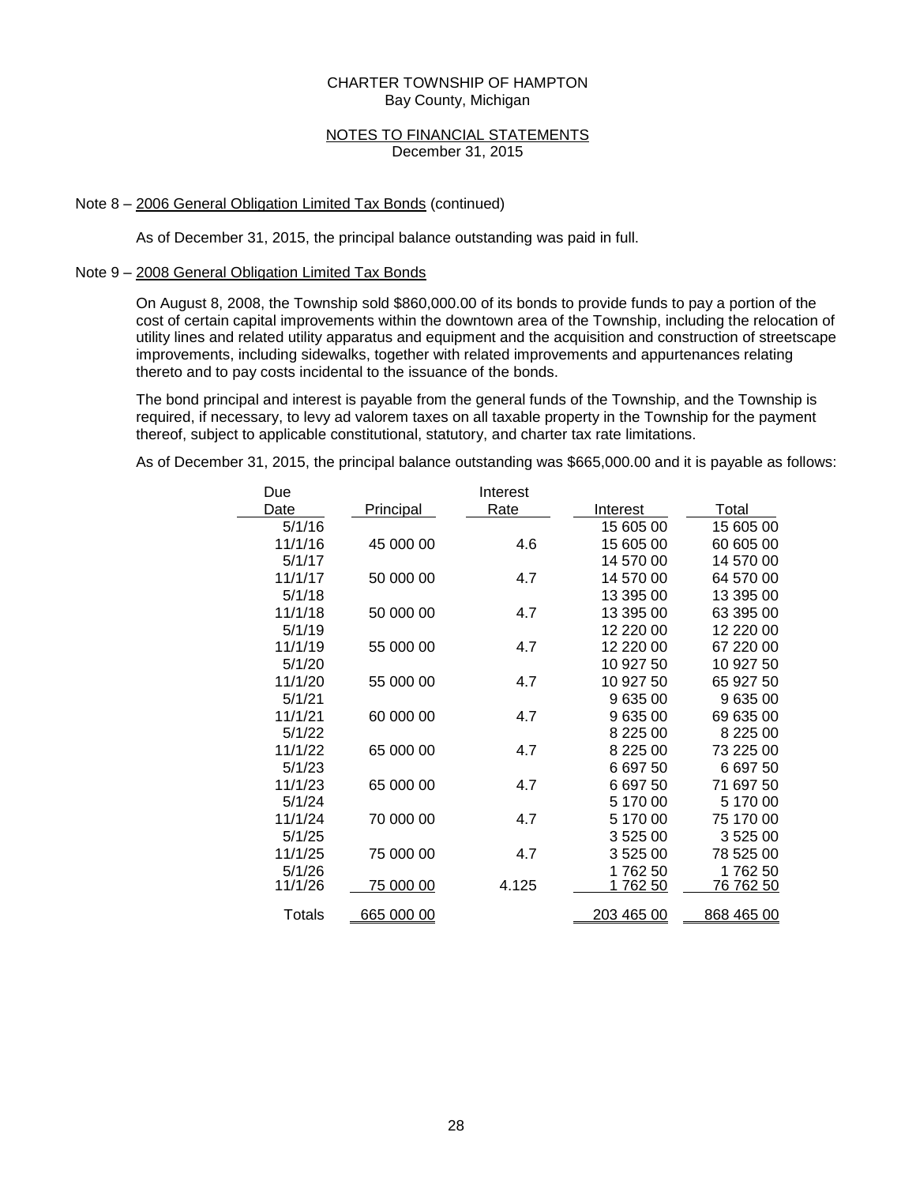CHARTER TOWNSHIP OF HAMPTON
Bay County, Michigan

NOTES TO FINANCIAL STATEMENTS
December 31, 2015

Note 8 – 2006 General Obligation Limited Tax Bonds (continued)

As of December 31, 2015, the principal balance outstanding was paid in full.

Note 9 – 2008 General Obligation Limited Tax Bonds

On August 8, 2008, the Township sold $860,000.00 of its bonds to provide funds to pay a portion of the cost of certain capital improvements within the downtown area of the Township, including the relocation of utility lines and related utility apparatus and equipment and the acquisition and construction of streetscape improvements, including sidewalks, together with related improvements and appurtenances relating thereto and to pay costs incidental to the issuance of the bonds.

The bond principal and interest is payable from the general funds of the Township, and the Township is required, if necessary, to levy ad valorem taxes on all taxable property in the Township for the payment thereof, subject to applicable constitutional, statutory, and charter tax rate limitations.

As of December 31, 2015, the principal balance outstanding was $665,000.00 and it is payable as follows:

| Due Date | Principal | Interest Rate | Interest | Total |
|---|---|---|---|---|
| 5/1/16 | | | 15 605 00 | 15 605 00 |
| 11/1/16 | 45 000 00 | 4.6 | 15 605 00 | 60 605 00 |
| 5/1/17 | | | 14 570 00 | 14 570 00 |
| 11/1/17 | 50 000 00 | 4.7 | 14 570 00 | 64 570 00 |
| 5/1/18 | | | 13 395 00 | 13 395 00 |
| 11/1/18 | 50 000 00 | 4.7 | 13 395 00 | 63 395 00 |
| 5/1/19 | | | 12 220 00 | 12 220 00 |
| 11/1/19 | 55 000 00 | 4.7 | 12 220 00 | 67 220 00 |
| 5/1/20 | | | 10 927 50 | 10 927 50 |
| 11/1/20 | 55 000 00 | 4.7 | 10 927 50 | 65 927 50 |
| 5/1/21 | | | 9 635 00 | 9 635 00 |
| 11/1/21 | 60 000 00 | 4.7 | 9 635 00 | 69 635 00 |
| 5/1/22 | | | 8 225 00 | 8 225 00 |
| 11/1/22 | 65 000 00 | 4.7 | 8 225 00 | 73 225 00 |
| 5/1/23 | | | 6 697 50 | 6 697 50 |
| 11/1/23 | 65 000 00 | 4.7 | 6 697 50 | 71 697 50 |
| 5/1/24 | | | 5 170 00 | 5 170 00 |
| 11/1/24 | 70 000 00 | 4.7 | 5 170 00 | 75 170 00 |
| 5/1/25 | | | 3 525 00 | 3 525 00 |
| 11/1/25 | 75 000 00 | 4.7 | 3 525 00 | 78 525 00 |
| 5/1/26 | | | 1 762 50 | 1 762 50 |
| 11/1/26 | 75 000 00 | 4.125 | 1 762 50 | 76 762 50 |
| Totals | 665 000 00 | | 203 465 00 | 868 465 00 |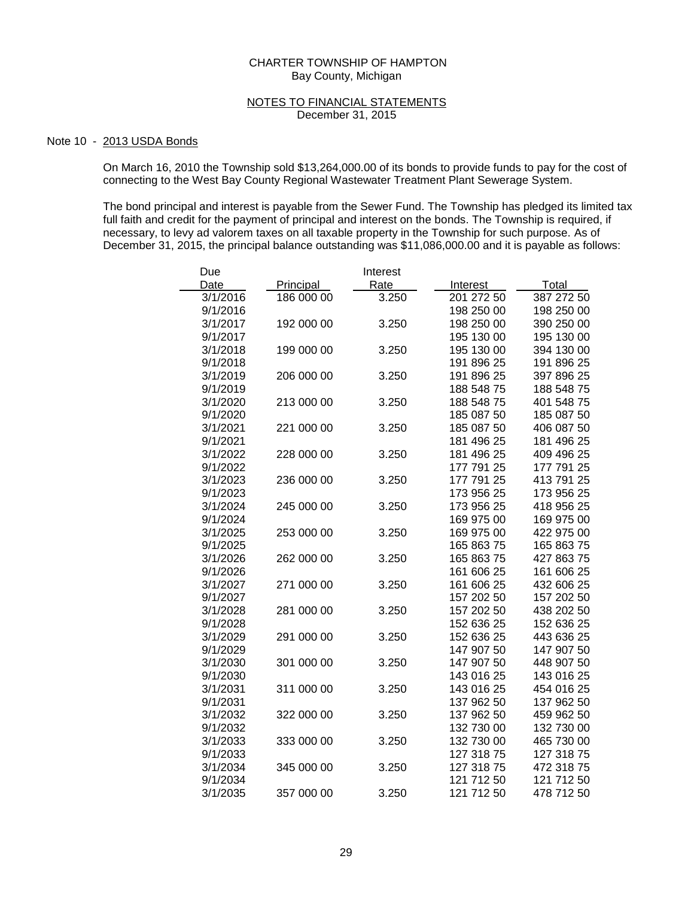CHARTER TOWNSHIP OF HAMPTON
Bay County, Michigan

NOTES TO FINANCIAL STATEMENTS
December 31, 2015

## Note 10 - 2013 USDA Bonds

On March 16, 2010 the Township sold $13,264,000.00 of its bonds to provide funds to pay for the cost of connecting to the West Bay County Regional Wastewater Treatment Plant Sewerage System.

The bond principal and interest is payable from the Sewer Fund. The Township has pledged its limited tax full faith and credit for the payment of principal and interest on the bonds. The Township is required, if necessary, to levy ad valorem taxes on all taxable property in the Township for such purpose. As of December 31, 2015, the principal balance outstanding was $11,086,000.00 and it is payable as follows:

| Due Date | Principal | Interest Rate | Interest | Total |
|---|---|---|---|---|
| 3/1/2016 | 186 000 00 | 3.250 | 201 272 50 | 387 272 50 |
| 9/1/2016 | | | 198 250 00 | 198 250 00 |
| 3/1/2017 | 192 000 00 | 3.250 | 198 250 00 | 390 250 00 |
| 9/1/2017 | | | 195 130 00 | 195 130 00 |
| 3/1/2018 | 199 000 00 | 3.250 | 195 130 00 | 394 130 00 |
| 9/1/2018 | | | 191 896 25 | 191 896 25 |
| 3/1/2019 | 206 000 00 | 3.250 | 191 896 25 | 397 896 25 |
| 9/1/2019 | | | 188 548 75 | 188 548 75 |
| 3/1/2020 | 213 000 00 | 3.250 | 188 548 75 | 401 548 75 |
| 9/1/2020 | | | 185 087 50 | 185 087 50 |
| 3/1/2021 | 221 000 00 | 3.250 | 185 087 50 | 406 087 50 |
| 9/1/2021 | | | 181 496 25 | 181 496 25 |
| 3/1/2022 | 228 000 00 | 3.250 | 181 496 25 | 409 496 25 |
| 9/1/2022 | | | 177 791 25 | 177 791 25 |
| 3/1/2023 | 236 000 00 | 3.250 | 177 791 25 | 413 791 25 |
| 9/1/2023 | | | 173 956 25 | 173 956 25 |
| 3/1/2024 | 245 000 00 | 3.250 | 173 956 25 | 418 956 25 |
| 9/1/2024 | | | 169 975 00 | 169 975 00 |
| 3/1/2025 | 253 000 00 | 3.250 | 169 975 00 | 422 975 00 |
| 9/1/2025 | | | 165 863 75 | 165 863 75 |
| 3/1/2026 | 262 000 00 | 3.250 | 165 863 75 | 427 863 75 |
| 9/1/2026 | | | 161 606 25 | 161 606 25 |
| 3/1/2027 | 271 000 00 | 3.250 | 161 606 25 | 432 606 25 |
| 9/1/2027 | | | 157 202 50 | 157 202 50 |
| 3/1/2028 | 281 000 00 | 3.250 | 157 202 50 | 438 202 50 |
| 9/1/2028 | | | 152 636 25 | 152 636 25 |
| 3/1/2029 | 291 000 00 | 3.250 | 152 636 25 | 443 636 25 |
| 9/1/2029 | | | 147 907 50 | 147 907 50 |
| 3/1/2030 | 301 000 00 | 3.250 | 147 907 50 | 448 907 50 |
| 9/1/2030 | | | 143 016 25 | 143 016 25 |
| 3/1/2031 | 311 000 00 | 3.250 | 143 016 25 | 454 016 25 |
| 9/1/2031 | | | 137 962 50 | 137 962 50 |
| 3/1/2032 | 322 000 00 | 3.250 | 137 962 50 | 459 962 50 |
| 9/1/2032 | | | 132 730 00 | 132 730 00 |
| 3/1/2033 | 333 000 00 | 3.250 | 132 730 00 | 465 730 00 |
| 9/1/2033 | | | 127 318 75 | 127 318 75 |
| 3/1/2034 | 345 000 00 | 3.250 | 127 318 75 | 472 318 75 |
| 9/1/2034 | | | 121 712 50 | 121 712 50 |
| 3/1/2035 | 357 000 00 | 3.250 | 121 712 50 | 478 712 50 |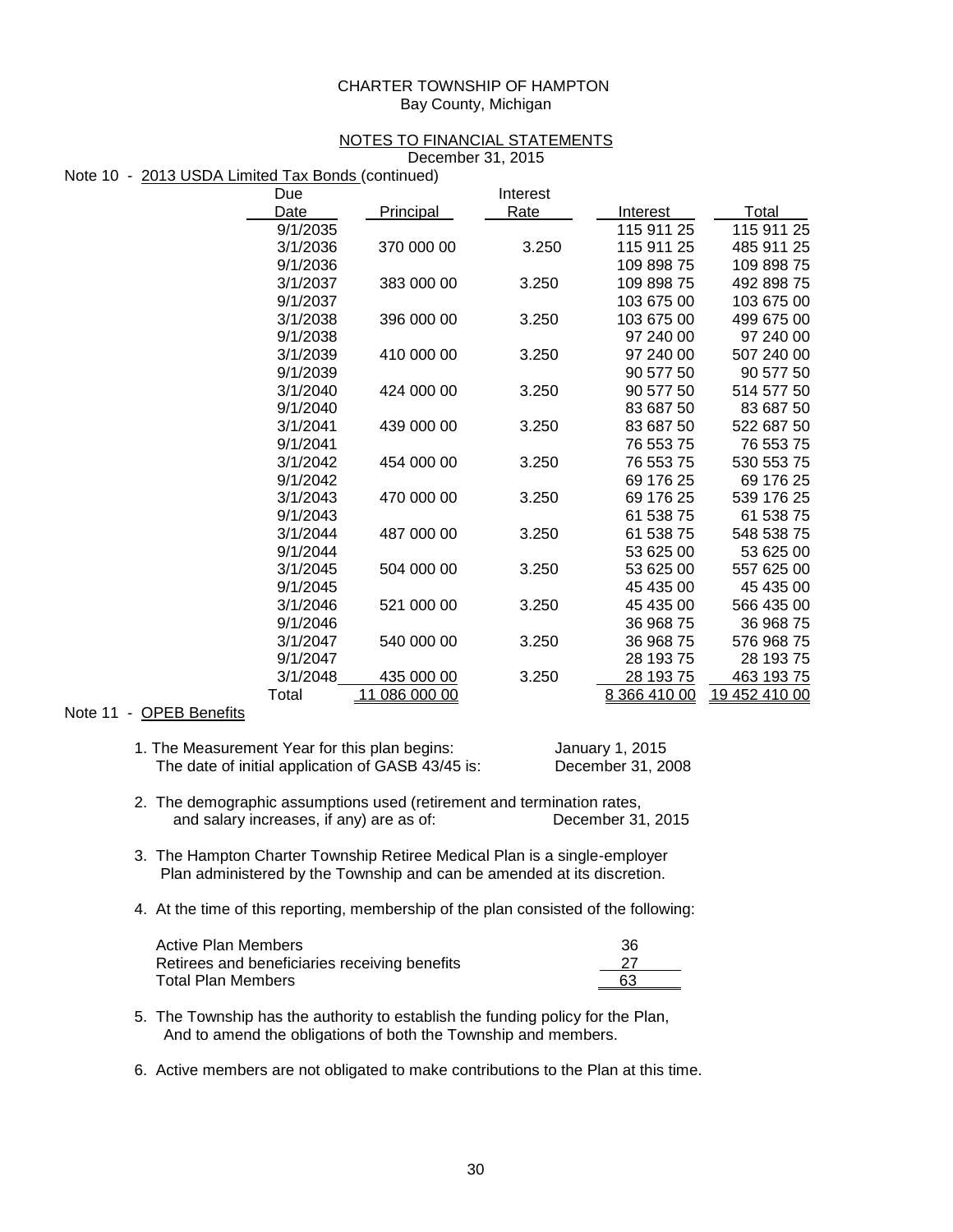CHARTER TOWNSHIP OF HAMPTON
Bay County, Michigan

NOTES TO FINANCIAL STATEMENTS
December 31, 2015

Note 10 - 2013 USDA Limited Tax Bonds (continued)

| Due Date | Principal | Interest Rate | Interest | Total |
|---|---|---|---|---|
| 9/1/2035 | | | 115 911 25 | 115 911 25 |
| 3/1/2036 | 370 000 00 | 3.250 | 115 911 25 | 485 911 25 |
| 9/1/2036 | | | 109 898 75 | 109 898 75 |
| 3/1/2037 | 383 000 00 | 3.250 | 109 898 75 | 492 898 75 |
| 9/1/2037 | | | 103 675 00 | 103 675 00 |
| 3/1/2038 | 396 000 00 | 3.250 | 103 675 00 | 499 675 00 |
| 9/1/2038 | | | 97 240 00 | 97 240 00 |
| 3/1/2039 | 410 000 00 | 3.250 | 97 240 00 | 507 240 00 |
| 9/1/2039 | | | 90 577 50 | 90 577 50 |
| 3/1/2040 | 424 000 00 | 3.250 | 90 577 50 | 514 577 50 |
| 9/1/2040 | | | 83 687 50 | 83 687 50 |
| 3/1/2041 | 439 000 00 | 3.250 | 83 687 50 | 522 687 50 |
| 9/1/2041 | | | 76 553 75 | 76 553 75 |
| 3/1/2042 | 454 000 00 | 3.250 | 76 553 75 | 530 553 75 |
| 9/1/2042 | | | 69 176 25 | 69 176 25 |
| 3/1/2043 | 470 000 00 | 3.250 | 69 176 25 | 539 176 25 |
| 9/1/2043 | | | 61 538 75 | 61 538 75 |
| 3/1/2044 | 487 000 00 | 3.250 | 61 538 75 | 548 538 75 |
| 9/1/2044 | | | 53 625 00 | 53 625 00 |
| 3/1/2045 | 504 000 00 | 3.250 | 53 625 00 | 557 625 00 |
| 9/1/2045 | | | 45 435 00 | 45 435 00 |
| 3/1/2046 | 521 000 00 | 3.250 | 45 435 00 | 566 435 00 |
| 9/1/2046 | | | 36 968 75 | 36 968 75 |
| 3/1/2047 | 540 000 00 | 3.250 | 36 968 75 | 576 968 75 |
| 9/1/2047 | | | 28 193 75 | 28 193 75 |
| 3/1/2048 | 435 000 00 | 3.250 | 28 193 75 | 463 193 75 |
| Total | 11 086 000 00 | | 8 366 410 00 | 19 452 410 00 |

Note 11 - OPEB Benefits

1. The Measurement Year for this plan begins: January 1, 2015
   The date of initial application of GASB 43/45 is: December 31, 2008

2. The demographic assumptions used (retirement and termination rates, and salary increases, if any) are as of: December 31, 2015

3. The Hampton Charter Township Retiree Medical Plan is a single-employer Plan administered by the Township and can be amended at its discretion.

4. At the time of this reporting, membership of the plan consisted of the following:

| | |
|---|---|
| Active Plan Members | 36 |
| Retirees and beneficiaries receiving benefits | 27 |
| Total Plan Members | 63 |

5. The Township has the authority to establish the funding policy for the Plan, And to amend the obligations of both the Township and members.

6. Active members are not obligated to make contributions to the Plan at this time.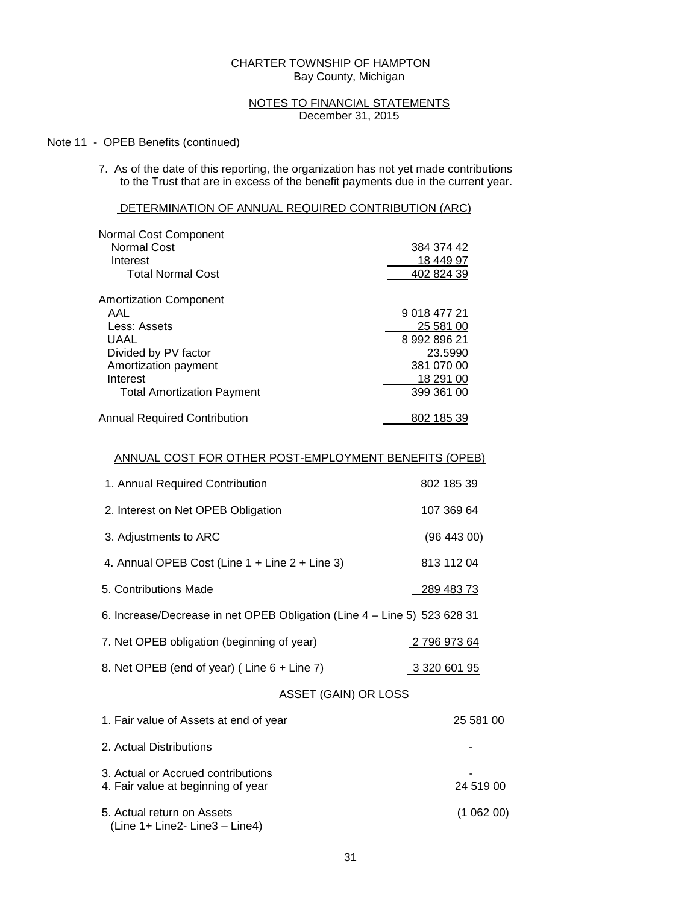CHARTER TOWNSHIP OF HAMPTON
Bay County, Michigan

NOTES TO FINANCIAL STATEMENTS
December 31, 2015

Note 11 - OPEB Benefits (continued)

7. As of the date of this reporting, the organization has not yet made contributions to the Trust that are in excess of the benefit payments due in the current year.

### DETERMINATION OF ANNUAL REQUIRED CONTRIBUTION (ARC)

| | |
|---|---|
| Normal Cost Component | |
| Normal Cost | 384 374 42 |
| Interest | 18 449 97 |
| Total Normal Cost | 402 824 39 |
| | |
| Amortization Component | |
| AAL | 9 018 477 21 |
| Less: Assets | 25 581 00 |
| UAAL | 8 992 896 21 |
| Divided by PV factor | 23.5990 |
| Amortization payment | 381 070 00 |
| Interest | 18 291 00 |
| Total Amortization Payment | 399 361 00 |
| | |
| Annual Required Contribution | 802 185 39 |

### ANNUAL COST FOR OTHER POST-EMPLOYMENT BENEFITS (OPEB)

| | |
|---|---|
| 1. Annual Required Contribution | 802 185 39 |
| 2. Interest on Net OPEB Obligation | 107 369 64 |
| 3. Adjustments to ARC | (96 443 00) |
| 4. Annual OPEB Cost (Line 1 + Line 2 + Line 3) | 813 112 04 |
| 5. Contributions Made | 289 483 73 |
| 6. Increase/Decrease in net OPEB Obligation (Line 4 – Line 5) | 523 628 31 |
| 7. Net OPEB obligation (beginning of year) | 2 796 973 64 |
| 8. Net OPEB (end of year) ( Line 6 + Line 7) | 3 320 601 95 |

### ASSET (GAIN) OR LOSS

| | |
|---|---|
| 1. Fair value of Assets at end of year | 25 581 00 |
| 2. Actual Distributions | - |
| 3. Actual or Accrued contributions | - |
| 4. Fair value at beginning of year | 24 519 00 |
| 5. Actual return on Assets (Line 1+ Line2- Line3 – Line4) | (1 062 00) |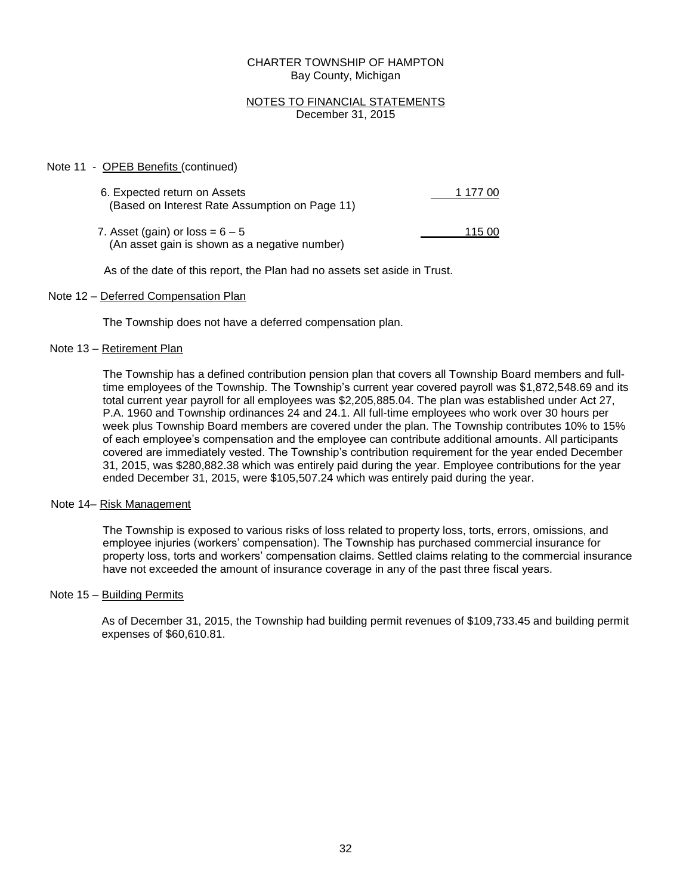CHARTER TOWNSHIP OF HAMPTON
Bay County, Michigan

NOTES TO FINANCIAL STATEMENTS
December 31, 2015

Note 11 - OPEB Benefits (continued)

| | |
|---|---|
| 6. Expected return on Assets (Based on Interest Rate Assumption on Page 11) | 1 177 00 |
| 7. Asset (gain) or loss = 6 – 5 (An asset gain is shown as a negative number) | 115 00 |

As of the date of this report, the Plan had no assets set aside in Trust.

Note 12 – Deferred Compensation Plan

The Township does not have a deferred compensation plan.

Note 13 – Retirement Plan

The Township has a defined contribution pension plan that covers all Township Board members and full-time employees of the Township. The Township's current year covered payroll was $1,872,548.69 and its total current year payroll for all employees was $2,205,885.04. The plan was established under Act 27, P.A. 1960 and Township ordinances 24 and 24.1. All full-time employees who work over 30 hours per week plus Township Board members are covered under the plan. The Township contributes 10% to 15% of each employee's compensation and the employee can contribute additional amounts. All participants covered are immediately vested. The Township's contribution requirement for the year ended December 31, 2015, was $280,882.38 which was entirely paid during the year. Employee contributions for the year ended December 31, 2015, were $105,507.24 which was entirely paid during the year.

Note 14– Risk Management

The Township is exposed to various risks of loss related to property loss, torts, errors, omissions, and employee injuries (workers' compensation). The Township has purchased commercial insurance for property loss, torts and workers' compensation claims. Settled claims relating to the commercial insurance have not exceeded the amount of insurance coverage in any of the past three fiscal years.

Note 15 – Building Permits

As of December 31, 2015, the Township had building permit revenues of $109,733.45 and building permit expenses of $60,610.81.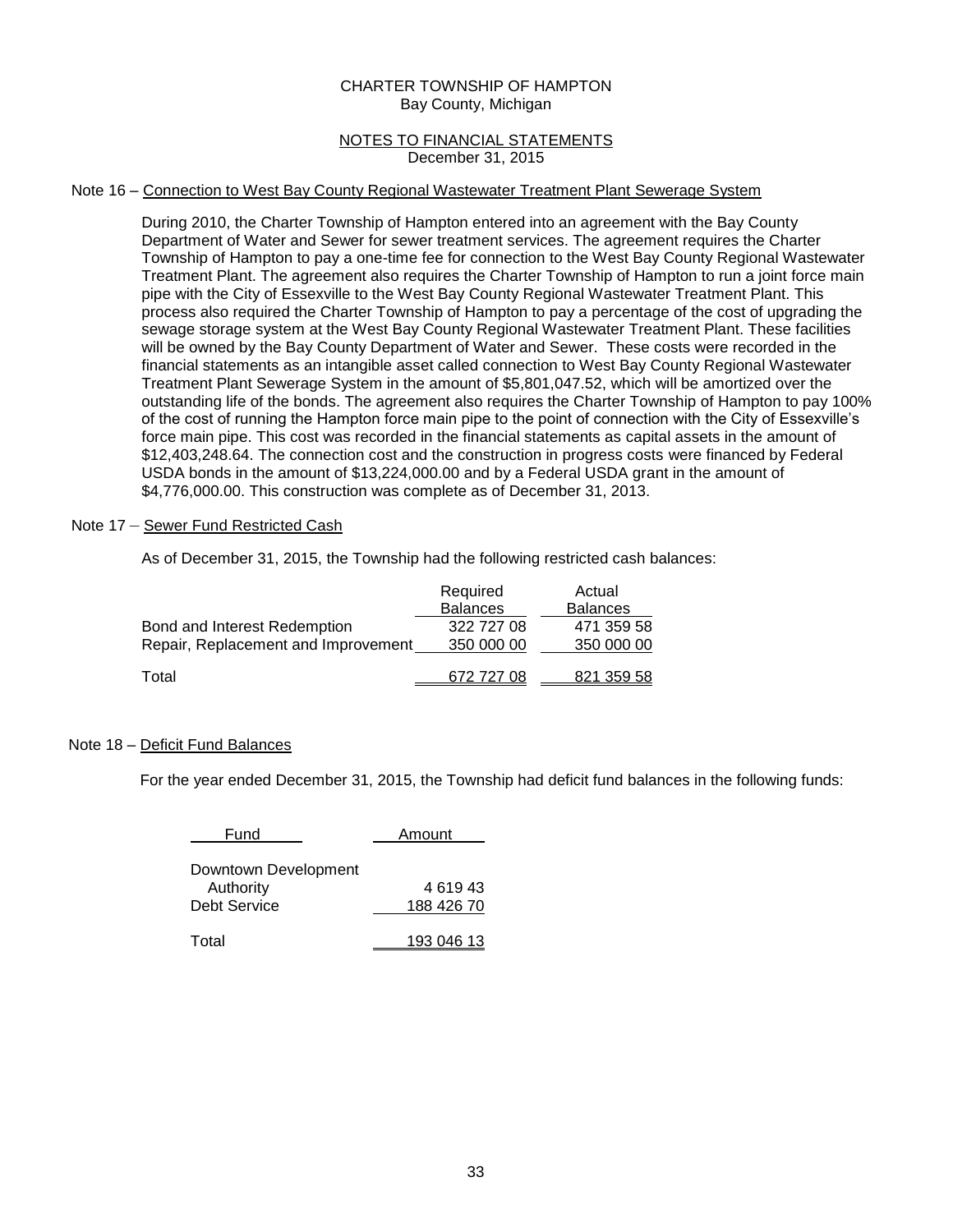CHARTER TOWNSHIP OF HAMPTON
Bay County, Michigan

NOTES TO FINANCIAL STATEMENTS
December 31, 2015

## Note 16 – Connection to West Bay County Regional Wastewater Treatment Plant Sewerage System

During 2010, the Charter Township of Hampton entered into an agreement with the Bay County Department of Water and Sewer for sewer treatment services. The agreement requires the Charter Township of Hampton to pay a one-time fee for connection to the West Bay County Regional Wastewater Treatment Plant. The agreement also requires the Charter Township of Hampton to run a joint force main pipe with the City of Essexville to the West Bay County Regional Wastewater Treatment Plant. This process also required the Charter Township of Hampton to pay a percentage of the cost of upgrading the sewage storage system at the West Bay County Regional Wastewater Treatment Plant. These facilities will be owned by the Bay County Department of Water and Sewer. These costs were recorded in the financial statements as an intangible asset called connection to West Bay County Regional Wastewater Treatment Plant Sewerage System in the amount of $5,801,047.52, which will be amortized over the outstanding life of the bonds. The agreement also requires the Charter Township of Hampton to pay 100% of the cost of running the Hampton force main pipe to the point of connection with the City of Essexville's force main pipe. This cost was recorded in the financial statements as capital assets in the amount of $12,403,248.64. The connection cost and the construction in progress costs were financed by Federal USDA bonds in the amount of $13,224,000.00 and by a Federal USDA grant in the amount of $4,776,000.00. This construction was complete as of December 31, 2013.

## Note 17 – Sewer Fund Restricted Cash

As of December 31, 2015, the Township had the following restricted cash balances:

| | Required Balances | Actual Balances |
|---|---|---|
| Bond and Interest Redemption | 322 727 08 | 471 359 58 |
| Repair, Replacement and Improvement | 350 000 00 | 350 000 00 |
| Total | 672 727 08 | 821 359 58 |

## Note 18 – Deficit Fund Balances

For the year ended December 31, 2015, the Township had deficit fund balances in the following funds:

| Fund | Amount |
|---|---|
| Downtown Development Authority | 4 619 43 |
| Debt Service | 188 426 70 |
| Total | 193 046 13 |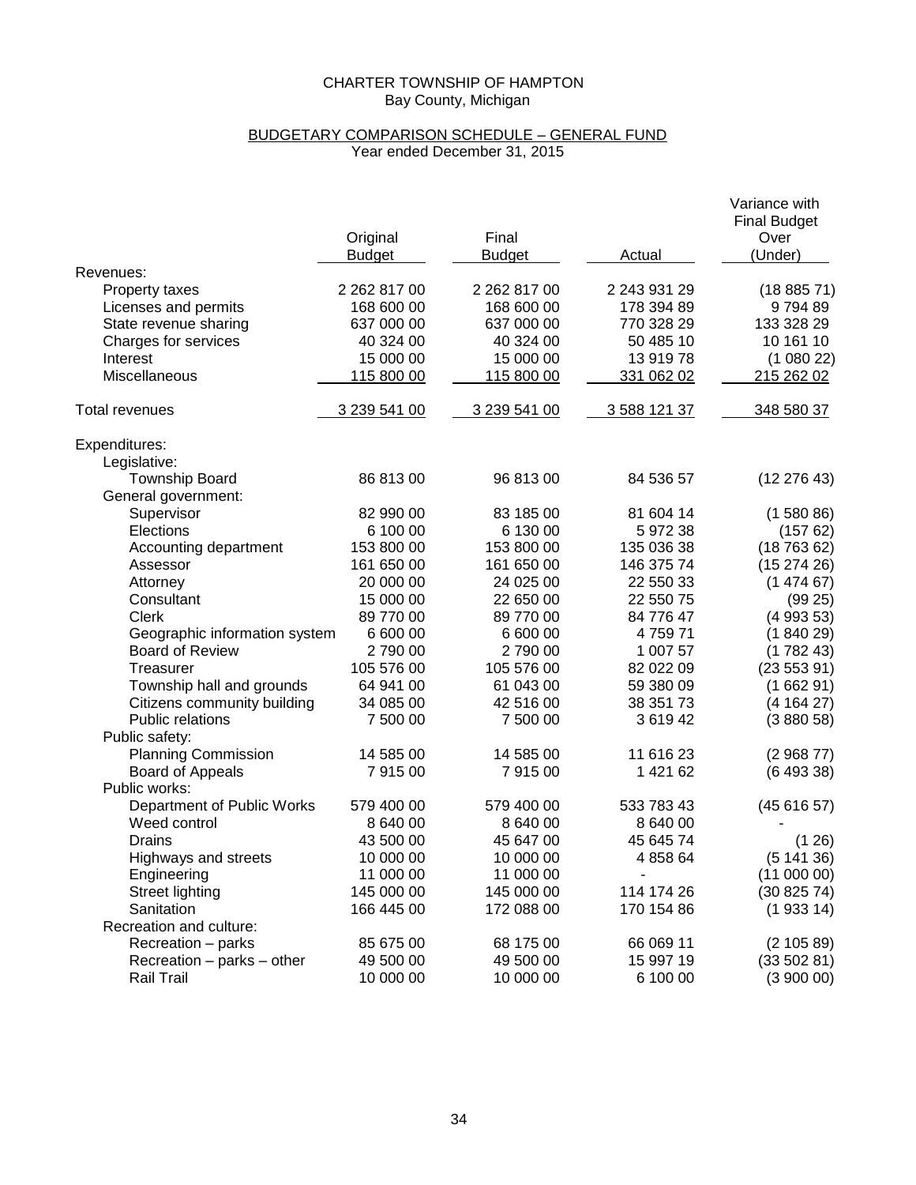CHARTER TOWNSHIP OF HAMPTON
Bay County, Michigan

## BUDGETARY COMPARISON SCHEDULE – GENERAL FUND
Year ended December 31, 2015

| | Original Budget | Final Budget | Actual | Variance with Final Budget Over (Under) |
|---|---|---|---|---|
| Revenues: | | | | |
| Property taxes | 2 262 817 00 | 2 262 817 00 | 2 243 931 29 | (18 885 71) |
| Licenses and permits | 168 600 00 | 168 600 00 | 178 394 89 | 9 794 89 |
| State revenue sharing | 637 000 00 | 637 000 00 | 770 328 29 | 133 328 29 |
| Charges for services | 40 324 00 | 40 324 00 | 50 485 10 | 10 161 10 |
| Interest | 15 000 00 | 15 000 00 | 13 919 78 | (1 080 22) |
| Miscellaneous | 115 800 00 | 115 800 00 | 331 062 02 | 215 262 02 |
| Total revenues | 3 239 541 00 | 3 239 541 00 | 3 588 121 37 | 348 580 37 |
| Expenditures: | | | | |
| Legislative: | | | | |
| Township Board | 86 813 00 | 96 813 00 | 84 536 57 | (12 276 43) |
| General government: | | | | |
| Supervisor | 82 990 00 | 83 185 00 | 81 604 14 | (1 580 86) |
| Elections | 6 100 00 | 6 130 00 | 5 972 38 | (157 62) |
| Accounting department | 153 800 00 | 153 800 00 | 135 036 38 | (18 763 62) |
| Assessor | 161 650 00 | 161 650 00 | 146 375 74 | (15 274 26) |
| Attorney | 20 000 00 | 24 025 00 | 22 550 33 | (1 474 67) |
| Consultant | 15 000 00 | 22 650 00 | 22 550 75 | (99 25) |
| Clerk | 89 770 00 | 89 770 00 | 84 776 47 | (4 993 53) |
| Geographic information system | 6 600 00 | 6 600 00 | 4 759 71 | (1 840 29) |
| Board of Review | 2 790 00 | 2 790 00 | 1 007 57 | (1 782 43) |
| Treasurer | 105 576 00 | 105 576 00 | 82 022 09 | (23 553 91) |
| Township hall and grounds | 64 941 00 | 61 043 00 | 59 380 09 | (1 662 91) |
| Citizens community building | 34 085 00 | 42 516 00 | 38 351 73 | (4 164 27) |
| Public relations | 7 500 00 | 7 500 00 | 3 619 42 | (3 880 58) |
| Public safety: | | | | |
| Planning Commission | 14 585 00 | 14 585 00 | 11 616 23 | (2 968 77) |
| Board of Appeals | 7 915 00 | 7 915 00 | 1 421 62 | (6 493 38) |
| Public works: | | | | |
| Department of Public Works | 579 400 00 | 579 400 00 | 533 783 43 | (45 616 57) |
| Weed control | 8 640 00 | 8 640 00 | 8 640 00 | - |
| Drains | 43 500 00 | 45 647 00 | 45 645 74 | (1 26) |
| Highways and streets | 10 000 00 | 10 000 00 | 4 858 64 | (5 141 36) |
| Engineering | 11 000 00 | 11 000 00 | - | (11 000 00) |
| Street lighting | 145 000 00 | 145 000 00 | 114 174 26 | (30 825 74) |
| Sanitation | 166 445 00 | 172 088 00 | 170 154 86 | (1 933 14) |
| Recreation and culture: | | | | |
| Recreation – parks | 85 675 00 | 68 175 00 | 66 069 11 | (2 105 89) |
| Recreation – parks – other | 49 500 00 | 49 500 00 | 15 997 19 | (33 502 81) |
| Rail Trail | 10 000 00 | 10 000 00 | 6 100 00 | (3 900 00) |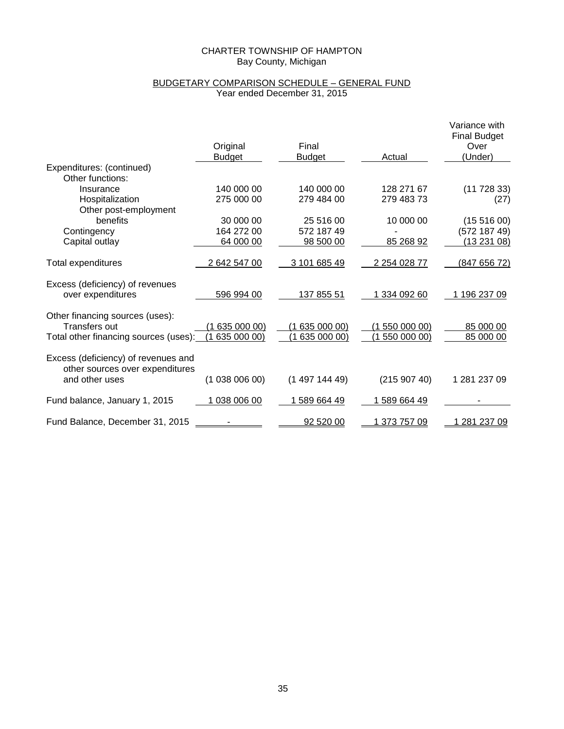CHARTER TOWNSHIP OF HAMPTON
Bay County, Michigan

## BUDGETARY COMPARISON SCHEDULE – GENERAL FUND
Year ended December 31, 2015

| | Original Budget | Final Budget | Actual | Variance with Final Budget Over (Under) |
|---|---|---|---|---|
| Expenditures: (continued) | | | | |
| Other functions: | | | | |
| Insurance | 140 000 00 | 140 000 00 | 128 271 67 | (11 728 33) |
| Hospitalization | 275 000 00 | 279 484 00 | 279 483 73 | (27) |
| Other post-employment benefits | 30 000 00 | 25 516 00 | 10 000 00 | (15 516 00) |
| Contingency | 164 272 00 | 572 187 49 | - | (572 187 49) |
| Capital outlay | 64 000 00 | 98 500 00 | 85 268 92 | (13 231 08) |
| Total expenditures | 2 642 547 00 | 3 101 685 49 | 2 254 028 77 | (847 656 72) |
| Excess (deficiency) of revenues over expenditures | 596 994 00 | 137 855 51 | 1 334 092 60 | 1 196 237 09 |
| Other financing sources (uses): | | | | |
| Transfers out | (1 635 000 00) | (1 635 000 00) | (1 550 000 00) | 85 000 00 |
| Total other financing sources (uses): | (1 635 000 00) | (1 635 000 00) | (1 550 000 00) | 85 000 00 |
| Excess (deficiency) of revenues and other sources over expenditures and other uses | (1 038 006 00) | (1 497 144 49) | (215 907 40) | 1 281 237 09 |
| Fund balance, January 1, 2015 | 1 038 006 00 | 1 589 664 49 | 1 589 664 49 | - |
| Fund Balance, December 31, 2015 | - | 92 520 00 | 1 373 757 09 | 1 281 237 09 |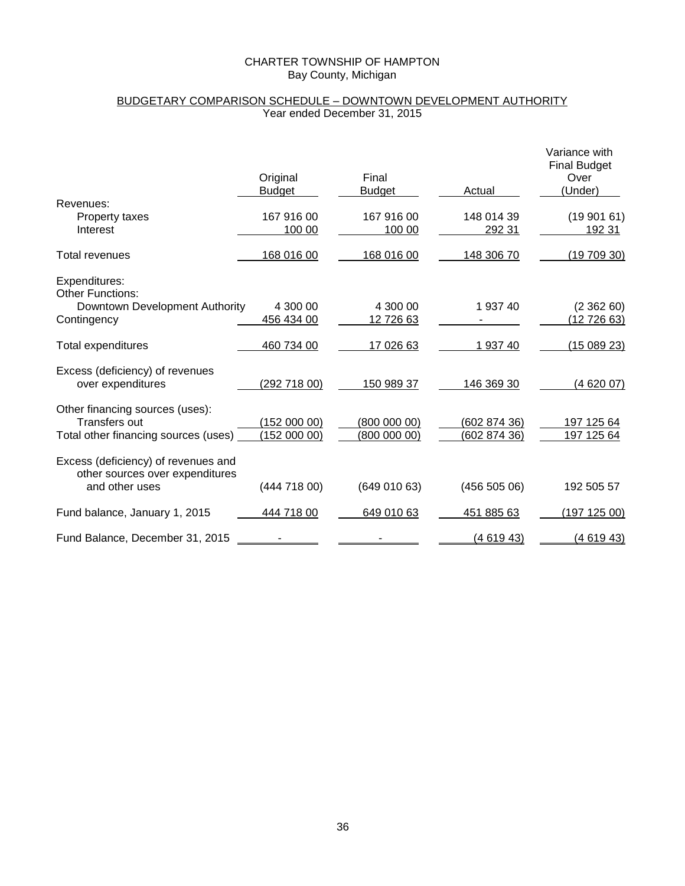CHARTER TOWNSHIP OF HAMPTON
Bay County, Michigan

BUDGETARY COMPARISON SCHEDULE – DOWNTOWN DEVELOPMENT AUTHORITY
Year ended December 31, 2015

| | Original Budget | Final Budget | Actual | Variance with Final Budget Over (Under) |
|---|---|---|---|---|
| Revenues: | | | | |
| Property taxes | 167 916 00 | 167 916 00 | 148 014 39 | (19 901 61) |
| Interest | 100 00 | 100 00 | 292 31 | 192 31 |
| Total revenues | 168 016 00 | 168 016 00 | 148 306 70 | (19 709 30) |
| Expenditures: | | | | |
| Other Functions: | | | | |
| Downtown Development Authority | 4 300 00 | 4 300 00 | 1 937 40 | (2 362 60) |
| Contingency | 456 434 00 | 12 726 63 | - | (12 726 63) |
| Total expenditures | 460 734 00 | 17 026 63 | 1 937 40 | (15 089 23) |
| Excess (deficiency) of revenues over expenditures | (292 718 00) | 150 989 37 | 146 369 30 | (4 620 07) |
| Other financing sources (uses): | | | | |
| Transfers out | (152 000 00) | (800 000 00) | (602 874 36) | 197 125 64 |
| Total other financing sources (uses) | (152 000 00) | (800 000 00) | (602 874 36) | 197 125 64 |
| Excess (deficiency) of revenues and other sources over expenditures and other uses | (444 718 00) | (649 010 63) | (456 505 06) | 192 505 57 |
| Fund balance, January 1, 2015 | 444 718 00 | 649 010 63 | 451 885 63 | (197 125 00) |
| Fund Balance, December 31, 2015 | - | - | (4 619 43) | (4 619 43) |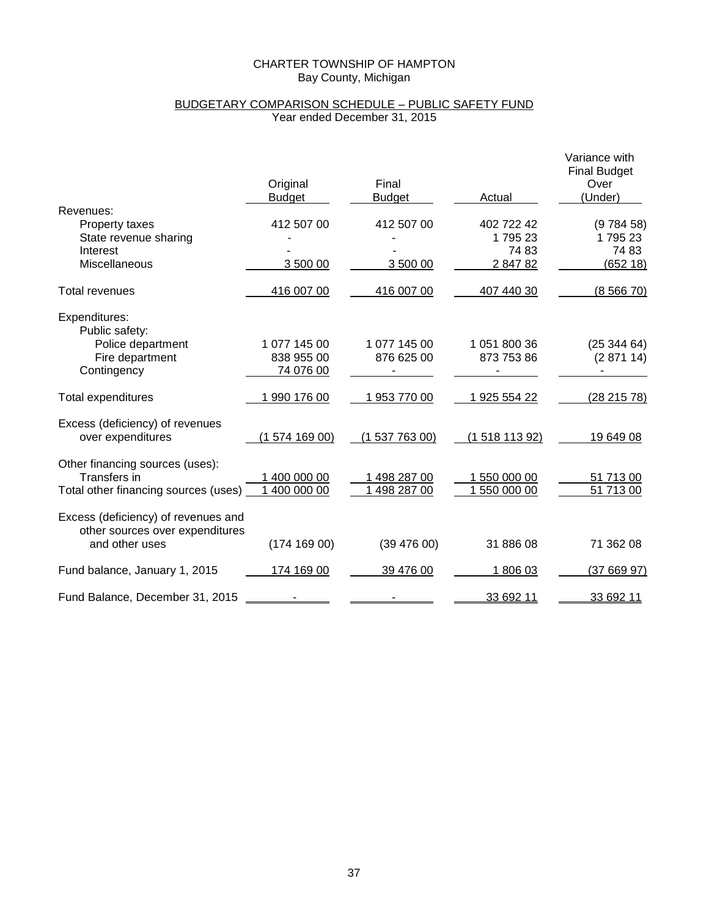CHARTER TOWNSHIP OF HAMPTON
Bay County, Michigan

BUDGETARY COMPARISON SCHEDULE – PUBLIC SAFETY FUND
Year ended December 31, 2015

| | Original Budget | Final Budget | Actual | Variance with Final Budget Over (Under) |
|---|---|---|---|---|
| Revenues: | | | | |
| Property taxes | 412 507 00 | 412 507 00 | 402 722 42 | (9 784 58) |
| State revenue sharing | - | - | 1 795 23 | 1 795 23 |
| Interest | - | - | 74 83 | 74 83 |
| Miscellaneous | 3 500 00 | 3 500 00 | 2 847 82 | (652 18) |
| Total revenues | 416 007 00 | 416 007 00 | 407 440 30 | (8 566 70) |
| Expenditures: | | | | |
| Public safety: | | | | |
| Police department | 1 077 145 00 | 1 077 145 00 | 1 051 800 36 | (25 344 64) |
| Fire department | 838 955 00 | 876 625 00 | 873 753 86 | (2 871 14) |
| Contingency | 74 076 00 | - | - | - |
| Total expenditures | 1 990 176 00 | 1 953 770 00 | 1 925 554 22 | (28 215 78) |
| Excess (deficiency) of revenues over expenditures | (1 574 169 00) | (1 537 763 00) | (1 518 113 92) | 19 649 08 |
| Other financing sources (uses): | | | | |
| Transfers in | 1 400 000 00 | 1 498 287 00 | 1 550 000 00 | 51 713 00 |
| Total other financing sources (uses) | 1 400 000 00 | 1 498 287 00 | 1 550 000 00 | 51 713 00 |
| Excess (deficiency) of revenues and other sources over expenditures and other uses | (174 169 00) | (39 476 00) | 31 886 08 | 71 362 08 |
| Fund balance, January 1, 2015 | 174 169 00 | 39 476 00 | 1 806 03 | (37 669 97) |
| Fund Balance, December 31, 2015 | - | - | 33 692 11 | 33 692 11 |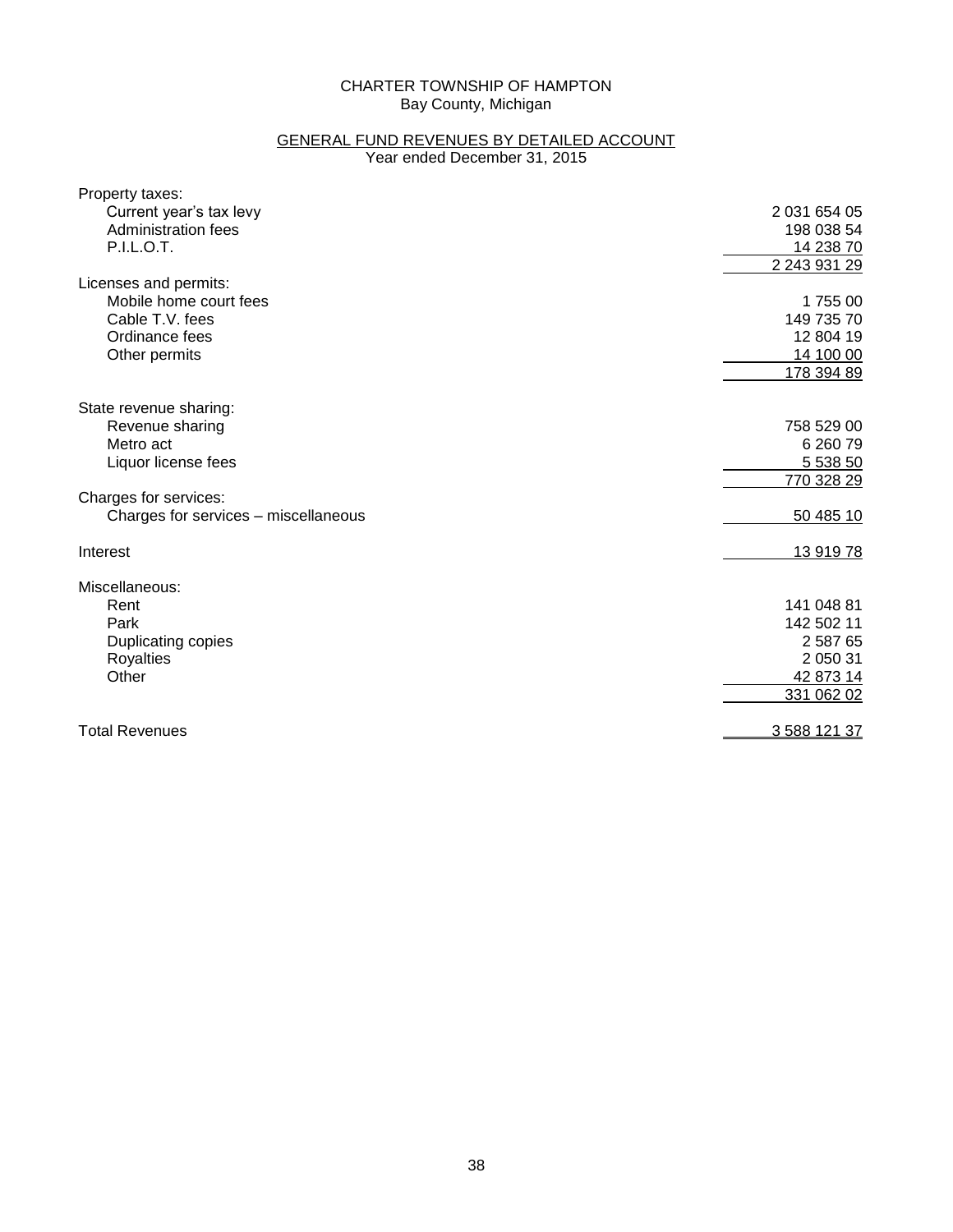CHARTER TOWNSHIP OF HAMPTON
Bay County, Michigan

GENERAL FUND REVENUES BY DETAILED ACCOUNT
Year ended December 31, 2015

| | |
|---|---|
| Property taxes: | |
| Current year's tax levy | 2 031 654 05 |
| Administration fees | 198 038 54 |
| P.I.L.O.T. | 14 238 70 |
| | 2 243 931 29 |
| Licenses and permits: | |
| Mobile home court fees | 1 755 00 |
| Cable T.V. fees | 149 735 70 |
| Ordinance fees | 12 804 19 |
| Other permits | 14 100 00 |
| | 178 394 89 |
| State revenue sharing: | |
| Revenue sharing | 758 529 00 |
| Metro act | 6 260 79 |
| Liquor license fees | 5 538 50 |
| | 770 328 29 |
| Charges for services: | |
| Charges for services – miscellaneous | 50 485 10 |
| Interest | 13 919 78 |
| Miscellaneous: | |
| Rent | 141 048 81 |
| Park | 142 502 11 |
| Duplicating copies | 2 587 65 |
| Royalties | 2 050 31 |
| Other | 42 873 14 |
| | 331 062 02 |
| Total Revenues | 3 588 121 37 |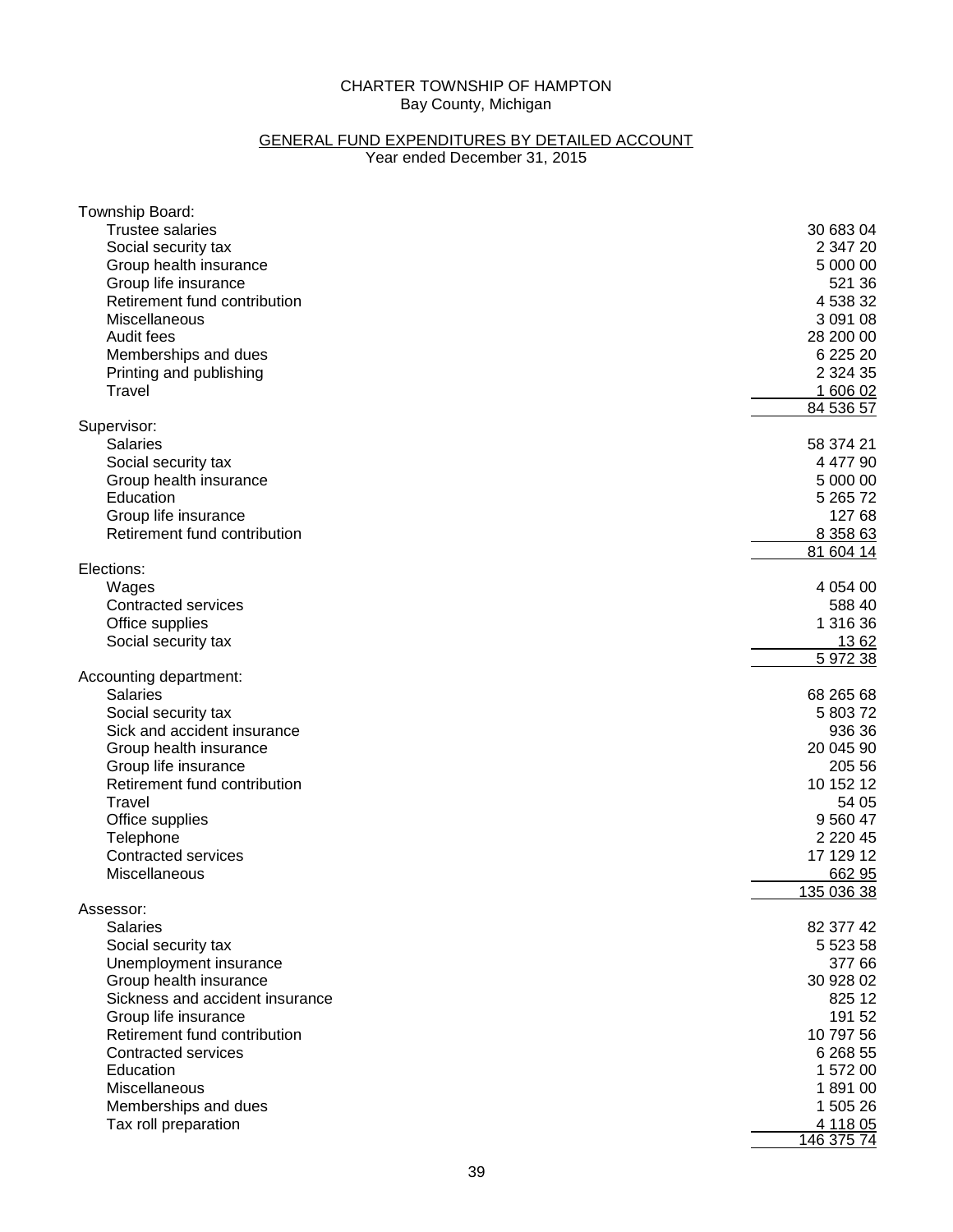CHARTER TOWNSHIP OF HAMPTON
Bay County, Michigan

GENERAL FUND EXPENDITURES BY DETAILED ACCOUNT
Year ended December 31, 2015

| | |
|---|---|
| **Township Board:** | |
| Trustee salaries | 30 683 04 |
| Social security tax | 2 347 20 |
| Group health insurance | 5 000 00 |
| Group life insurance | 521 36 |
| Retirement fund contribution | 4 538 32 |
| Miscellaneous | 3 091 08 |
| Audit fees | 28 200 00 |
| Memberships and dues | 6 225 20 |
| Printing and publishing | 2 324 35 |
| Travel | 1 606 02 |
| | 84 536 57 |
| **Supervisor:** | |
| Salaries | 58 374 21 |
| Social security tax | 4 477 90 |
| Group health insurance | 5 000 00 |
| Education | 5 265 72 |
| Group life insurance | 127 68 |
| Retirement fund contribution | 8 358 63 |
| | 81 604 14 |
| **Elections:** | |
| Wages | 4 054 00 |
| Contracted services | 588 40 |
| Office supplies | 1 316 36 |
| Social security tax | 13 62 |
| | 5 972 38 |
| **Accounting department:** | |
| Salaries | 68 265 68 |
| Social security tax | 5 803 72 |
| Sick and accident insurance | 936 36 |
| Group health insurance | 20 045 90 |
| Group life insurance | 205 56 |
| Retirement fund contribution | 10 152 12 |
| Travel | 54 05 |
| Office supplies | 9 560 47 |
| Telephone | 2 220 45 |
| Contracted services | 17 129 12 |
| Miscellaneous | 662 95 |
| | 135 036 38 |
| **Assessor:** | |
| Salaries | 82 377 42 |
| Social security tax | 5 523 58 |
| Unemployment insurance | 377 66 |
| Group health insurance | 30 928 02 |
| Sickness and accident insurance | 825 12 |
| Group life insurance | 191 52 |
| Retirement fund contribution | 10 797 56 |
| Contracted services | 6 268 55 |
| Education | 1 572 00 |
| Miscellaneous | 1 891 00 |
| Memberships and dues | 1 505 26 |
| Tax roll preparation | 4 118 05 |
| | 146 375 74 |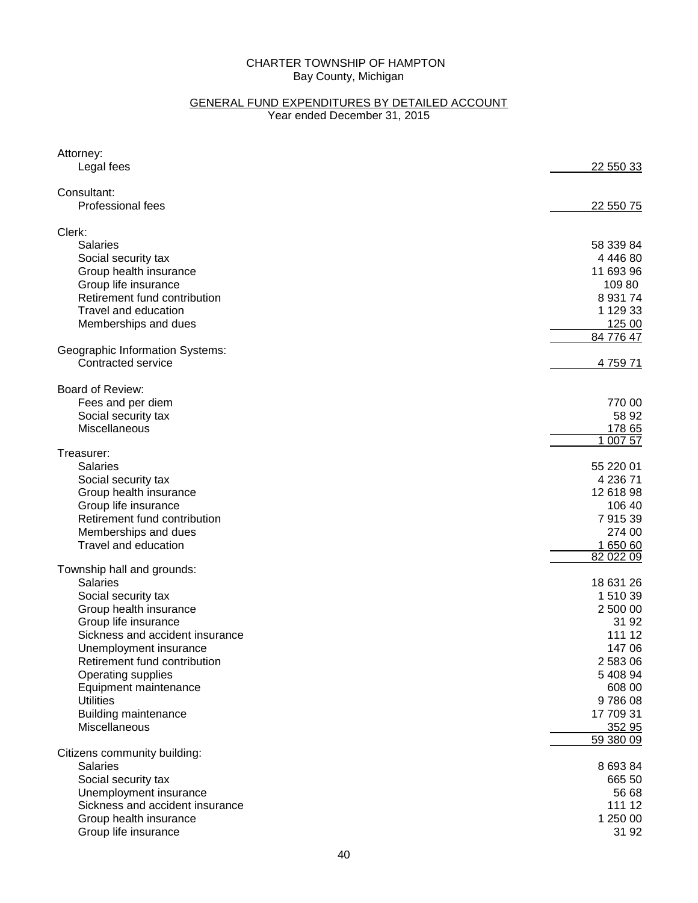CHARTER TOWNSHIP OF HAMPTON
Bay County, Michigan

GENERAL FUND EXPENDITURES BY DETAILED ACCOUNT
Year ended December 31, 2015

| | |
|---|---|
| **Attorney:** | |
| Legal fees | 22 550 33 |
| **Consultant:** | |
| Professional fees | 22 550 75 |
| **Clerk:** | |
| Salaries | 58 339 84 |
| Social security tax | 4 446 80 |
| Group health insurance | 11 693 96 |
| Group life insurance | 109 80 |
| Retirement fund contribution | 8 931 74 |
| Travel and education | 1 129 33 |
| Memberships and dues | 125 00 |
| | 84 776 47 |
| **Geographic Information Systems:** | |
| Contracted service | 4 759 71 |
| **Board of Review:** | |
| Fees and per diem | 770 00 |
| Social security tax | 58 92 |
| Miscellaneous | 178 65 |
| | 1 007 57 |
| **Treasurer:** | |
| Salaries | 55 220 01 |
| Social security tax | 4 236 71 |
| Group health insurance | 12 618 98 |
| Group life insurance | 106 40 |
| Retirement fund contribution | 7 915 39 |
| Memberships and dues | 274 00 |
| Travel and education | 1 650 60 |
| | 82 022 09 |
| **Township hall and grounds:** | |
| Salaries | 18 631 26 |
| Social security tax | 1 510 39 |
| Group health insurance | 2 500 00 |
| Group life insurance | 31 92 |
| Sickness and accident insurance | 111 12 |
| Unemployment insurance | 147 06 |
| Retirement fund contribution | 2 583 06 |
| Operating supplies | 5 408 94 |
| Equipment maintenance | 608 00 |
| Utilities | 9 786 08 |
| Building maintenance | 17 709 31 |
| Miscellaneous | 352 95 |
| | 59 380 09 |
| **Citizens community building:** | |
| Salaries | 8 693 84 |
| Social security tax | 665 50 |
| Unemployment insurance | 56 68 |
| Sickness and accident insurance | 111 12 |
| Group health insurance | 1 250 00 |
| Group life insurance | 31 92 |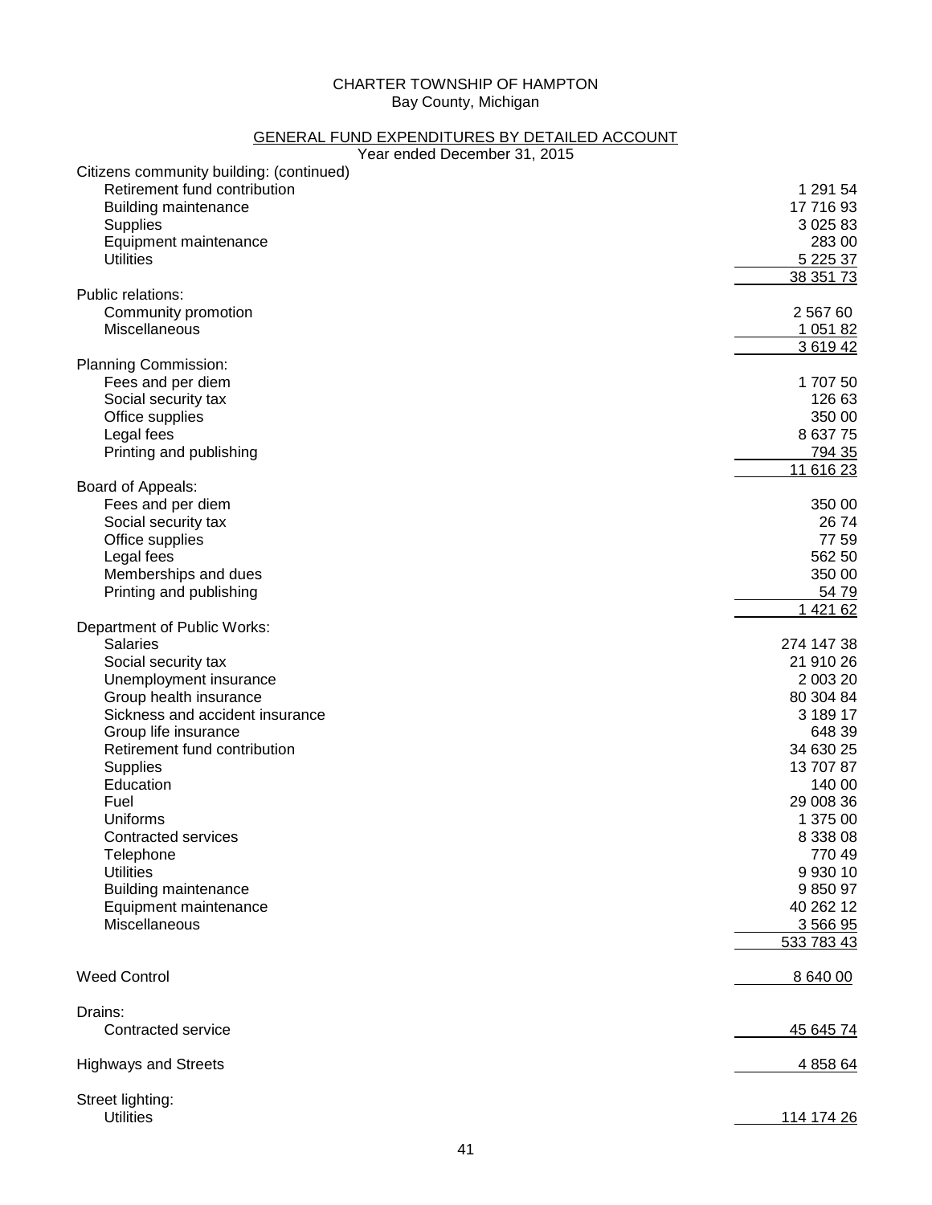CHARTER TOWNSHIP OF HAMPTON
Bay County, Michigan

GENERAL FUND EXPENDITURES BY DETAILED ACCOUNT
Year ended December 31, 2015

| | |
|---|---:|
| Citizens community building: (continued) | |
| Retirement fund contribution | 1 291 54 |
| Building maintenance | 17 716 93 |
| Supplies | 3 025 83 |
| Equipment maintenance | 283 00 |
| Utilities | 5 225 37 |
| | 38 351 73 |
| Public relations: | |
| Community promotion | 2 567 60 |
| Miscellaneous | 1 051 82 |
| | 3 619 42 |
| Planning Commission: | |
| Fees and per diem | 1 707 50 |
| Social security tax | 126 63 |
| Office supplies | 350 00 |
| Legal fees | 8 637 75 |
| Printing and publishing | 794 35 |
| | 11 616 23 |
| Board of Appeals: | |
| Fees and per diem | 350 00 |
| Social security tax | 26 74 |
| Office supplies | 77 59 |
| Legal fees | 562 50 |
| Memberships and dues | 350 00 |
| Printing and publishing | 54 79 |
| | 1 421 62 |
| Department of Public Works: | |
| Salaries | 274 147 38 |
| Social security tax | 21 910 26 |
| Unemployment insurance | 2 003 20 |
| Group health insurance | 80 304 84 |
| Sickness and accident insurance | 3 189 17 |
| Group life insurance | 648 39 |
| Retirement fund contribution | 34 630 25 |
| Supplies | 13 707 87 |
| Education | 140 00 |
| Fuel | 29 008 36 |
| Uniforms | 1 375 00 |
| Contracted services | 8 338 08 |
| Telephone | 770 49 |
| Utilities | 9 930 10 |
| Building maintenance | 9 850 97 |
| Equipment maintenance | 40 262 12 |
| Miscellaneous | 3 566 95 |
| | 533 783 43 |
| Weed Control | 8 640 00 |
| Drains: | |
| Contracted service | 45 645 74 |
| Highways and Streets | 4 858 64 |
| Street lighting: | |
| Utilities | 114 174 26 |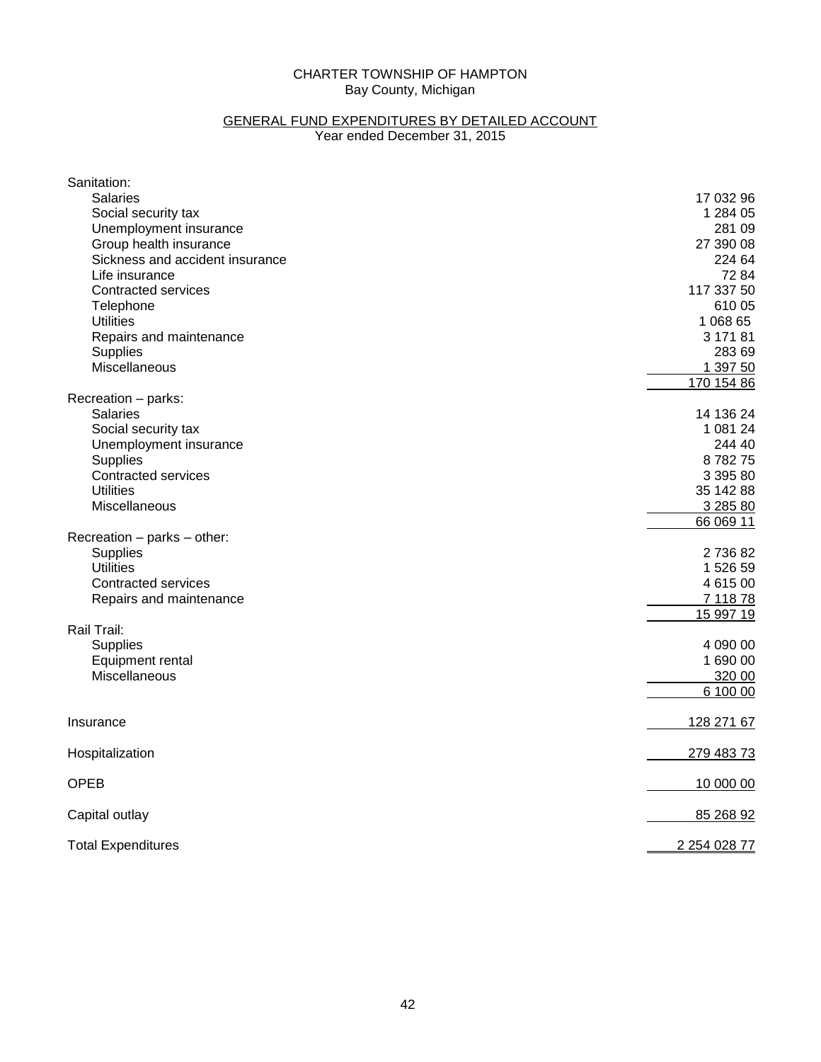CHARTER TOWNSHIP OF HAMPTON
Bay County, Michigan

GENERAL FUND EXPENDITURES BY DETAILED ACCOUNT
Year ended December 31, 2015

| | |
|---|---:|
| Sanitation: | |
| Salaries | 17 032 96 |
| Social security tax | 1 284 05 |
| Unemployment insurance | 281 09 |
| Group health insurance | 27 390 08 |
| Sickness and accident insurance | 224 64 |
| Life insurance | 72 84 |
| Contracted services | 117 337 50 |
| Telephone | 610 05 |
| Utilities | 1 068 65 |
| Repairs and maintenance | 3 171 81 |
| Supplies | 283 69 |
| Miscellaneous | 1 397 50 |
| | 170 154 86 |
| Recreation – parks: | |
| Salaries | 14 136 24 |
| Social security tax | 1 081 24 |
| Unemployment insurance | 244 40 |
| Supplies | 8 782 75 |
| Contracted services | 3 395 80 |
| Utilities | 35 142 88 |
| Miscellaneous | 3 285 80 |
| | 66 069 11 |
| Recreation – parks – other: | |
| Supplies | 2 736 82 |
| Utilities | 1 526 59 |
| Contracted services | 4 615 00 |
| Repairs and maintenance | 7 118 78 |
| | 15 997 19 |
| Rail Trail: | |
| Supplies | 4 090 00 |
| Equipment rental | 1 690 00 |
| Miscellaneous | 320 00 |
| | 6 100 00 |
| Insurance | 128 271 67 |
| Hospitalization | 279 483 73 |
| OPEB | 10 000 00 |
| Capital outlay | 85 268 92 |
| Total Expenditures | 2 254 028 77 |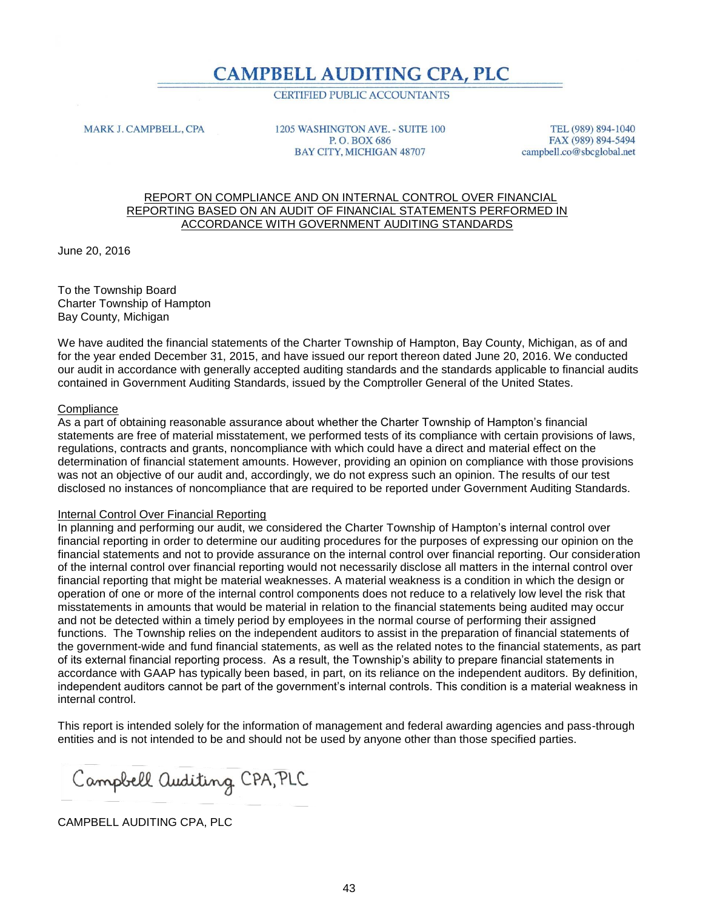# CAMPBELL AUDITING CPA, PLC

CERTIFIED PUBLIC ACCOUNTANTS

MARK J. CAMPBELL, CPA

1205 WASHINGTON AVE. - SUITE 100
P. O. BOX 686
BAY CITY, MICHIGAN 48707

TEL (989) 894-1040
FAX (989) 894-5494
campbell.co@sbcglobal.net

## REPORT ON COMPLIANCE AND ON INTERNAL CONTROL OVER FINANCIAL REPORTING BASED ON AN AUDIT OF FINANCIAL STATEMENTS PERFORMED IN ACCORDANCE WITH GOVERNMENT AUDITING STANDARDS

June 20, 2016

To the Township Board
Charter Township of Hampton
Bay County, Michigan

We have audited the financial statements of the Charter Township of Hampton, Bay County, Michigan, as of and for the year ended December 31, 2015, and have issued our report thereon dated June 20, 2016. We conducted our audit in accordance with generally accepted auditing standards and the standards applicable to financial audits contained in Government Auditing Standards, issued by the Comptroller General of the United States.

### Compliance

As a part of obtaining reasonable assurance about whether the Charter Township of Hampton's financial statements are free of material misstatement, we performed tests of its compliance with certain provisions of laws, regulations, contracts and grants, noncompliance with which could have a direct and material effect on the determination of financial statement amounts. However, providing an opinion on compliance with those provisions was not an objective of our audit and, accordingly, we do not express such an opinion. The results of our test disclosed no instances of noncompliance that are required to be reported under Government Auditing Standards.

### Internal Control Over Financial Reporting

In planning and performing our audit, we considered the Charter Township of Hampton's internal control over financial reporting in order to determine our auditing procedures for the purposes of expressing our opinion on the financial statements and not to provide assurance on the internal control over financial reporting. Our consideration of the internal control over financial reporting would not necessarily disclose all matters in the internal control over financial reporting that might be material weaknesses. A material weakness is a condition in which the design or operation of one or more of the internal control components does not reduce to a relatively low level the risk that misstatements in amounts that would be material in relation to the financial statements being audited may occur and not be detected within a timely period by employees in the normal course of performing their assigned functions. The Township relies on the independent auditors to assist in the preparation of financial statements of the government-wide and fund financial statements, as well as the related notes to the financial statements, as part of its external financial reporting process. As a result, the Township's ability to prepare financial statements in accordance with GAAP has typically been based, in part, on its reliance on the independent auditors. By definition, independent auditors cannot be part of the government's internal controls. This condition is a material weakness in internal control.

This report is intended solely for the information of management and federal awarding agencies and pass-through entities and is not intended to be and should not be used by anyone other than those specified parties.

Campbell Auditing CPA, PLC

CAMPBELL AUDITING CPA, PLC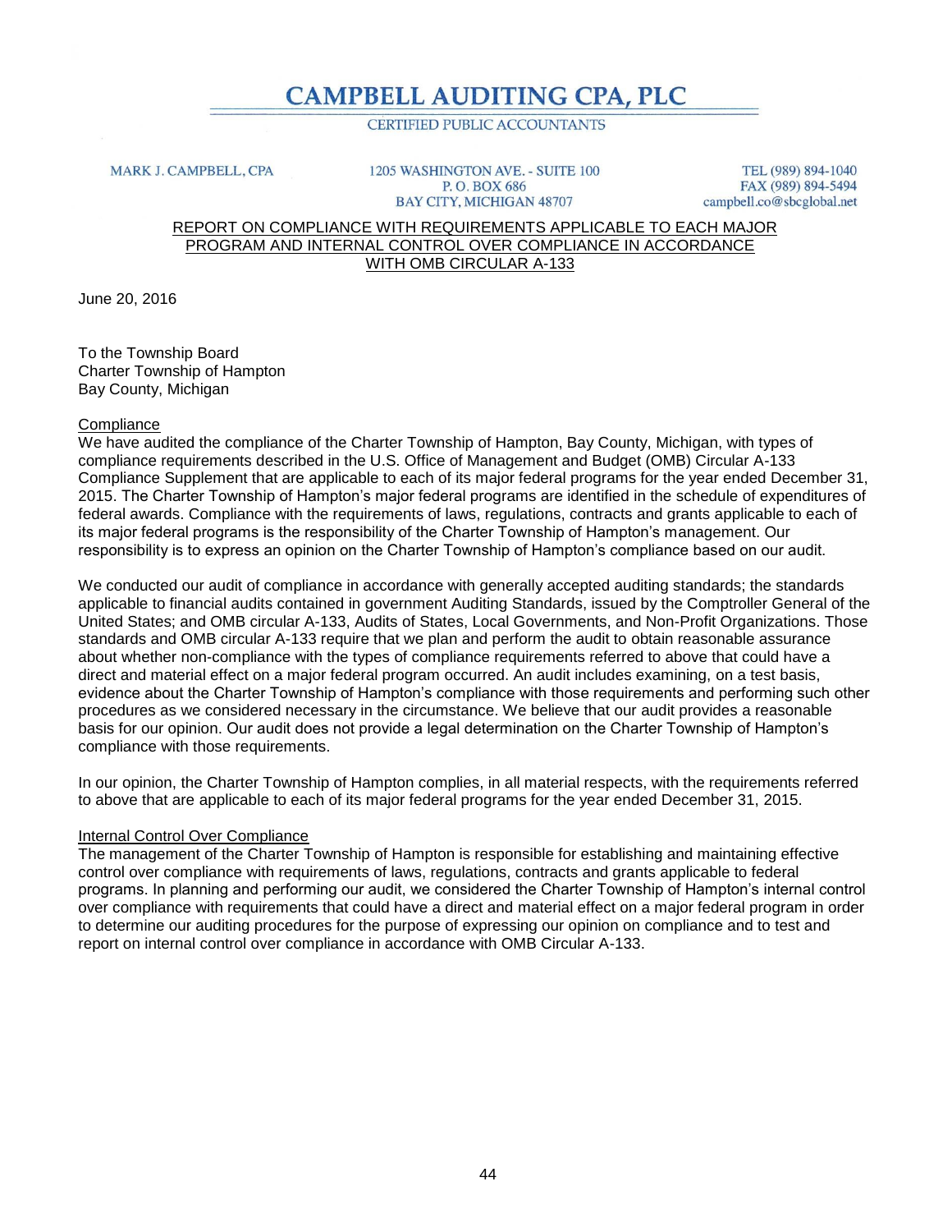# CAMPBELL AUDITING CPA, PLC

CERTIFIED PUBLIC ACCOUNTANTS

MARK J. CAMPBELL, CPA

1205 WASHINGTON AVE. - SUITE 100
P. O. BOX 686
BAY CITY, MICHIGAN 48707

TEL (989) 894-1040
FAX (989) 894-5494
campbell.co@sbcglobal.net

## REPORT ON COMPLIANCE WITH REQUIREMENTS APPLICABLE TO EACH MAJOR PROGRAM AND INTERNAL CONTROL OVER COMPLIANCE IN ACCORDANCE WITH OMB CIRCULAR A-133

June 20, 2016

To the Township Board
Charter Township of Hampton
Bay County, Michigan

### Compliance

We have audited the compliance of the Charter Township of Hampton, Bay County, Michigan, with types of compliance requirements described in the U.S. Office of Management and Budget (OMB) Circular A-133 Compliance Supplement that are applicable to each of its major federal programs for the year ended December 31, 2015. The Charter Township of Hampton's major federal programs are identified in the schedule of expenditures of federal awards. Compliance with the requirements of laws, regulations, contracts and grants applicable to each of its major federal programs is the responsibility of the Charter Township of Hampton's management. Our responsibility is to express an opinion on the Charter Township of Hampton's compliance based on our audit.

We conducted our audit of compliance in accordance with generally accepted auditing standards; the standards applicable to financial audits contained in government Auditing Standards, issued by the Comptroller General of the United States; and OMB circular A-133, Audits of States, Local Governments, and Non-Profit Organizations. Those standards and OMB circular A-133 require that we plan and perform the audit to obtain reasonable assurance about whether non-compliance with the types of compliance requirements referred to above that could have a direct and material effect on a major federal program occurred. An audit includes examining, on a test basis, evidence about the Charter Township of Hampton's compliance with those requirements and performing such other procedures as we considered necessary in the circumstance. We believe that our audit provides a reasonable basis for our opinion. Our audit does not provide a legal determination on the Charter Township of Hampton's compliance with those requirements.

In our opinion, the Charter Township of Hampton complies, in all material respects, with the requirements referred to above that are applicable to each of its major federal programs for the year ended December 31, 2015.

### Internal Control Over Compliance

The management of the Charter Township of Hampton is responsible for establishing and maintaining effective control over compliance with requirements of laws, regulations, contracts and grants applicable to federal programs. In planning and performing our audit, we considered the Charter Township of Hampton's internal control over compliance with requirements that could have a direct and material effect on a major federal program in order to determine our auditing procedures for the purpose of expressing our opinion on compliance and to test and report on internal control over compliance in accordance with OMB Circular A-133.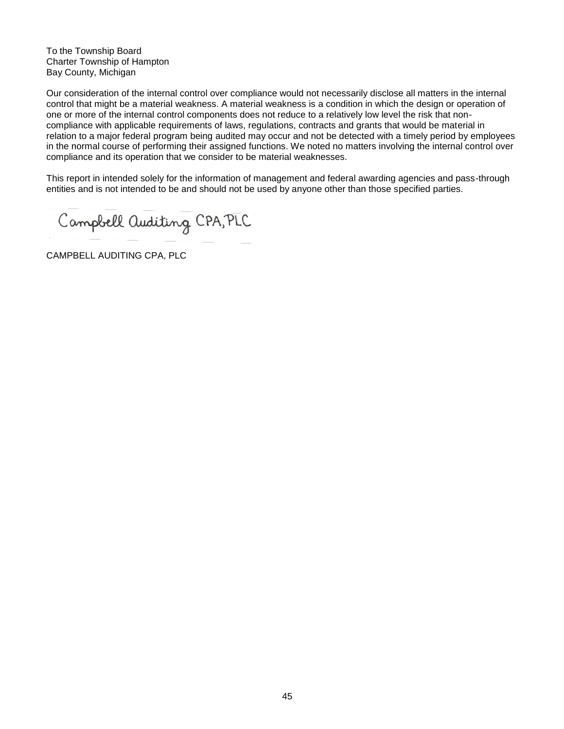To the Township Board
Charter Township of Hampton
Bay County, Michigan

Our consideration of the internal control over compliance would not necessarily disclose all matters in the internal control that might be a material weakness. A material weakness is a condition in which the design or operation of one or more of the internal control components does not reduce to a relatively low level the risk that non-compliance with applicable requirements of laws, regulations, contracts and grants that would be material in relation to a major federal program being audited may occur and not be detected with a timely period by employees in the normal course of performing their assigned functions. We noted no matters involving the internal control over compliance and its operation that we consider to be material weaknesses.

This report in intended solely for the information of management and federal awarding agencies and pass-through entities and is not intended to be and should not be used by anyone other than those specified parties.

Campbell Auditing CPA, PLC

CAMPBELL AUDITING CPA, PLC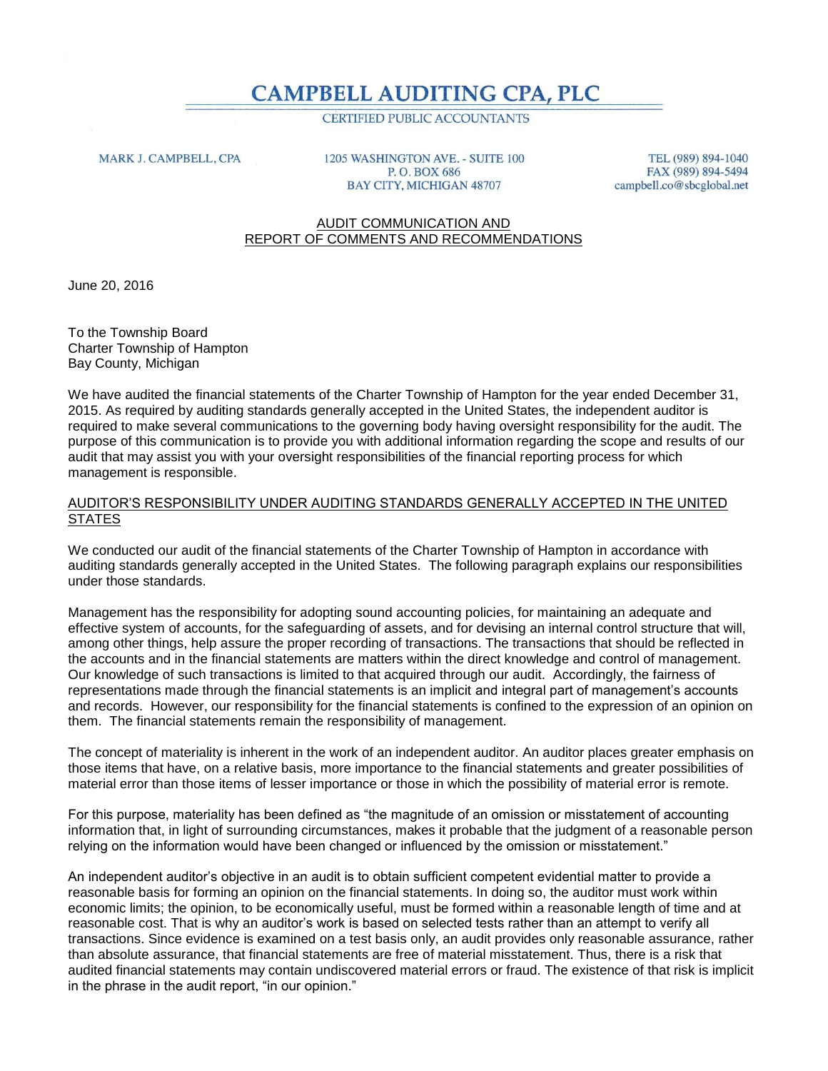# CAMPBELL AUDITING CPA, PLC

CERTIFIED PUBLIC ACCOUNTANTS

MARK J. CAMPBELL, CPA

1205 WASHINGTON AVE. - SUITE 100
P. O. BOX 686
BAY CITY, MICHIGAN 48707

TEL (989) 894-1040
FAX (989) 894-5494
campbell.co@sbcglobal.net

## AUDIT COMMUNICATION AND REPORT OF COMMENTS AND RECOMMENDATIONS

June 20, 2016

To the Township Board
Charter Township of Hampton
Bay County, Michigan

We have audited the financial statements of the Charter Township of Hampton for the year ended December 31, 2015. As required by auditing standards generally accepted in the United States, the independent auditor is required to make several communications to the governing body having oversight responsibility for the audit. The purpose of this communication is to provide you with additional information regarding the scope and results of our audit that may assist you with your oversight responsibilities of the financial reporting process for which management is responsible.

### AUDITOR'S RESPONSIBILITY UNDER AUDITING STANDARDS GENERALLY ACCEPTED IN THE UNITED STATES

We conducted our audit of the financial statements of the Charter Township of Hampton in accordance with auditing standards generally accepted in the United States. The following paragraph explains our responsibilities under those standards.

Management has the responsibility for adopting sound accounting policies, for maintaining an adequate and effective system of accounts, for the safeguarding of assets, and for devising an internal control structure that will, among other things, help assure the proper recording of transactions. The transactions that should be reflected in the accounts and in the financial statements are matters within the direct knowledge and control of management. Our knowledge of such transactions is limited to that acquired through our audit. Accordingly, the fairness of representations made through the financial statements is an implicit and integral part of management's accounts and records. However, our responsibility for the financial statements is confined to the expression of an opinion on them. The financial statements remain the responsibility of management.

The concept of materiality is inherent in the work of an independent auditor. An auditor places greater emphasis on those items that have, on a relative basis, more importance to the financial statements and greater possibilities of material error than those items of lesser importance or those in which the possibility of material error is remote.

For this purpose, materiality has been defined as "the magnitude of an omission or misstatement of accounting information that, in light of surrounding circumstances, makes it probable that the judgment of a reasonable person relying on the information would have been changed or influenced by the omission or misstatement."

An independent auditor's objective in an audit is to obtain sufficient competent evidential matter to provide a reasonable basis for forming an opinion on the financial statements. In doing so, the auditor must work within economic limits; the opinion, to be economically useful, must be formed within a reasonable length of time and at reasonable cost. That is why an auditor's work is based on selected tests rather than an attempt to verify all transactions. Since evidence is examined on a test basis only, an audit provides only reasonable assurance, rather than absolute assurance, that financial statements are free of material misstatement. Thus, there is a risk that audited financial statements may contain undiscovered material errors or fraud. The existence of that risk is implicit in the phrase in the audit report, "in our opinion."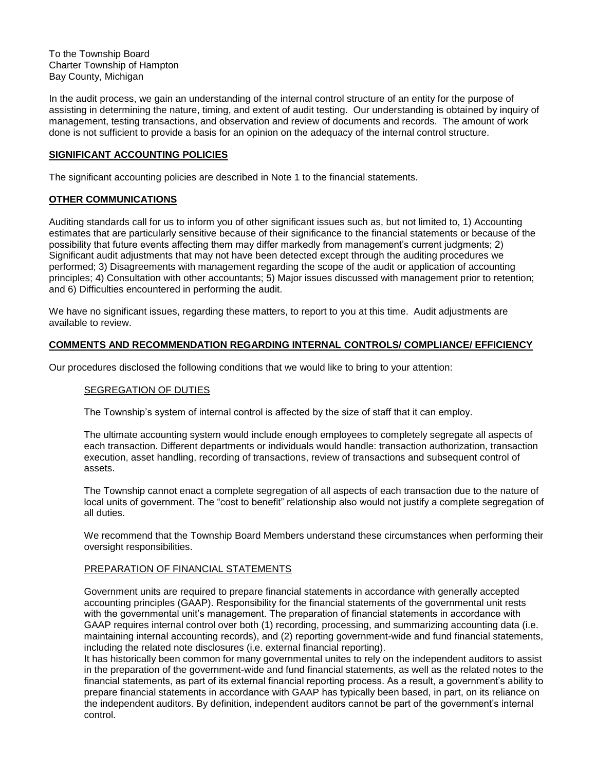To the Township Board
Charter Township of Hampton
Bay County, Michigan

In the audit process, we gain an understanding of the internal control structure of an entity for the purpose of assisting in determining the nature, timing, and extent of audit testing. Our understanding is obtained by inquiry of management, testing transactions, and observation and review of documents and records. The amount of work done is not sufficient to provide a basis for an opinion on the adequacy of the internal control structure.

## SIGNIFICANT ACCOUNTING POLICIES

The significant accounting policies are described in Note 1 to the financial statements.

## OTHER COMMUNICATIONS

Auditing standards call for us to inform you of other significant issues such as, but not limited to, 1) Accounting estimates that are particularly sensitive because of their significance to the financial statements or because of the possibility that future events affecting them may differ markedly from management's current judgments; 2) Significant audit adjustments that may not have been detected except through the auditing procedures we performed; 3) Disagreements with management regarding the scope of the audit or application of accounting principles; 4) Consultation with other accountants; 5) Major issues discussed with management prior to retention; and 6) Difficulties encountered in performing the audit.

We have no significant issues, regarding these matters, to report to you at this time. Audit adjustments are available to review.

## COMMENTS AND RECOMMENDATION REGARDING INTERNAL CONTROLS/ COMPLIANCE/ EFFICIENCY

Our procedures disclosed the following conditions that we would like to bring to your attention:

### SEGREGATION OF DUTIES

The Township's system of internal control is affected by the size of staff that it can employ.

The ultimate accounting system would include enough employees to completely segregate all aspects of each transaction. Different departments or individuals would handle: transaction authorization, transaction execution, asset handling, recording of transactions, review of transactions and subsequent control of assets.

The Township cannot enact a complete segregation of all aspects of each transaction due to the nature of local units of government. The "cost to benefit" relationship also would not justify a complete segregation of all duties.

We recommend that the Township Board Members understand these circumstances when performing their oversight responsibilities.

### PREPARATION OF FINANCIAL STATEMENTS

Government units are required to prepare financial statements in accordance with generally accepted accounting principles (GAAP). Responsibility for the financial statements of the governmental unit rests with the governmental unit's management. The preparation of financial statements in accordance with GAAP requires internal control over both (1) recording, processing, and summarizing accounting data (i.e. maintaining internal accounting records), and (2) reporting government-wide and fund financial statements, including the related note disclosures (i.e. external financial reporting).

It has historically been common for many governmental unites to rely on the independent auditors to assist in the preparation of the government-wide and fund financial statements, as well as the related notes to the financial statements, as part of its external financial reporting process. As a result, a government's ability to prepare financial statements in accordance with GAAP has typically been based, in part, on its reliance on the independent auditors. By definition, independent auditors cannot be part of the government's internal control.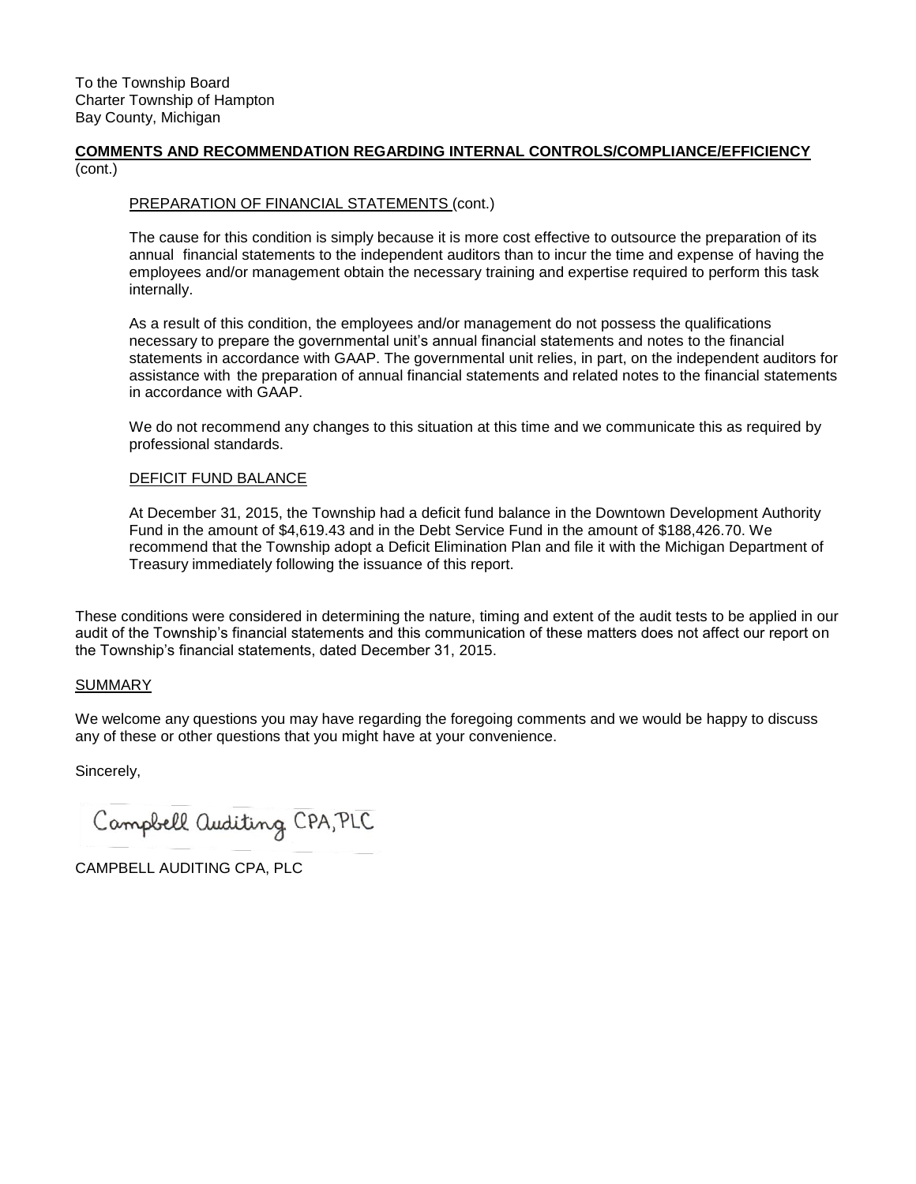To the Township Board
Charter Township of Hampton
Bay County, Michigan

**COMMENTS AND RECOMMENDATION REGARDING INTERNAL CONTROLS/COMPLIANCE/EFFICIENCY** (cont.)

PREPARATION OF FINANCIAL STATEMENTS (cont.)

The cause for this condition is simply because it is more cost effective to outsource the preparation of its annual financial statements to the independent auditors than to incur the time and expense of having the employees and/or management obtain the necessary training and expertise required to perform this task internally.

As a result of this condition, the employees and/or management do not possess the qualifications necessary to prepare the governmental unit's annual financial statements and notes to the financial statements in accordance with GAAP. The governmental unit relies, in part, on the independent auditors for assistance with the preparation of annual financial statements and related notes to the financial statements in accordance with GAAP.

We do not recommend any changes to this situation at this time and we communicate this as required by professional standards.

DEFICIT FUND BALANCE

At December 31, 2015, the Township had a deficit fund balance in the Downtown Development Authority Fund in the amount of $4,619.43 and in the Debt Service Fund in the amount of $188,426.70. We recommend that the Township adopt a Deficit Elimination Plan and file it with the Michigan Department of Treasury immediately following the issuance of this report.

These conditions were considered in determining the nature, timing and extent of the audit tests to be applied in our audit of the Township's financial statements and this communication of these matters does not affect our report on the Township's financial statements, dated December 31, 2015.

SUMMARY

We welcome any questions you may have regarding the foregoing comments and we would be happy to discuss any of these or other questions that you might have at your convenience.

Sincerely,

Campbell Auditing CPA, PLC

CAMPBELL AUDITING CPA, PLC